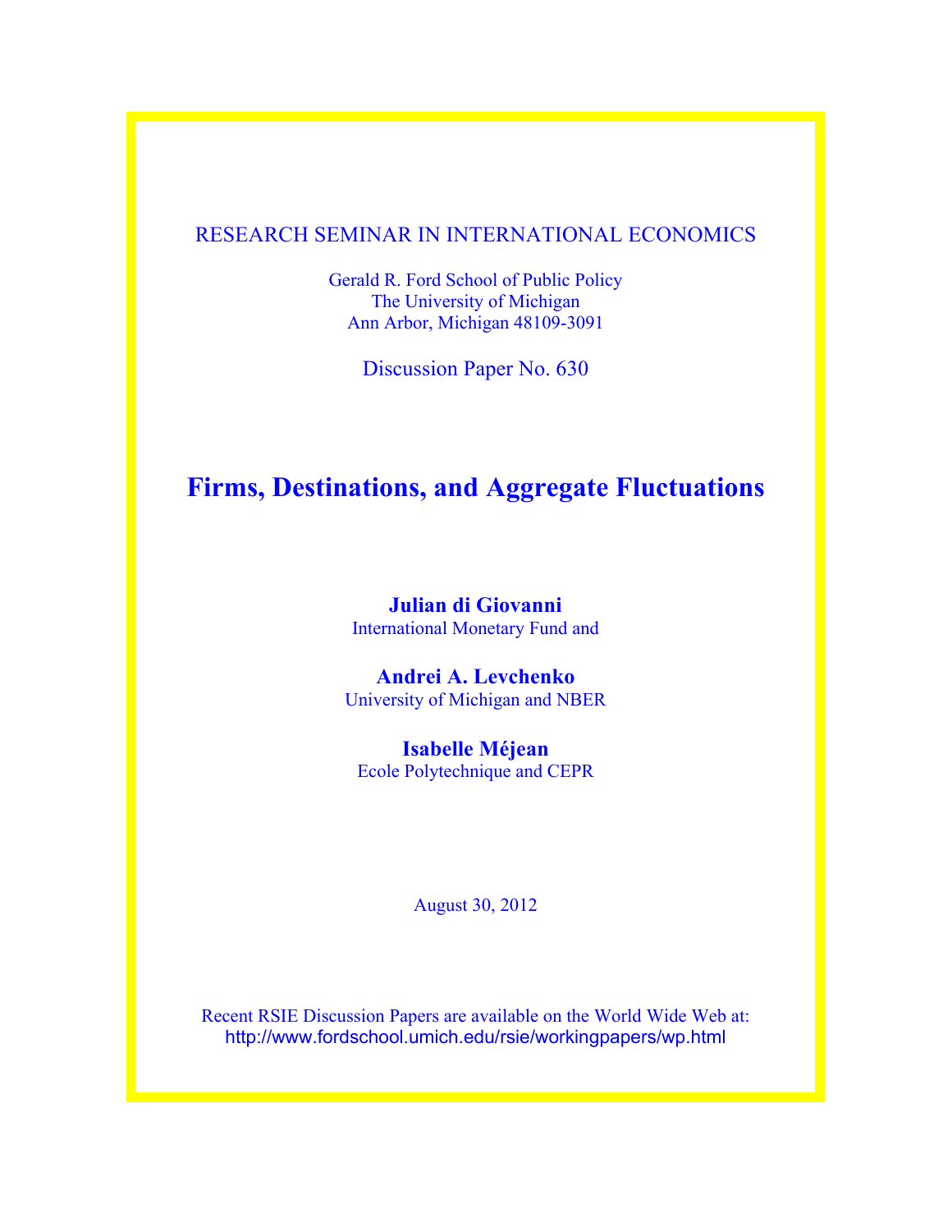RESEARCH SEMINAR IN INTERNATIONAL ECONOMICS

Gerald R. Ford School of Public Policy
The University of Michigan
Ann Arbor, Michigan 48109-3091

Discussion Paper No. 630

# Firms, Destinations, and Aggregate Fluctuations

**Julian di Giovanni**
International Monetary Fund and

**Andrei A. Levchenko**
University of Michigan and NBER

**Isabelle Méjean**
Ecole Polytechnique and CEPR

August 30, 2012

Recent RSIE Discussion Papers are available on the World Wide Web at:
http://www.fordschool.umich.edu/rsie/workingpapers/wp.html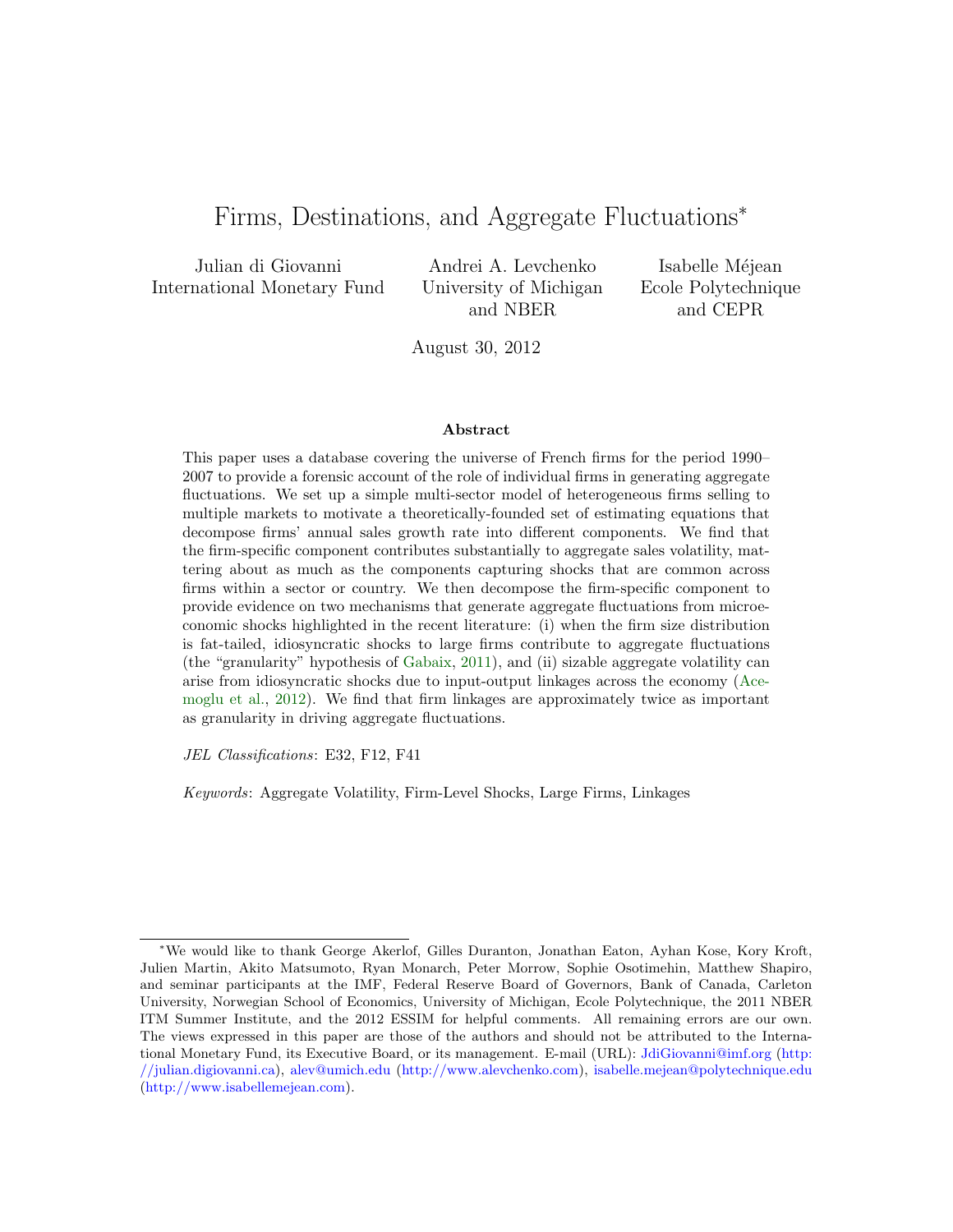# Firms, Destinations, and Aggregate Fluctuations*

Julian di Giovanni
International Monetary Fund

Andrei A. Levchenko
University of Michigan
and NBER

Isabelle Méjean
Ecole Polytechnique
and CEPR

August 30, 2012

### Abstract

This paper uses a database covering the universe of French firms for the period 1990–2007 to provide a forensic account of the role of individual firms in generating aggregate fluctuations. We set up a simple multi-sector model of heterogeneous firms selling to multiple markets to motivate a theoretically-founded set of estimating equations that decompose firms' annual sales growth rate into different components. We find that the firm-specific component contributes substantially to aggregate sales volatility, mattering about as much as the components capturing shocks that are common across firms within a sector or country. We then decompose the firm-specific component to provide evidence on two mechanisms that generate aggregate fluctuations from microeconomic shocks highlighted in the recent literature: (i) when the firm size distribution is fat-tailed, idiosyncratic shocks to large firms contribute to aggregate fluctuations (the "granularity" hypothesis of Gabaix, 2011), and (ii) sizable aggregate volatility can arise from idiosyncratic shocks due to input-output linkages across the economy (Acemoglu et al., 2012). We find that firm linkages are approximately twice as important as granularity in driving aggregate fluctuations.

*JEL Classifications*: E32, F12, F41

*Keywords*: Aggregate Volatility, Firm-Level Shocks, Large Firms, Linkages

---

*We would like to thank George Akerlof, Gilles Duranton, Jonathan Eaton, Ayhan Kose, Kory Kroft, Julien Martin, Akito Matsumoto, Ryan Monarch, Peter Morrow, Sophie Osotimehin, Matthew Shapiro, and seminar participants at the IMF, Federal Reserve Board of Governors, Bank of Canada, Carleton University, Norwegian School of Economics, University of Michigan, Ecole Polytechnique, the 2011 NBER ITM Summer Institute, and the 2012 ESSIM for helpful comments. All remaining errors are our own. The views expressed in this paper are those of the authors and should not be attributed to the International Monetary Fund, its Executive Board, or its management. E-mail (URL): JdiGiovanni@imf.org (http://julian.digiovanni.ca), alev@umich.edu (http://www.alevchenko.com), isabelle.mejean@polytechnique.edu (http://www.isabellemejean.com).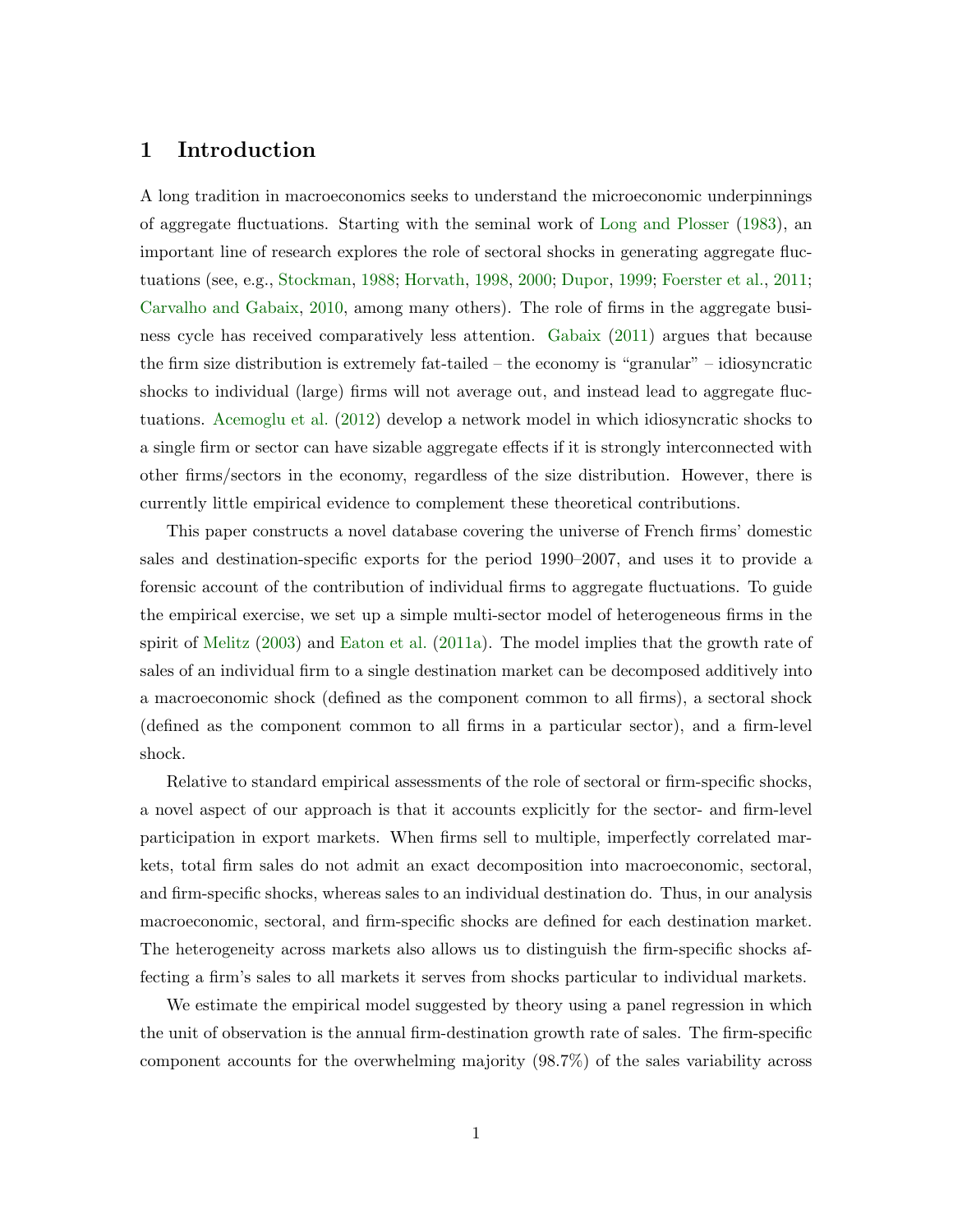# 1 Introduction

A long tradition in macroeconomics seeks to understand the microeconomic underpinnings of aggregate fluctuations. Starting with the seminal work of Long and Plosser (1983), an important line of research explores the role of sectoral shocks in generating aggregate fluctuations (see, e.g., Stockman, 1988; Horvath, 1998, 2000; Dupor, 1999; Foerster et al., 2011; Carvalho and Gabaix, 2010, among many others). The role of firms in the aggregate business cycle has received comparatively less attention. Gabaix (2011) argues that because the firm size distribution is extremely fat-tailed – the economy is "granular" – idiosyncratic shocks to individual (large) firms will not average out, and instead lead to aggregate fluctuations. Acemoglu et al. (2012) develop a network model in which idiosyncratic shocks to a single firm or sector can have sizable aggregate effects if it is strongly interconnected with other firms/sectors in the economy, regardless of the size distribution. However, there is currently little empirical evidence to complement these theoretical contributions.

This paper constructs a novel database covering the universe of French firms' domestic sales and destination-specific exports for the period 1990–2007, and uses it to provide a forensic account of the contribution of individual firms to aggregate fluctuations. To guide the empirical exercise, we set up a simple multi-sector model of heterogeneous firms in the spirit of Melitz (2003) and Eaton et al. (2011a). The model implies that the growth rate of sales of an individual firm to a single destination market can be decomposed additively into a macroeconomic shock (defined as the component common to all firms), a sectoral shock (defined as the component common to all firms in a particular sector), and a firm-level shock.

Relative to standard empirical assessments of the role of sectoral or firm-specific shocks, a novel aspect of our approach is that it accounts explicitly for the sector- and firm-level participation in export markets. When firms sell to multiple, imperfectly correlated markets, total firm sales do not admit an exact decomposition into macroeconomic, sectoral, and firm-specific shocks, whereas sales to an individual destination do. Thus, in our analysis macroeconomic, sectoral, and firm-specific shocks are defined for each destination market. The heterogeneity across markets also allows us to distinguish the firm-specific shocks affecting a firm's sales to all markets it serves from shocks particular to individual markets.

We estimate the empirical model suggested by theory using a panel regression in which the unit of observation is the annual firm-destination growth rate of sales. The firm-specific component accounts for the overwhelming majority (98.7%) of the sales variability across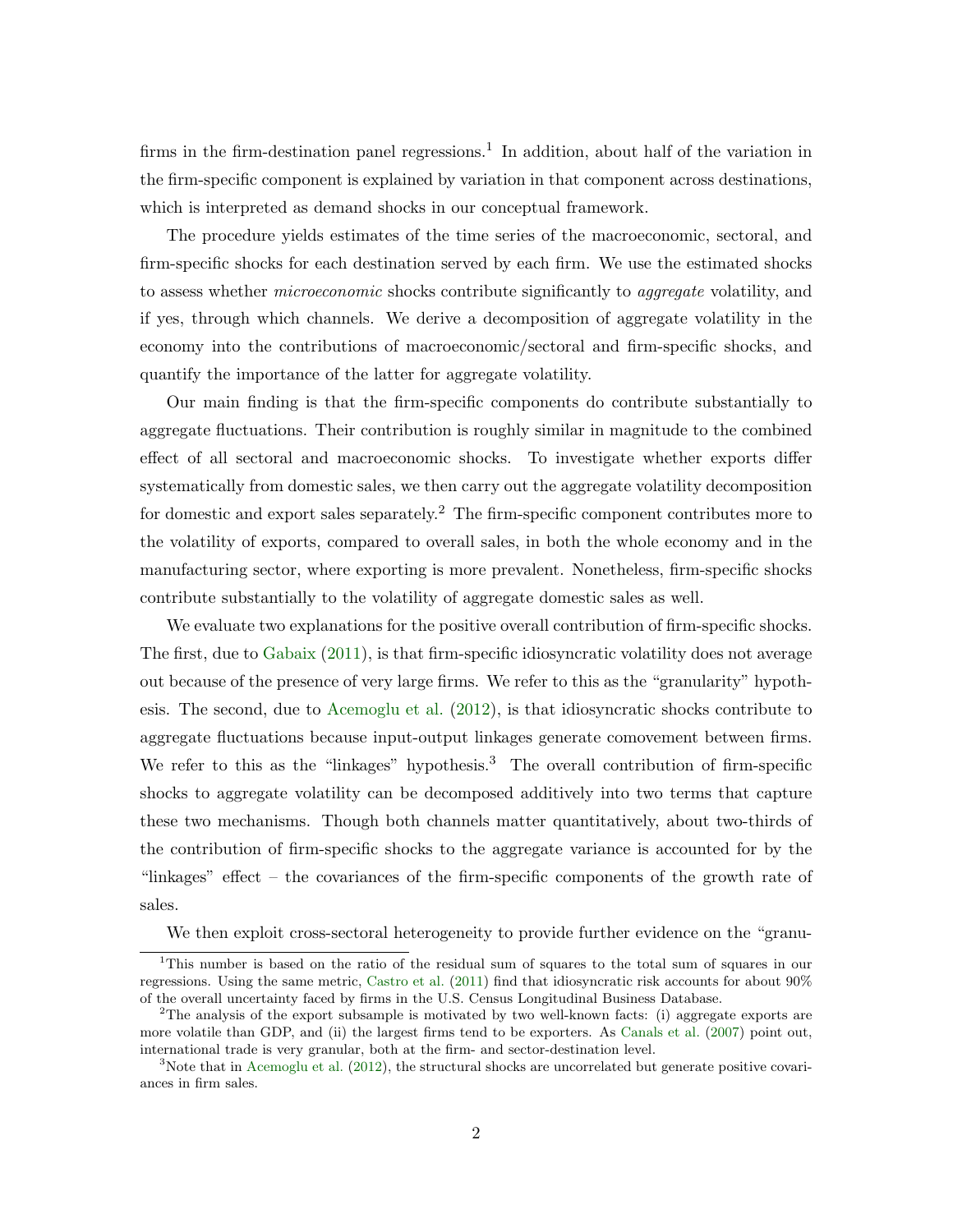firms in the firm-destination panel regressions.[1] In addition, about half of the variation in the firm-specific component is explained by variation in that component across destinations, which is interpreted as demand shocks in our conceptual framework.

The procedure yields estimates of the time series of the macroeconomic, sectoral, and firm-specific shocks for each destination served by each firm. We use the estimated shocks to assess whether *microeconomic* shocks contribute significantly to *aggregate* volatility, and if yes, through which channels. We derive a decomposition of aggregate volatility in the economy into the contributions of macroeconomic/sectoral and firm-specific shocks, and quantify the importance of the latter for aggregate volatility.

Our main finding is that the firm-specific components do contribute substantially to aggregate fluctuations. Their contribution is roughly similar in magnitude to the combined effect of all sectoral and macroeconomic shocks. To investigate whether exports differ systematically from domestic sales, we then carry out the aggregate volatility decomposition for domestic and export sales separately.[2] The firm-specific component contributes more to the volatility of exports, compared to overall sales, in both the whole economy and in the manufacturing sector, where exporting is more prevalent. Nonetheless, firm-specific shocks contribute substantially to the volatility of aggregate domestic sales as well.

We evaluate two explanations for the positive overall contribution of firm-specific shocks. The first, due to Gabaix (2011), is that firm-specific idiosyncratic volatility does not average out because of the presence of very large firms. We refer to this as the "granularity" hypothesis. The second, due to Acemoglu et al. (2012), is that idiosyncratic shocks contribute to aggregate fluctuations because input-output linkages generate comovement between firms. We refer to this as the "linkages" hypothesis.[3] The overall contribution of firm-specific shocks to aggregate volatility can be decomposed additively into two terms that capture these two mechanisms. Though both channels matter quantitatively, about two-thirds of the contribution of firm-specific shocks to the aggregate variance is accounted for by the "linkages" effect – the covariances of the firm-specific components of the growth rate of sales.

We then exploit cross-sectoral heterogeneity to provide further evidence on the "granu-

---

[1] This number is based on the ratio of the residual sum of squares to the total sum of squares in our regressions. Using the same metric, Castro et al. (2011) find that idiosyncratic risk accounts for about 90% of the overall uncertainty faced by firms in the U.S. Census Longitudinal Business Database.

[2] The analysis of the export subsample is motivated by two well-known facts: (i) aggregate exports are more volatile than GDP, and (ii) the largest firms tend to be exporters. As Canals et al. (2007) point out, international trade is very granular, both at the firm- and sector-destination level.

[3] Note that in Acemoglu et al. (2012), the structural shocks are uncorrelated but generate positive covariances in firm sales.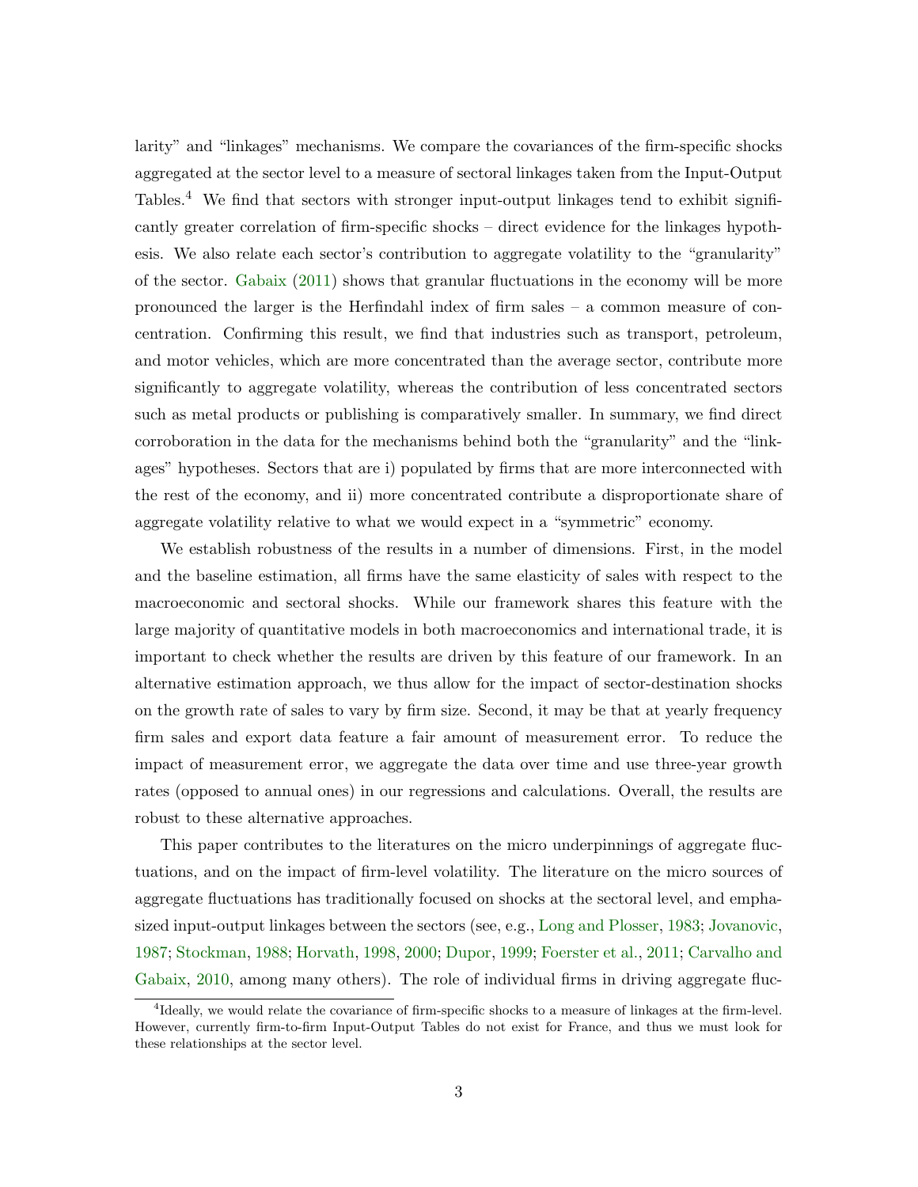larity" and "linkages" mechanisms. We compare the covariances of the firm-specific shocks aggregated at the sector level to a measure of sectoral linkages taken from the Input-Output Tables.[4] We find that sectors with stronger input-output linkages tend to exhibit significantly greater correlation of firm-specific shocks – direct evidence for the linkages hypothesis. We also relate each sector's contribution to aggregate volatility to the "granularity" of the sector. Gabaix (2011) shows that granular fluctuations in the economy will be more pronounced the larger is the Herfindahl index of firm sales – a common measure of concentration. Confirming this result, we find that industries such as transport, petroleum, and motor vehicles, which are more concentrated than the average sector, contribute more significantly to aggregate volatility, whereas the contribution of less concentrated sectors such as metal products or publishing is comparatively smaller. In summary, we find direct corroboration in the data for the mechanisms behind both the "granularity" and the "linkages" hypotheses. Sectors that are i) populated by firms that are more interconnected with the rest of the economy, and ii) more concentrated contribute a disproportionate share of aggregate volatility relative to what we would expect in a "symmetric" economy.

We establish robustness of the results in a number of dimensions. First, in the model and the baseline estimation, all firms have the same elasticity of sales with respect to the macroeconomic and sectoral shocks. While our framework shares this feature with the large majority of quantitative models in both macroeconomics and international trade, it is important to check whether the results are driven by this feature of our framework. In an alternative estimation approach, we thus allow for the impact of sector-destination shocks on the growth rate of sales to vary by firm size. Second, it may be that at yearly frequency firm sales and export data feature a fair amount of measurement error. To reduce the impact of measurement error, we aggregate the data over time and use three-year growth rates (opposed to annual ones) in our regressions and calculations. Overall, the results are robust to these alternative approaches.

This paper contributes to the literatures on the micro underpinnings of aggregate fluctuations, and on the impact of firm-level volatility. The literature on the micro sources of aggregate fluctuations has traditionally focused on shocks at the sectoral level, and emphasized input-output linkages between the sectors (see, e.g., Long and Plosser, 1983; Jovanovic, 1987; Stockman, 1988; Horvath, 1998, 2000; Dupor, 1999; Foerster et al., 2011; Carvalho and Gabaix, 2010, among many others). The role of individual firms in driving aggregate fluc-

[4] Ideally, we would relate the covariance of firm-specific shocks to a measure of linkages at the firm-level. However, currently firm-to-firm Input-Output Tables do not exist for France, and thus we must look for these relationships at the sector level.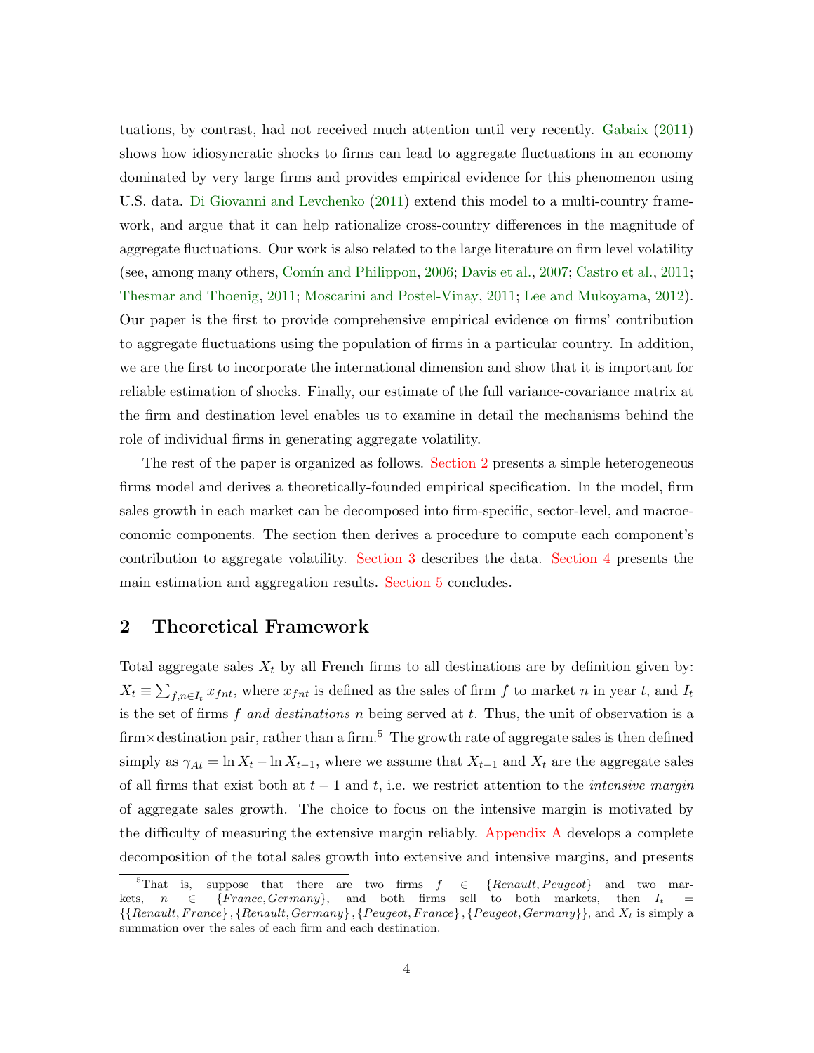tuations, by contrast, had not received much attention until very recently. Gabaix (2011) shows how idiosyncratic shocks to firms can lead to aggregate fluctuations in an economy dominated by very large firms and provides empirical evidence for this phenomenon using U.S. data. Di Giovanni and Levchenko (2011) extend this model to a multi-country framework, and argue that it can help rationalize cross-country differences in the magnitude of aggregate fluctuations. Our work is also related to the large literature on firm level volatility (see, among many others, Comín and Philippon, 2006; Davis et al., 2007; Castro et al., 2011; Thesmar and Thoenig, 2011; Moscarini and Postel-Vinay, 2011; Lee and Mukoyama, 2012). Our paper is the first to provide comprehensive empirical evidence on firms' contribution to aggregate fluctuations using the population of firms in a particular country. In addition, we are the first to incorporate the international dimension and show that it is important for reliable estimation of shocks. Finally, our estimate of the full variance-covariance matrix at the firm and destination level enables us to examine in detail the mechanisms behind the role of individual firms in generating aggregate volatility.

The rest of the paper is organized as follows. Section 2 presents a simple heterogeneous firms model and derives a theoretically-founded empirical specification. In the model, firm sales growth in each market can be decomposed into firm-specific, sector-level, and macroeconomic components. The section then derives a procedure to compute each component's contribution to aggregate volatility. Section 3 describes the data. Section 4 presents the main estimation and aggregation results. Section 5 concludes.

## 2 Theoretical Framework

Total aggregate sales $X_t$ by all French firms to all destinations are by definition given by: $X_t \equiv \sum_{f,n \in I_t} x_{fnt}$, where $x_{fnt}$ is defined as the sales of firm $f$ to market $n$ in year $t$, and $I_t$ is the set of firms $f$ *and destinations* $n$ being served at $t$. Thus, the unit of observation is a firm×destination pair, rather than a firm.[5] The growth rate of aggregate sales is then defined simply as $\gamma_{At} = \ln X_t - \ln X_{t-1}$, where we assume that $X_{t-1}$ and $X_t$ are the aggregate sales of all firms that exist both at $t-1$ and $t$, i.e. we restrict attention to the *intensive margin* of aggregate sales growth. The choice to focus on the intensive margin is motivated by the difficulty of measuring the extensive margin reliably. Appendix A develops a complete decomposition of the total sales growth into extensive and intensive margins, and presents

[5] That is, suppose that there are two firms $f \in \{Renault, Peugeot\}$ and two markets, $n \in \{France, Germany\}$, and both firms sell to both markets, then $I_t = \{\{Renault, France\}, \{Renault, Germany\}, \{Peugeot, France\}, \{Peugeot, Germany\}\}$, and $X_t$ is simply a summation over the sales of each firm and each destination.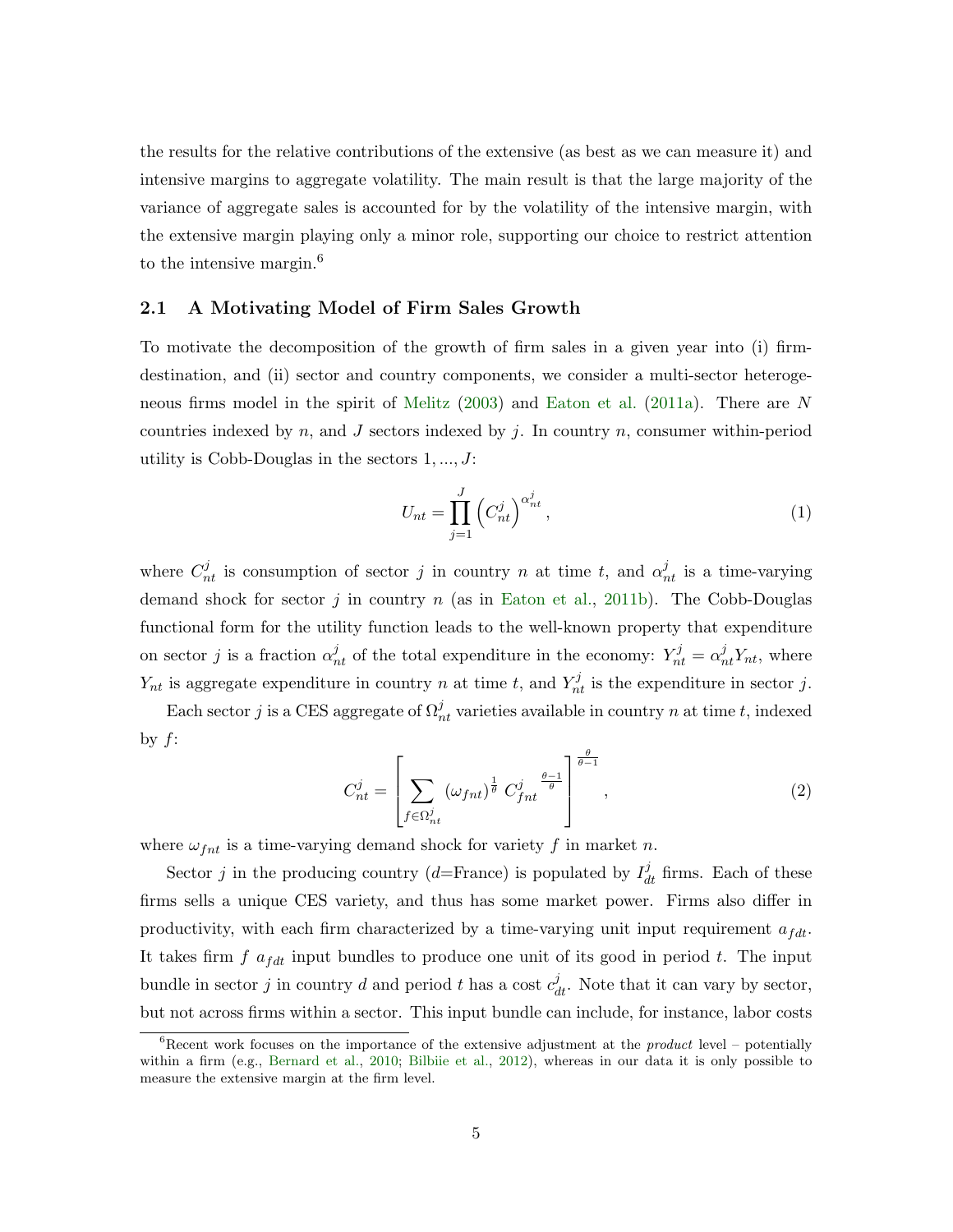the results for the relative contributions of the extensive (as best as we can measure it) and intensive margins to aggregate volatility. The main result is that the large majority of the variance of aggregate sales is accounted for by the volatility of the intensive margin, with the extensive margin playing only a minor role, supporting our choice to restrict attention to the intensive margin.[6]

### 2.1 A Motivating Model of Firm Sales Growth

To motivate the decomposition of the growth of firm sales in a given year into (i) firm-destination, and (ii) sector and country components, we consider a multi-sector heterogeneous firms model in the spirit of Melitz (2003) and Eaton et al. (2011a). There are $N$ countries indexed by $n$, and $J$ sectors indexed by $j$. In country $n$, consumer within-period utility is Cobb-Douglas in the sectors $1, ..., J$:

$$U_{nt} = \prod_{j=1}^{J} \left(C_{nt}^{j}\right)^{\alpha_{nt}^{j}}, \tag{1}$$

where $C_{nt}^{j}$ is consumption of sector $j$ in country $n$ at time $t$, and $\alpha_{nt}^{j}$ is a time-varying demand shock for sector $j$ in country $n$ (as in Eaton et al., 2011b). The Cobb-Douglas functional form for the utility function leads to the well-known property that expenditure on sector $j$ is a fraction $\alpha_{nt}^{j}$ of the total expenditure in the economy: $Y_{nt}^{j} = \alpha_{nt}^{j} Y_{nt}$, where $Y_{nt}$ is aggregate expenditure in country $n$ at time $t$, and $Y_{nt}^{j}$ is the expenditure in sector $j$.

Each sector $j$ is a CES aggregate of $\Omega_{nt}^{j}$ varieties available in country $n$ at time $t$, indexed by $f$:

$$C_{nt}^{j} = \left[\sum_{f \in \Omega_{nt}^{j}} \left(\omega_{fnt}\right)^{\frac{1}{\theta}} C_{fnt}^{j}{}^{\frac{\theta-1}{\theta}}\right]^{\frac{\theta}{\theta-1}}, \tag{2}$$

where $\omega_{fnt}$ is a time-varying demand shock for variety $f$ in market $n$.

Sector $j$ in the producing country ($d$=France) is populated by $I_{dt}^{j}$ firms. Each of these firms sells a unique CES variety, and thus has some market power. Firms also differ in productivity, with each firm characterized by a time-varying unit input requirement $a_{fdt}$. It takes firm $f$ $a_{fdt}$ input bundles to produce one unit of its good in period $t$. The input bundle in sector $j$ in country $d$ and period $t$ has a cost $c_{dt}^{j}$. Note that it can vary by sector, but not across firms within a sector. This input bundle can include, for instance, labor costs

[6] Recent work focuses on the importance of the extensive adjustment at the *product* level – potentially within a firm (e.g., Bernard et al., 2010; Bilbiie et al., 2012), whereas in our data it is only possible to measure the extensive margin at the firm level.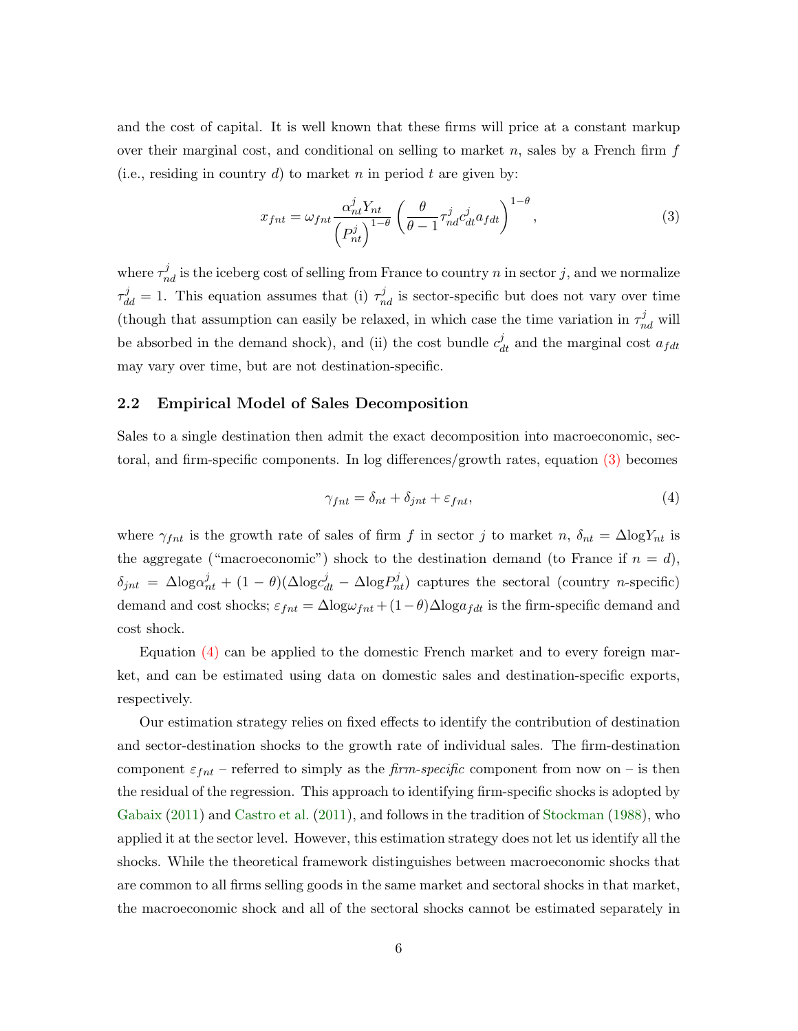and the cost of capital. It is well known that these firms will price at a constant markup over their marginal cost, and conditional on selling to market $n$, sales by a French firm $f$ (i.e., residing in country $d$) to market $n$ in period $t$ are given by:

$$x_{fnt} = \omega_{fnt} \frac{\alpha_{nt}^{j} Y_{nt}}{\left(P_{nt}^{j}\right)^{1-\theta}} \left(\frac{\theta}{\theta - 1} \tau_{nd}^{j} c_{dt}^{j} a_{fdt}\right)^{1-\theta}, \tag{3}$$

where $\tau_{nd}^{j}$ is the iceberg cost of selling from France to country $n$ in sector $j$, and we normalize $\tau_{dd}^{j} = 1$. This equation assumes that (i) $\tau_{nd}^{j}$ is sector-specific but does not vary over time (though that assumption can easily be relaxed, in which case the time variation in $\tau_{nd}^{j}$ will be absorbed in the demand shock), and (ii) the cost bundle $c_{dt}^{j}$ and the marginal cost $a_{fdt}$ may vary over time, but are not destination-specific.

### 2.2 Empirical Model of Sales Decomposition

Sales to a single destination then admit the exact decomposition into macroeconomic, sectoral, and firm-specific components. In log differences/growth rates, equation (3) becomes

$$\gamma_{fnt} = \delta_{nt} + \delta_{jnt} + \varepsilon_{fnt}, \tag{4}$$

where $\gamma_{fnt}$ is the growth rate of sales of firm $f$ in sector $j$ to market $n$, $\delta_{nt} = \Delta \log Y_{nt}$ is the aggregate ("macroeconomic") shock to the destination demand (to France if $n = d$), $\delta_{jnt} = \Delta \log \alpha_{nt}^{j} + (1 - \theta)(\Delta \log c_{dt}^{j} - \Delta \log P_{nt}^{j})$ captures the sectoral (country $n$-specific) demand and cost shocks; $\varepsilon_{fnt} = \Delta \log \omega_{fnt} + (1 - \theta) \Delta \log a_{fdt}$ is the firm-specific demand and cost shock.

Equation (4) can be applied to the domestic French market and to every foreign market, and can be estimated using data on domestic sales and destination-specific exports, respectively.

Our estimation strategy relies on fixed effects to identify the contribution of destination and sector-destination shocks to the growth rate of individual sales. The firm-destination component $\varepsilon_{fnt}$ – referred to simply as the *firm-specific* component from now on – is then the residual of the regression. This approach to identifying firm-specific shocks is adopted by Gabaix (2011) and Castro et al. (2011), and follows in the tradition of Stockman (1988), who applied it at the sector level. However, this estimation strategy does not let us identify all the shocks. While the theoretical framework distinguishes between macroeconomic shocks that are common to all firms selling goods in the same market and sectoral shocks in that market, the macroeconomic shock and all of the sectoral shocks cannot be estimated separately in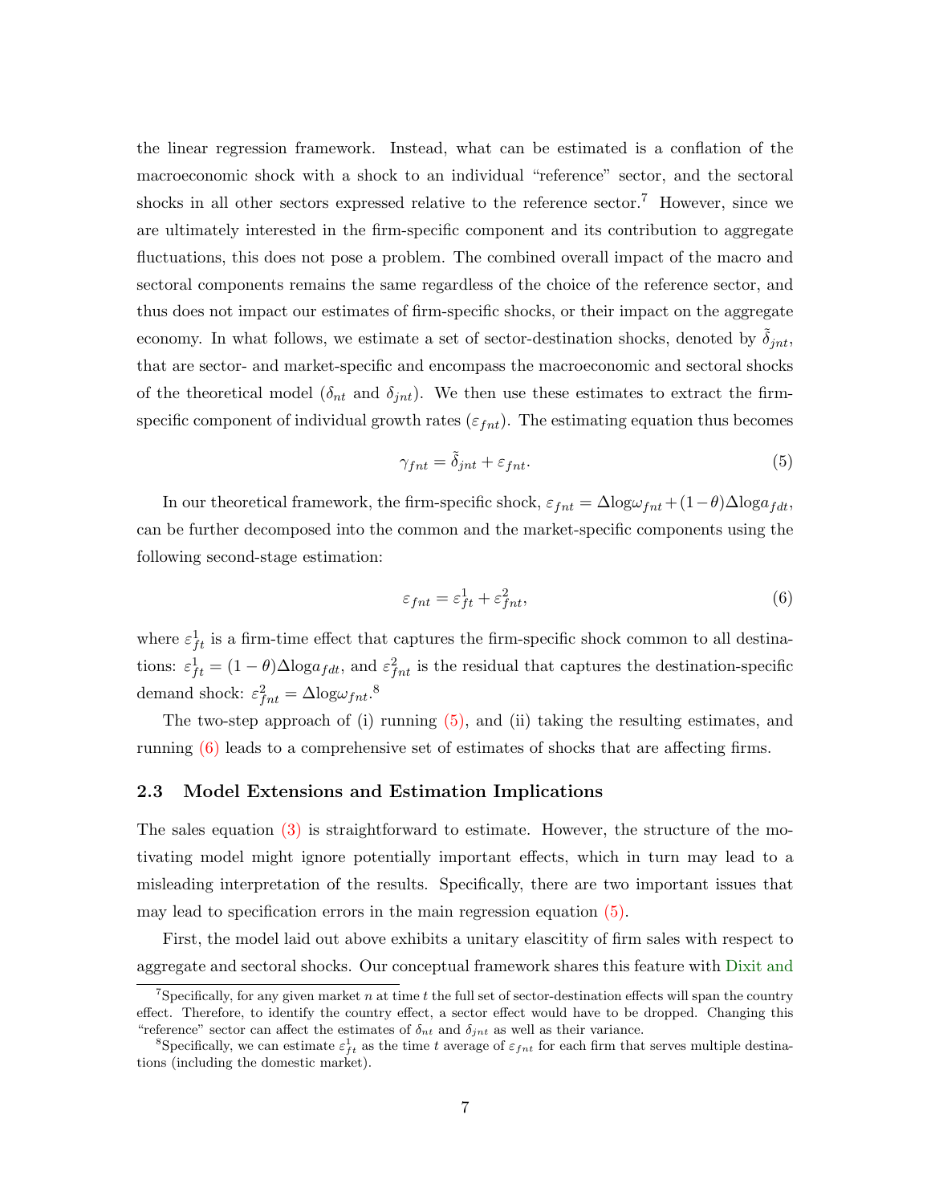the linear regression framework. Instead, what can be estimated is a conflation of the macroeconomic shock with a shock to an individual "reference" sector, and the sectoral shocks in all other sectors expressed relative to the reference sector.[7] However, since we are ultimately interested in the firm-specific component and its contribution to aggregate fluctuations, this does not pose a problem. The combined overall impact of the macro and sectoral components remains the same regardless of the choice of the reference sector, and thus does not impact our estimates of firm-specific shocks, or their impact on the aggregate economy. In what follows, we estimate a set of sector-destination shocks, denoted by $\tilde{\delta}_{jnt}$, that are sector- and market-specific and encompass the macroeconomic and sectoral shocks of the theoretical model ($\delta_{nt}$ and $\delta_{jnt}$). We then use these estimates to extract the firm-specific component of individual growth rates ($\varepsilon_{fnt}$). The estimating equation thus becomes

$$\gamma_{fnt} = \tilde{\delta}_{jnt} + \varepsilon_{fnt}. \tag{5}$$

In our theoretical framework, the firm-specific shock, $\varepsilon_{fnt} = \Delta \log \omega_{fnt} + (1-\theta)\Delta \log a_{fdt}$, can be further decomposed into the common and the market-specific components using the following second-stage estimation:

$$\varepsilon_{fnt} = \varepsilon^1_{ft} + \varepsilon^2_{fnt}, \tag{6}$$

where $\varepsilon^1_{ft}$ is a firm-time effect that captures the firm-specific shock common to all destinations: $\varepsilon^1_{ft} = (1-\theta)\Delta \log a_{fdt}$, and $\varepsilon^2_{fnt}$ is the residual that captures the destination-specific demand shock: $\varepsilon^2_{fnt} = \Delta \log \omega_{fnt}$.[8]

The two-step approach of (i) running (5), and (ii) taking the resulting estimates, and running (6) leads to a comprehensive set of estimates of shocks that are affecting firms.

### 2.3 Model Extensions and Estimation Implications

The sales equation (3) is straightforward to estimate. However, the structure of the motivating model might ignore potentially important effects, which in turn may lead to a misleading interpretation of the results. Specifically, there are two important issues that may lead to specification errors in the main regression equation (5).

First, the model laid out above exhibits a unitary elascitity of firm sales with respect to aggregate and sectoral shocks. Our conceptual framework shares this feature with Dixit and

---

[7] Specifically, for any given market $n$ at time $t$ the full set of sector-destination effects will span the country effect. Therefore, to identify the country effect, a sector effect would have to be dropped. Changing this "reference" sector can affect the estimates of $\delta_{nt}$ and $\delta_{jnt}$ as well as their variance.

[8] Specifically, we can estimate $\varepsilon^1_{ft}$ as the time $t$ average of $\varepsilon_{fnt}$ for each firm that serves multiple destinations (including the domestic market).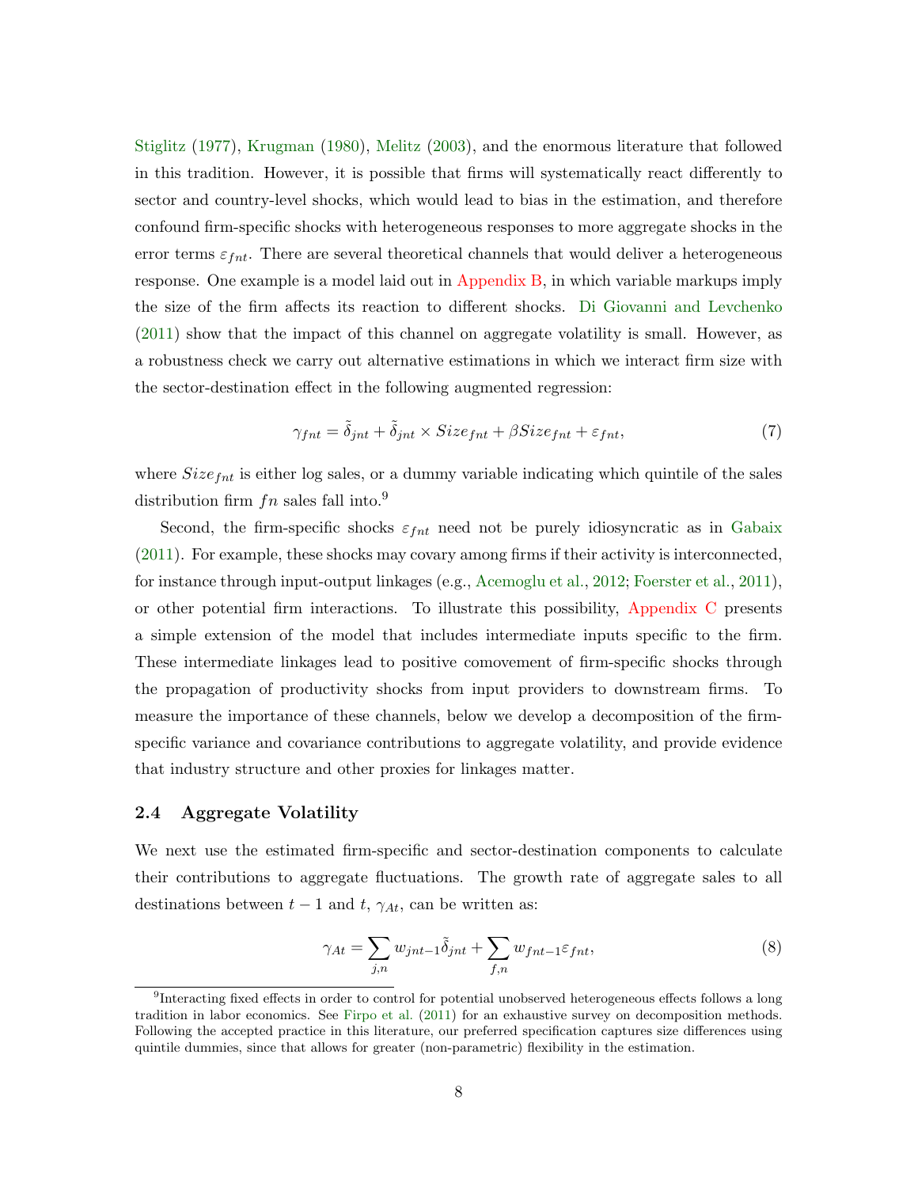Stiglitz (1977), Krugman (1980), Melitz (2003), and the enormous literature that followed in this tradition. However, it is possible that firms will systematically react differently to sector and country-level shocks, which would lead to bias in the estimation, and therefore confound firm-specific shocks with heterogeneous responses to more aggregate shocks in the error terms $\varepsilon_{fnt}$. There are several theoretical channels that would deliver a heterogeneous response. One example is a model laid out in Appendix B, in which variable markups imply the size of the firm affects its reaction to different shocks. Di Giovanni and Levchenko (2011) show that the impact of this channel on aggregate volatility is small. However, as a robustness check we carry out alternative estimations in which we interact firm size with the sector-destination effect in the following augmented regression:

$$\gamma_{fnt} = \tilde{\delta}_{jnt} + \tilde{\delta}_{jnt} \times Size_{fnt} + \beta Size_{fnt} + \varepsilon_{fnt}, \tag{7}$$

where $Size_{fnt}$ is either log sales, or a dummy variable indicating which quintile of the sales distribution firm $fn$ sales fall into.[9]

Second, the firm-specific shocks $\varepsilon_{fnt}$ need not be purely idiosyncratic as in Gabaix (2011). For example, these shocks may covary among firms if their activity is interconnected, for instance through input-output linkages (e.g., Acemoglu et al., 2012; Foerster et al., 2011), or other potential firm interactions. To illustrate this possibility, Appendix C presents a simple extension of the model that includes intermediate inputs specific to the firm. These intermediate linkages lead to positive comovement of firm-specific shocks through the propagation of productivity shocks from input providers to downstream firms. To measure the importance of these channels, below we develop a decomposition of the firm-specific variance and covariance contributions to aggregate volatility, and provide evidence that industry structure and other proxies for linkages matter.

### 2.4 Aggregate Volatility

We next use the estimated firm-specific and sector-destination components to calculate their contributions to aggregate fluctuations. The growth rate of aggregate sales to all destinations between $t-1$ and $t$, $\gamma_{At}$, can be written as:

$$\gamma_{At} = \sum_{j,n} w_{jnt-1}\tilde{\delta}_{jnt} + \sum_{f,n} w_{fnt-1}\varepsilon_{fnt}, \tag{8}$$

[9] Interacting fixed effects in order to control for potential unobserved heterogeneous effects follows a long tradition in labor economics. See Firpo et al. (2011) for an exhaustive survey on decomposition methods. Following the accepted practice in this literature, our preferred specification captures size differences using quintile dummies, since that allows for greater (non-parametric) flexibility in the estimation.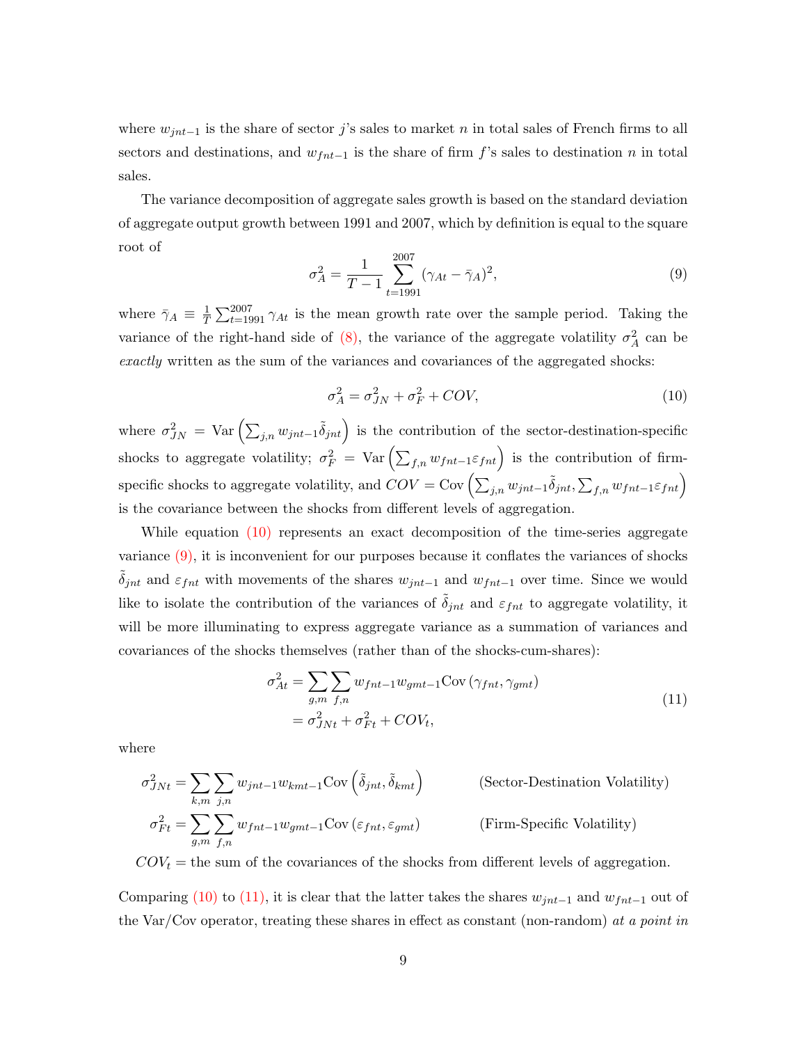where $w_{jnt-1}$ is the share of sector $j$'s sales to market $n$ in total sales of French firms to all sectors and destinations, and $w_{fnt-1}$ is the share of firm $f$'s sales to destination $n$ in total sales.

The variance decomposition of aggregate sales growth is based on the standard deviation of aggregate output growth between 1991 and 2007, which by definition is equal to the square root of

$$\sigma_A^2 = \frac{1}{T-1}\sum_{t=1991}^{2007}(\gamma_{At} - \bar{\gamma}_A)^2, \tag{9}$$

where $\bar{\gamma}_A \equiv \frac{1}{T}\sum_{t=1991}^{2007}\gamma_{At}$ is the mean growth rate over the sample period. Taking the variance of the right-hand side of (8), the variance of the aggregate volatility $\sigma_A^2$ can be *exactly* written as the sum of the variances and covariances of the aggregated shocks:

$$\sigma_A^2 = \sigma_{JN}^2 + \sigma_F^2 + COV, \tag{10}$$

where $\sigma_{JN}^2 = \text{Var}\left(\sum_{j,n} w_{jnt-1}\tilde{\delta}_{jnt}\right)$ is the contribution of the sector-destination-specific shocks to aggregate volatility; $\sigma_F^2 = \text{Var}\left(\sum_{f,n} w_{fnt-1}\varepsilon_{fnt}\right)$ is the contribution of firm-specific shocks to aggregate volatility, and $COV = \text{Cov}\left(\sum_{j,n} w_{jnt-1}\tilde{\delta}_{jnt}, \sum_{f,n} w_{fnt-1}\varepsilon_{fnt}\right)$ is the covariance between the shocks from different levels of aggregation.

While equation (10) represents an exact decomposition of the time-series aggregate variance (9), it is inconvenient for our purposes because it conflates the variances of shocks $\tilde{\delta}_{jnt}$ and $\varepsilon_{fnt}$ with movements of the shares $w_{jnt-1}$ and $w_{fnt-1}$ over time. Since we would like to isolate the contribution of the variances of $\tilde{\delta}_{jnt}$ and $\varepsilon_{fnt}$ to aggregate volatility, it will be more illuminating to express aggregate variance as a summation of variances and covariances of the shocks themselves (rather than of the shocks-cum-shares):

$$\begin{aligned}\sigma_{At}^2 &= \sum_{g,m}\sum_{f,n} w_{fnt-1}w_{gmt-1}\text{Cov}\left(\gamma_{fnt}, \gamma_{gmt}\right) \\ &= \sigma_{JNt}^2 + \sigma_{Ft}^2 + COV_t,\end{aligned} \tag{11}$$

where

$$\sigma_{JNt}^2 = \sum_{k,m}\sum_{j,n} w_{jnt-1}w_{kmt-1}\text{Cov}\left(\tilde{\delta}_{jnt}, \tilde{\delta}_{kmt}\right) \qquad \text{(Sector-Destination Volatility)}$$

$$\sigma_{Ft}^2 = \sum_{g,m}\sum_{f,n} w_{fnt-1}w_{gmt-1}\text{Cov}\left(\varepsilon_{fnt}, \varepsilon_{gmt}\right) \qquad \text{(Firm-Specific Volatility)}$$

$COV_t =$ the sum of the covariances of the shocks from different levels of aggregation.

Comparing (10) to (11), it is clear that the latter takes the shares $w_{jnt-1}$ and $w_{fnt-1}$ out of the Var/Cov operator, treating these shares in effect as constant (non-random) *at a point in*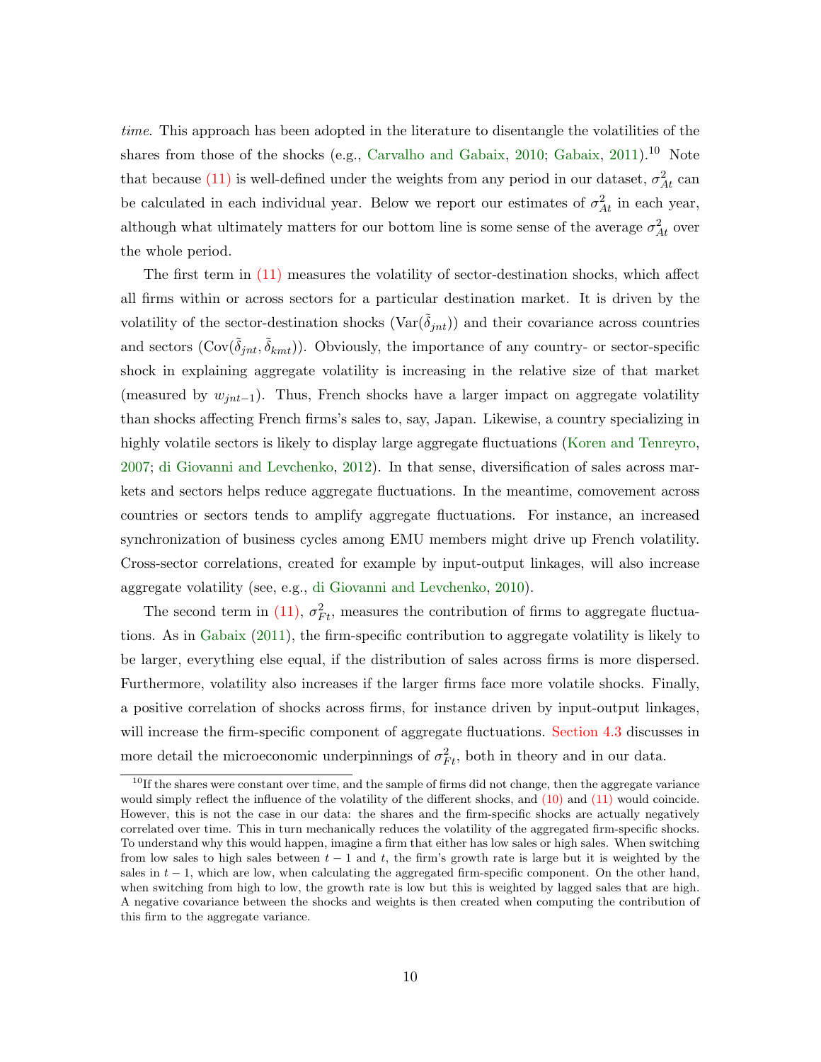*time*. This approach has been adopted in the literature to disentangle the volatilities of the shares from those of the shocks (e.g., Carvalho and Gabaix, 2010; Gabaix, 2011).[10] Note that because (11) is well-defined under the weights from any period in our dataset, $\sigma^2_{At}$ can be calculated in each individual year. Below we report our estimates of $\sigma^2_{At}$ in each year, although what ultimately matters for our bottom line is some sense of the average $\sigma^2_{At}$ over the whole period.

The first term in (11) measures the volatility of sector-destination shocks, which affect all firms within or across sectors for a particular destination market. It is driven by the volatility of the sector-destination shocks ($\text{Var}(\tilde{\delta}_{jnt})$) and their covariance across countries and sectors ($\text{Cov}(\tilde{\delta}_{jnt}, \tilde{\delta}_{kmt})$). Obviously, the importance of any country- or sector-specific shock in explaining aggregate volatility is increasing in the relative size of that market (measured by $w_{jnt-1}$). Thus, French shocks have a larger impact on aggregate volatility than shocks affecting French firms's sales to, say, Japan. Likewise, a country specializing in highly volatile sectors is likely to display large aggregate fluctuations (Koren and Tenreyro, 2007; di Giovanni and Levchenko, 2012). In that sense, diversification of sales across markets and sectors helps reduce aggregate fluctuations. In the meantime, comovement across countries or sectors tends to amplify aggregate fluctuations. For instance, an increased synchronization of business cycles among EMU members might drive up French volatility. Cross-sector correlations, created for example by input-output linkages, will also increase aggregate volatility (see, e.g., di Giovanni and Levchenko, 2010).

The second term in (11), $\sigma^2_{Ft}$, measures the contribution of firms to aggregate fluctuations. As in Gabaix (2011), the firm-specific contribution to aggregate volatility is likely to be larger, everything else equal, if the distribution of sales across firms is more dispersed. Furthermore, volatility also increases if the larger firms face more volatile shocks. Finally, a positive correlation of shocks across firms, for instance driven by input-output linkages, will increase the firm-specific component of aggregate fluctuations. Section 4.3 discusses in more detail the microeconomic underpinnings of $\sigma^2_{Ft}$, both in theory and in our data.

[10] If the shares were constant over time, and the sample of firms did not change, then the aggregate variance would simply reflect the influence of the volatility of the different shocks, and (10) and (11) would coincide. However, this is not the case in our data: the shares and the firm-specific shocks are actually negatively correlated over time. This in turn mechanically reduces the volatility of the aggregated firm-specific shocks. To understand why this would happen, imagine a firm that either has low sales or high sales. When switching from low sales to high sales between $t-1$ and $t$, the firm's growth rate is large but it is weighted by the sales in $t-1$, which are low, when calculating the aggregated firm-specific component. On the other hand, when switching from high to low, the growth rate is low but this is weighted by lagged sales that are high. A negative covariance between the shocks and weights is then created when computing the contribution of this firm to the aggregate variance.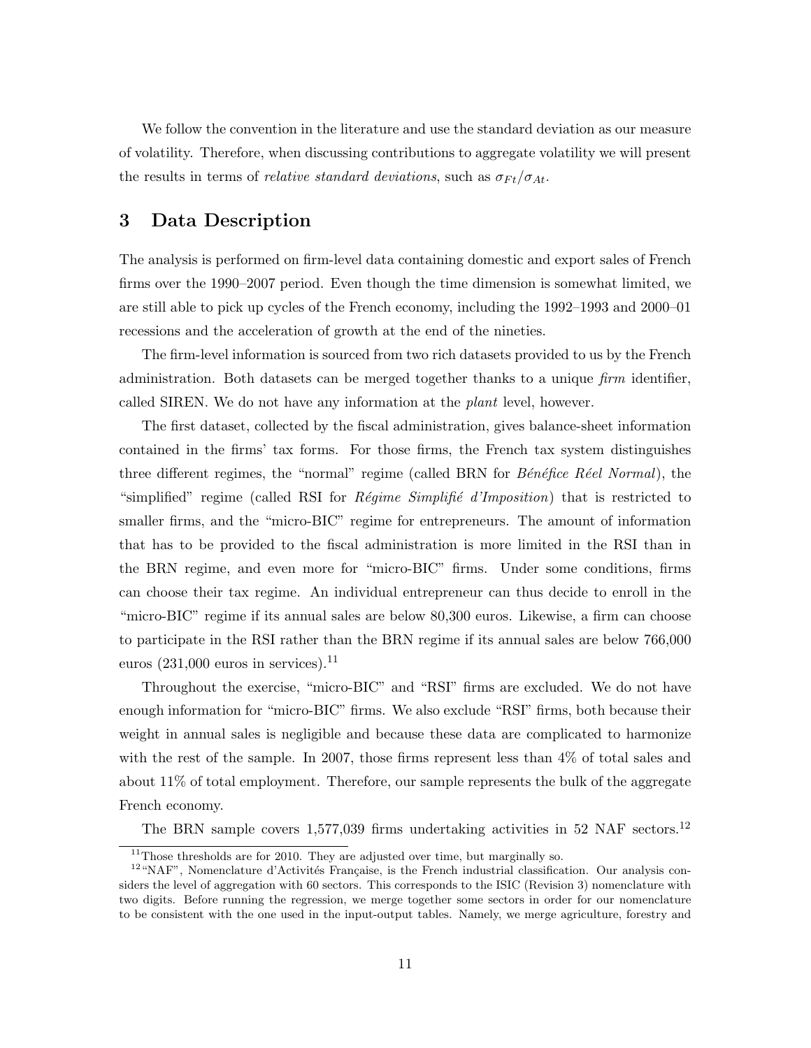We follow the convention in the literature and use the standard deviation as our measure of volatility. Therefore, when discussing contributions to aggregate volatility we will present the results in terms of *relative standard deviations*, such as $\sigma_{Ft}/\sigma_{At}$.

## 3 Data Description

The analysis is performed on firm-level data containing domestic and export sales of French firms over the 1990–2007 period. Even though the time dimension is somewhat limited, we are still able to pick up cycles of the French economy, including the 1992–1993 and 2000–01 recessions and the acceleration of growth at the end of the nineties.

The firm-level information is sourced from two rich datasets provided to us by the French administration. Both datasets can be merged together thanks to a unique *firm* identifier, called SIREN. We do not have any information at the *plant* level, however.

The first dataset, collected by the fiscal administration, gives balance-sheet information contained in the firms' tax forms. For those firms, the French tax system distinguishes three different regimes, the "normal" regime (called BRN for *Bénéfice Réel Normal*), the "simplified" regime (called RSI for *Régime Simplifié d'Imposition*) that is restricted to smaller firms, and the "micro-BIC" regime for entrepreneurs. The amount of information that has to be provided to the fiscal administration is more limited in the RSI than in the BRN regime, and even more for "micro-BIC" firms. Under some conditions, firms can choose their tax regime. An individual entrepreneur can thus decide to enroll in the "micro-BIC" regime if its annual sales are below 80,300 euros. Likewise, a firm can choose to participate in the RSI rather than the BRN regime if its annual sales are below 766,000 euros (231,000 euros in services).[11]

Throughout the exercise, "micro-BIC" and "RSI" firms are excluded. We do not have enough information for "micro-BIC" firms. We also exclude "RSI" firms, both because their weight in annual sales is negligible and because these data are complicated to harmonize with the rest of the sample. In 2007, those firms represent less than 4% of total sales and about 11% of total employment. Therefore, our sample represents the bulk of the aggregate French economy.

The BRN sample covers 1,577,039 firms undertaking activities in 52 NAF sectors.[12]

[11] Those thresholds are for 2010. They are adjusted over time, but marginally so.

[12] "NAF", Nomenclature d'Activités Française, is the French industrial classification. Our analysis considers the level of aggregation with 60 sectors. This corresponds to the ISIC (Revision 3) nomenclature with two digits. Before running the regression, we merge together some sectors in order for our nomenclature to be consistent with the one used in the input-output tables. Namely, we merge agriculture, forestry and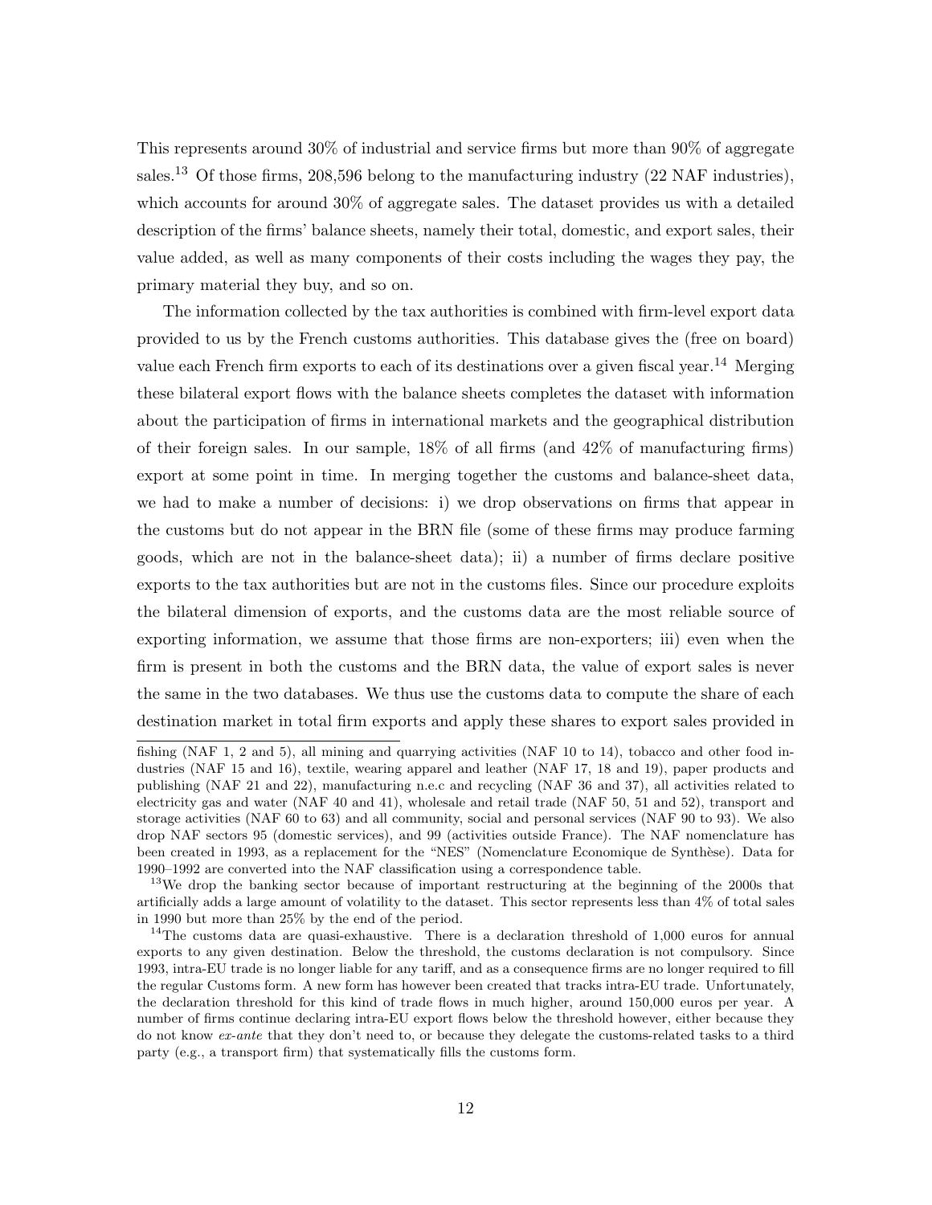This represents around 30% of industrial and service firms but more than 90% of aggregate sales.[13] Of those firms, 208,596 belong to the manufacturing industry (22 NAF industries), which accounts for around 30% of aggregate sales. The dataset provides us with a detailed description of the firms' balance sheets, namely their total, domestic, and export sales, their value added, as well as many components of their costs including the wages they pay, the primary material they buy, and so on.

The information collected by the tax authorities is combined with firm-level export data provided to us by the French customs authorities. This database gives the (free on board) value each French firm exports to each of its destinations over a given fiscal year.[14] Merging these bilateral export flows with the balance sheets completes the dataset with information about the participation of firms in international markets and the geographical distribution of their foreign sales. In our sample, 18% of all firms (and 42% of manufacturing firms) export at some point in time. In merging together the customs and balance-sheet data, we had to make a number of decisions: i) we drop observations on firms that appear in the customs but do not appear in the BRN file (some of these firms may produce farming goods, which are not in the balance-sheet data); ii) a number of firms declare positive exports to the tax authorities but are not in the customs files. Since our procedure exploits the bilateral dimension of exports, and the customs data are the most reliable source of exporting information, we assume that those firms are non-exporters; iii) even when the firm is present in both the customs and the BRN data, the value of export sales is never the same in the two databases. We thus use the customs data to compute the share of each destination market in total firm exports and apply these shares to export sales provided in

---

fishing (NAF 1, 2 and 5), all mining and quarrying activities (NAF 10 to 14), tobacco and other food industries (NAF 15 and 16), textile, wearing apparel and leather (NAF 17, 18 and 19), paper products and publishing (NAF 21 and 22), manufacturing n.e.c and recycling (NAF 36 and 37), all activities related to electricity gas and water (NAF 40 and 41), wholesale and retail trade (NAF 50, 51 and 52), transport and storage activities (NAF 60 to 63) and all community, social and personal services (NAF 90 to 93). We also drop NAF sectors 95 (domestic services), and 99 (activities outside France). The NAF nomenclature has been created in 1993, as a replacement for the "NES" (Nomenclature Economique de Synthèse). Data for 1990–1992 are converted into the NAF classification using a correspondence table.

[13] We drop the banking sector because of important restructuring at the beginning of the 2000s that artificially adds a large amount of volatility to the dataset. This sector represents less than 4% of total sales in 1990 but more than 25% by the end of the period.

[14] The customs data are quasi-exhaustive. There is a declaration threshold of 1,000 euros for annual exports to any given destination. Below the threshold, the customs declaration is not compulsory. Since 1993, intra-EU trade is no longer liable for any tariff, and as a consequence firms are no longer required to fill the regular Customs form. A new form has however been created that tracks intra-EU trade. Unfortunately, the declaration threshold for this kind of trade flows in much higher, around 150,000 euros per year. A number of firms continue declaring intra-EU export flows below the threshold however, either because they do not know *ex-ante* that they don't need to, or because they delegate the customs-related tasks to a third party (e.g., a transport firm) that systematically fills the customs form.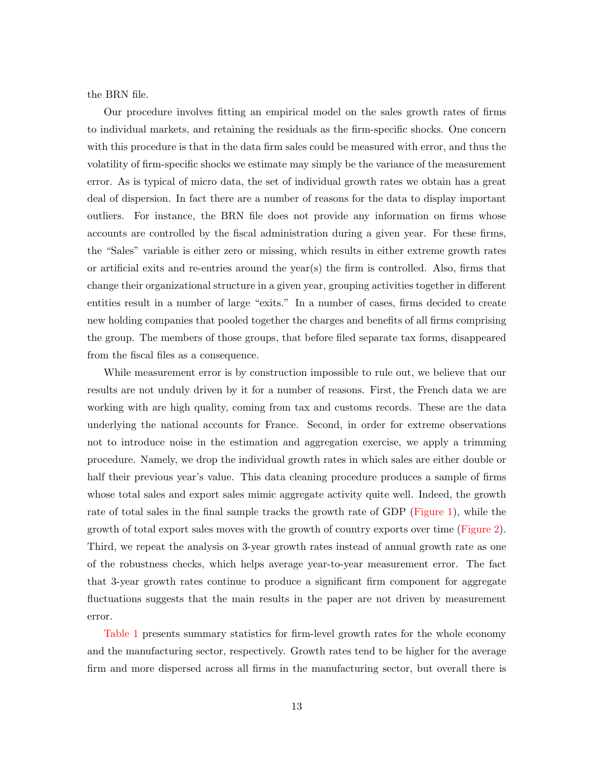the BRN file.

Our procedure involves fitting an empirical model on the sales growth rates of firms to individual markets, and retaining the residuals as the firm-specific shocks. One concern with this procedure is that in the data firm sales could be measured with error, and thus the volatility of firm-specific shocks we estimate may simply be the variance of the measurement error. As is typical of micro data, the set of individual growth rates we obtain has a great deal of dispersion. In fact there are a number of reasons for the data to display important outliers. For instance, the BRN file does not provide any information on firms whose accounts are controlled by the fiscal administration during a given year. For these firms, the "Sales" variable is either zero or missing, which results in either extreme growth rates or artificial exits and re-entries around the year(s) the firm is controlled. Also, firms that change their organizational structure in a given year, grouping activities together in different entities result in a number of large "exits." In a number of cases, firms decided to create new holding companies that pooled together the charges and benefits of all firms comprising the group. The members of those groups, that before filed separate tax forms, disappeared from the fiscal files as a consequence.

While measurement error is by construction impossible to rule out, we believe that our results are not unduly driven by it for a number of reasons. First, the French data we are working with are high quality, coming from tax and customs records. These are the data underlying the national accounts for France. Second, in order for extreme observations not to introduce noise in the estimation and aggregation exercise, we apply a trimming procedure. Namely, we drop the individual growth rates in which sales are either double or half their previous year's value. This data cleaning procedure produces a sample of firms whose total sales and export sales mimic aggregate activity quite well. Indeed, the growth rate of total sales in the final sample tracks the growth rate of GDP (Figure 1), while the growth of total export sales moves with the growth of country exports over time (Figure 2). Third, we repeat the analysis on 3-year growth rates instead of annual growth rate as one of the robustness checks, which helps average year-to-year measurement error. The fact that 3-year growth rates continue to produce a significant firm component for aggregate fluctuations suggests that the main results in the paper are not driven by measurement error.

Table 1 presents summary statistics for firm-level growth rates for the whole economy and the manufacturing sector, respectively. Growth rates tend to be higher for the average firm and more dispersed across all firms in the manufacturing sector, but overall there is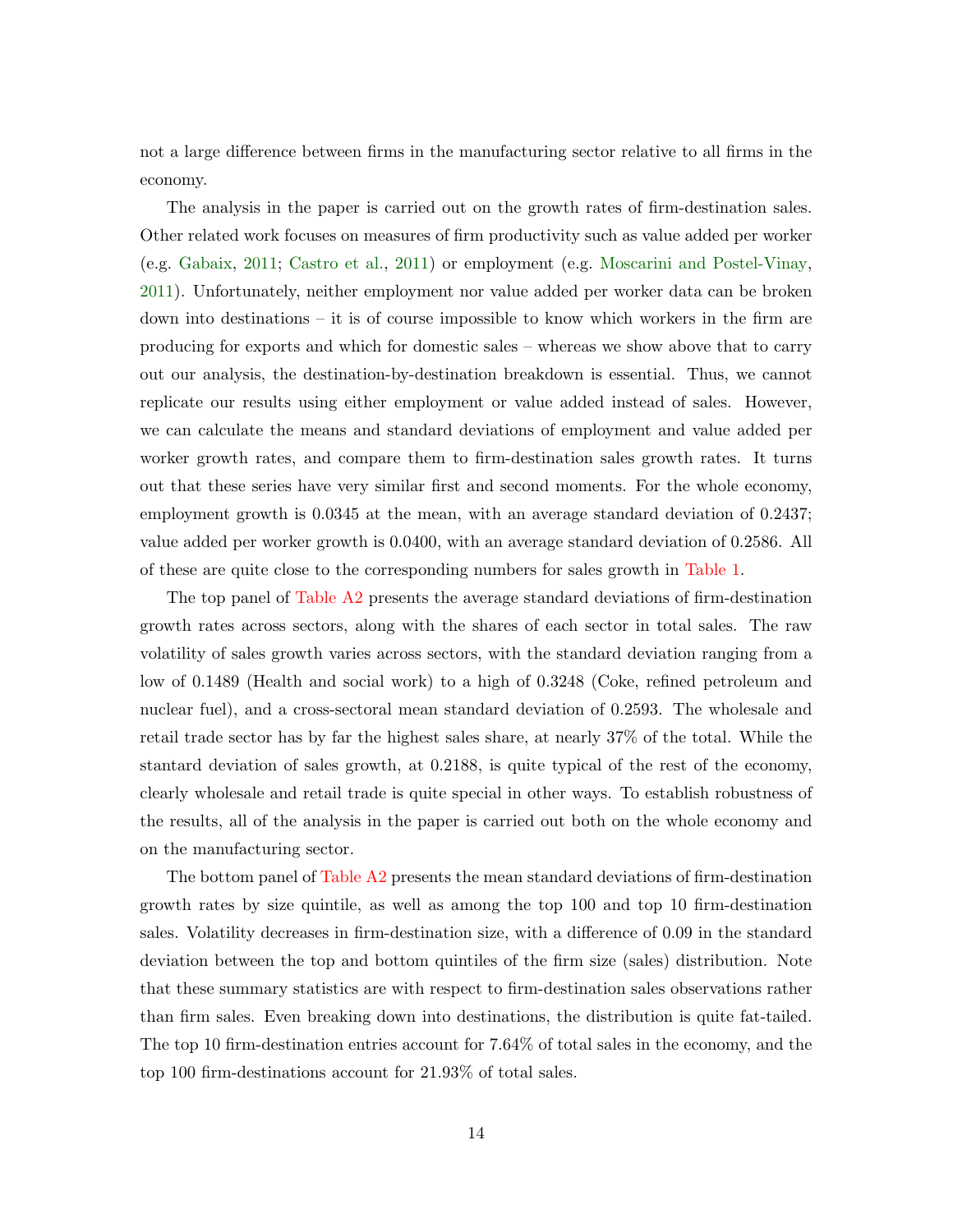not a large difference between firms in the manufacturing sector relative to all firms in the economy.

The analysis in the paper is carried out on the growth rates of firm-destination sales. Other related work focuses on measures of firm productivity such as value added per worker (e.g. Gabaix, 2011; Castro et al., 2011) or employment (e.g. Moscarini and Postel-Vinay, 2011). Unfortunately, neither employment nor value added per worker data can be broken down into destinations – it is of course impossible to know which workers in the firm are producing for exports and which for domestic sales – whereas we show above that to carry out our analysis, the destination-by-destination breakdown is essential. Thus, we cannot replicate our results using either employment or value added instead of sales. However, we can calculate the means and standard deviations of employment and value added per worker growth rates, and compare them to firm-destination sales growth rates. It turns out that these series have very similar first and second moments. For the whole economy, employment growth is 0.0345 at the mean, with an average standard deviation of 0.2437; value added per worker growth is 0.0400, with an average standard deviation of 0.2586. All of these are quite close to the corresponding numbers for sales growth in Table 1.

The top panel of Table A2 presents the average standard deviations of firm-destination growth rates across sectors, along with the shares of each sector in total sales. The raw volatility of sales growth varies across sectors, with the standard deviation ranging from a low of 0.1489 (Health and social work) to a high of 0.3248 (Coke, refined petroleum and nuclear fuel), and a cross-sectoral mean standard deviation of 0.2593. The wholesale and retail trade sector has by far the highest sales share, at nearly 37% of the total. While the stantard deviation of sales growth, at 0.2188, is quite typical of the rest of the economy, clearly wholesale and retail trade is quite special in other ways. To establish robustness of the results, all of the analysis in the paper is carried out both on the whole economy and on the manufacturing sector.

The bottom panel of Table A2 presents the mean standard deviations of firm-destination growth rates by size quintile, as well as among the top 100 and top 10 firm-destination sales. Volatility decreases in firm-destination size, with a difference of 0.09 in the standard deviation between the top and bottom quintiles of the firm size (sales) distribution. Note that these summary statistics are with respect to firm-destination sales observations rather than firm sales. Even breaking down into destinations, the distribution is quite fat-tailed. The top 10 firm-destination entries account for 7.64% of total sales in the economy, and the top 100 firm-destinations account for 21.93% of total sales.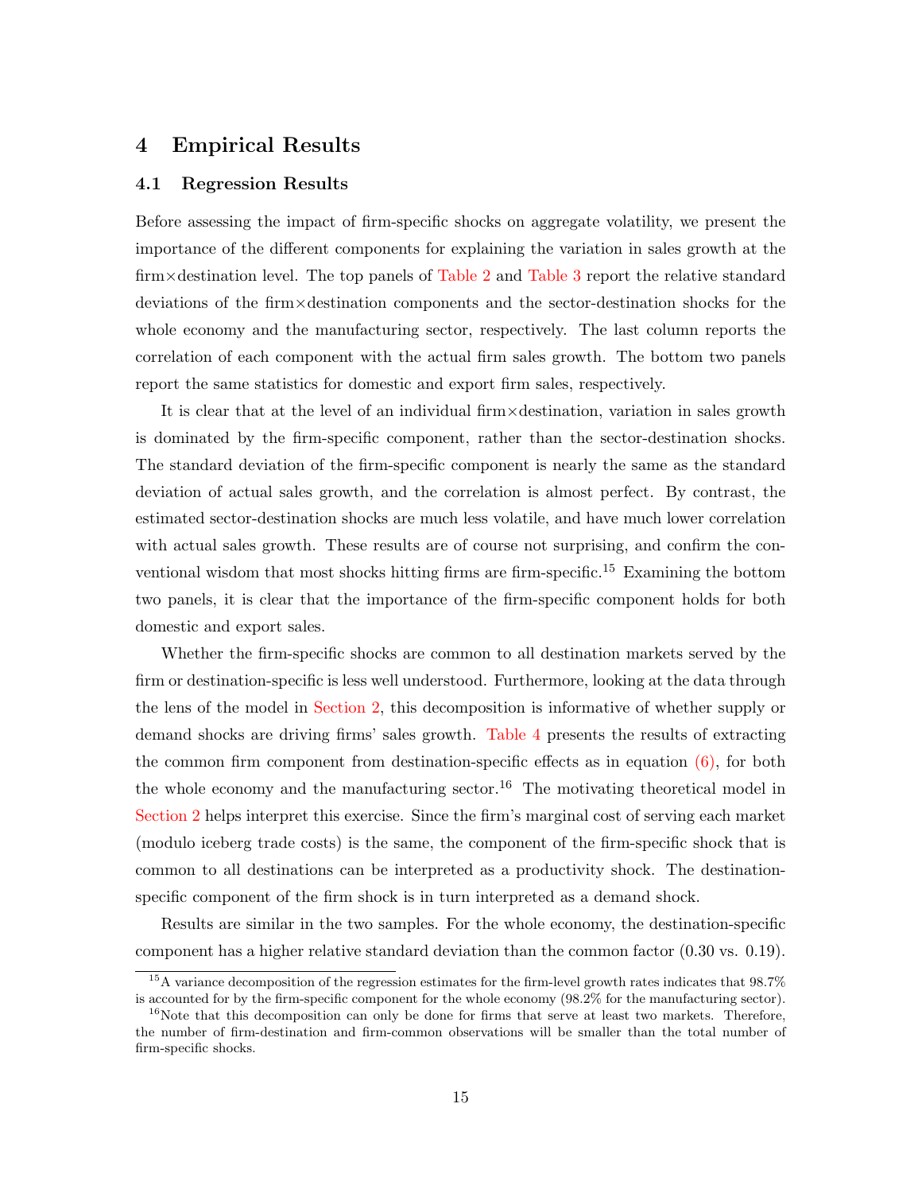## 4 Empirical Results

### 4.1 Regression Results

Before assessing the impact of firm-specific shocks on aggregate volatility, we present the importance of the different components for explaining the variation in sales growth at the firm×destination level. The top panels of Table 2 and Table 3 report the relative standard deviations of the firm×destination components and the sector-destination shocks for the whole economy and the manufacturing sector, respectively. The last column reports the correlation of each component with the actual firm sales growth. The bottom two panels report the same statistics for domestic and export firm sales, respectively.

It is clear that at the level of an individual firm×destination, variation in sales growth is dominated by the firm-specific component, rather than the sector-destination shocks. The standard deviation of the firm-specific component is nearly the same as the standard deviation of actual sales growth, and the correlation is almost perfect. By contrast, the estimated sector-destination shocks are much less volatile, and have much lower correlation with actual sales growth. These results are of course not surprising, and confirm the conventional wisdom that most shocks hitting firms are firm-specific.[15] Examining the bottom two panels, it is clear that the importance of the firm-specific component holds for both domestic and export sales.

Whether the firm-specific shocks are common to all destination markets served by the firm or destination-specific is less well understood. Furthermore, looking at the data through the lens of the model in Section 2, this decomposition is informative of whether supply or demand shocks are driving firms' sales growth. Table 4 presents the results of extracting the common firm component from destination-specific effects as in equation (6), for both the whole economy and the manufacturing sector.[16] The motivating theoretical model in Section 2 helps interpret this exercise. Since the firm's marginal cost of serving each market (modulo iceberg trade costs) is the same, the component of the firm-specific shock that is common to all destinations can be interpreted as a productivity shock. The destination-specific component of the firm shock is in turn interpreted as a demand shock.

Results are similar in the two samples. For the whole economy, the destination-specific component has a higher relative standard deviation than the common factor (0.30 vs. 0.19).

---

[15] A variance decomposition of the regression estimates for the firm-level growth rates indicates that 98.7% is accounted for by the firm-specific component for the whole economy (98.2% for the manufacturing sector).

[16] Note that this decomposition can only be done for firms that serve at least two markets. Therefore, the number of firm-destination and firm-common observations will be smaller than the total number of firm-specific shocks.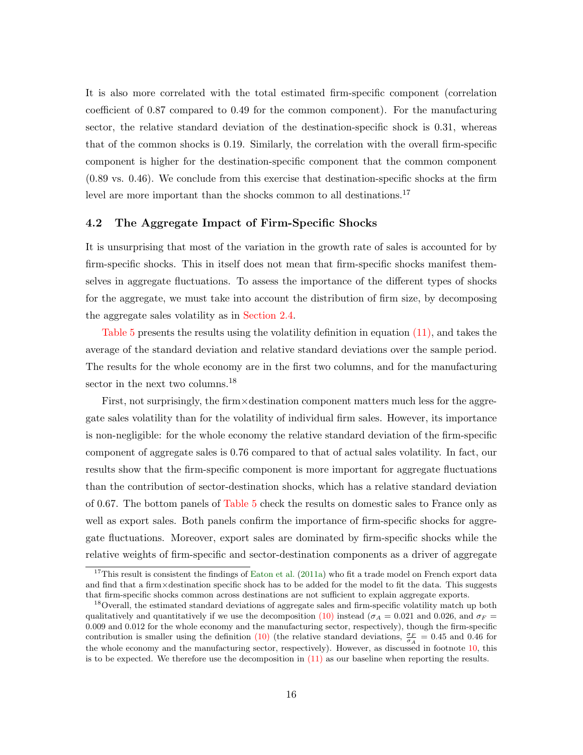It is also more correlated with the total estimated firm-specific component (correlation coefficient of 0.87 compared to 0.49 for the common component). For the manufacturing sector, the relative standard deviation of the destination-specific shock is 0.31, whereas that of the common shocks is 0.19. Similarly, the correlation with the overall firm-specific component is higher for the destination-specific component that the common component (0.89 vs. 0.46). We conclude from this exercise that destination-specific shocks at the firm level are more important than the shocks common to all destinations.[17]

### 4.2 The Aggregate Impact of Firm-Specific Shocks

It is unsurprising that most of the variation in the growth rate of sales is accounted for by firm-specific shocks. This in itself does not mean that firm-specific shocks manifest themselves in aggregate fluctuations. To assess the importance of the different types of shocks for the aggregate, we must take into account the distribution of firm size, by decomposing the aggregate sales volatility as in Section 2.4.

Table 5 presents the results using the volatility definition in equation (11), and takes the average of the standard deviation and relative standard deviations over the sample period. The results for the whole economy are in the first two columns, and for the manufacturing sector in the next two columns.[18]

First, not surprisingly, the firm×destination component matters much less for the aggregate sales volatility than for the volatility of individual firm sales. However, its importance is non-negligible: for the whole economy the relative standard deviation of the firm-specific component of aggregate sales is 0.76 compared to that of actual sales volatility. In fact, our results show that the firm-specific component is more important for aggregate fluctuations than the contribution of sector-destination shocks, which has a relative standard deviation of 0.67. The bottom panels of Table 5 check the results on domestic sales to France only as well as export sales. Both panels confirm the importance of firm-specific shocks for aggregate fluctuations. Moreover, export sales are dominated by firm-specific shocks while the relative weights of firm-specific and sector-destination components as a driver of aggregate

[17] This result is consistent the findings of Eaton et al. (2011a) who fit a trade model on French export data and find that a firm×destination specific shock has to be added for the model to fit the data. This suggests that firm-specific shocks common across destinations are not sufficient to explain aggregate exports.

[18] Overall, the estimated standard deviations of aggregate sales and firm-specific volatility match up both qualitatively and quantitatively if we use the decomposition (10) instead ($\sigma_A = 0.021$ and 0.026, and $\sigma_F = 0.009$ and 0.012 for the whole economy and the manufacturing sector, respectively), though the firm-specific contribution is smaller using the definition (10) (the relative standard deviations, $\frac{\sigma_F}{\sigma_A} = 0.45$ and 0.46 for the whole economy and the manufacturing sector, respectively). However, as discussed in footnote 10, this is to be expected. We therefore use the decomposition in (11) as our baseline when reporting the results.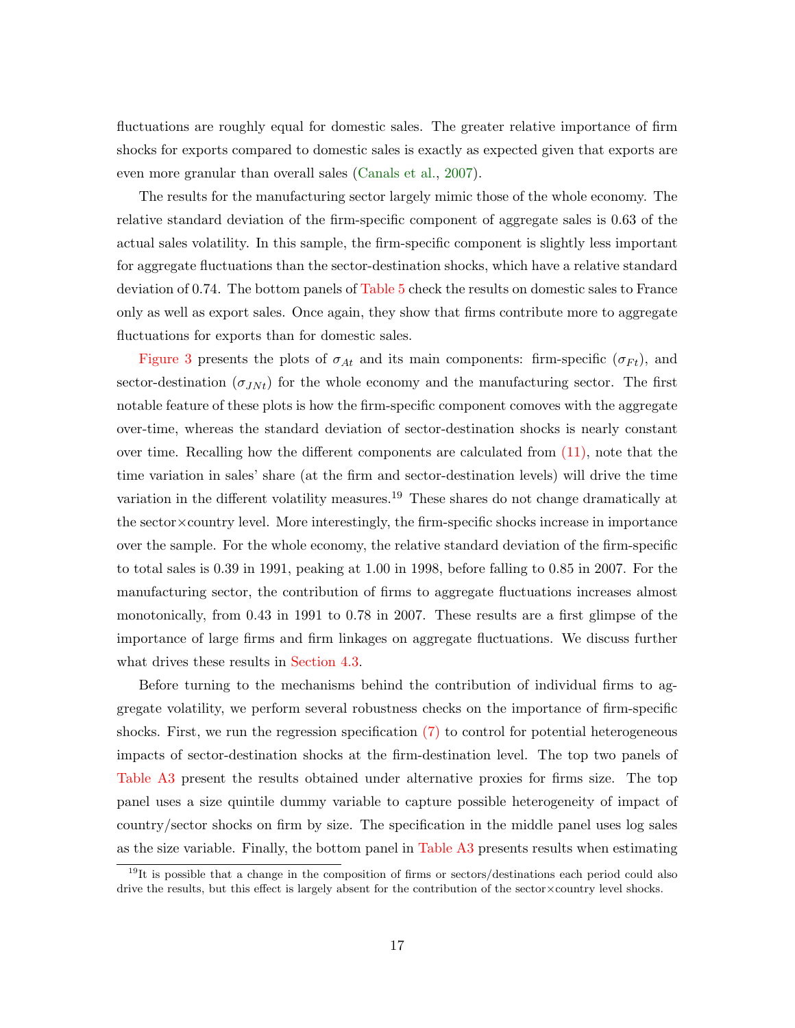fluctuations are roughly equal for domestic sales. The greater relative importance of firm shocks for exports compared to domestic sales is exactly as expected given that exports are even more granular than overall sales (Canals et al., 2007).

The results for the manufacturing sector largely mimic those of the whole economy. The relative standard deviation of the firm-specific component of aggregate sales is 0.63 of the actual sales volatility. In this sample, the firm-specific component is slightly less important for aggregate fluctuations than the sector-destination shocks, which have a relative standard deviation of 0.74. The bottom panels of Table 5 check the results on domestic sales to France only as well as export sales. Once again, they show that firms contribute more to aggregate fluctuations for exports than for domestic sales.

Figure 3 presents the plots of $\sigma_{At}$ and its main components: firm-specific ($\sigma_{Ft}$), and sector-destination ($\sigma_{JNt}$) for the whole economy and the manufacturing sector. The first notable feature of these plots is how the firm-specific component comoves with the aggregate over-time, whereas the standard deviation of sector-destination shocks is nearly constant over time. Recalling how the different components are calculated from (11), note that the time variation in sales' share (at the firm and sector-destination levels) will drive the time variation in the different volatility measures.[19] These shares do not change dramatically at the sector×country level. More interestingly, the firm-specific shocks increase in importance over the sample. For the whole economy, the relative standard deviation of the firm-specific to total sales is 0.39 in 1991, peaking at 1.00 in 1998, before falling to 0.85 in 2007. For the manufacturing sector, the contribution of firms to aggregate fluctuations increases almost monotonically, from 0.43 in 1991 to 0.78 in 2007. These results are a first glimpse of the importance of large firms and firm linkages on aggregate fluctuations. We discuss further what drives these results in Section 4.3.

Before turning to the mechanisms behind the contribution of individual firms to aggregate volatility, we perform several robustness checks on the importance of firm-specific shocks. First, we run the regression specification (7) to control for potential heterogeneous impacts of sector-destination shocks at the firm-destination level. The top two panels of Table A3 present the results obtained under alternative proxies for firms size. The top panel uses a size quintile dummy variable to capture possible heterogeneity of impact of country/sector shocks on firm by size. The specification in the middle panel uses log sales as the size variable. Finally, the bottom panel in Table A3 presents results when estimating

[19] It is possible that a change in the composition of firms or sectors/destinations each period could also drive the results, but this effect is largely absent for the contribution of the sector×country level shocks.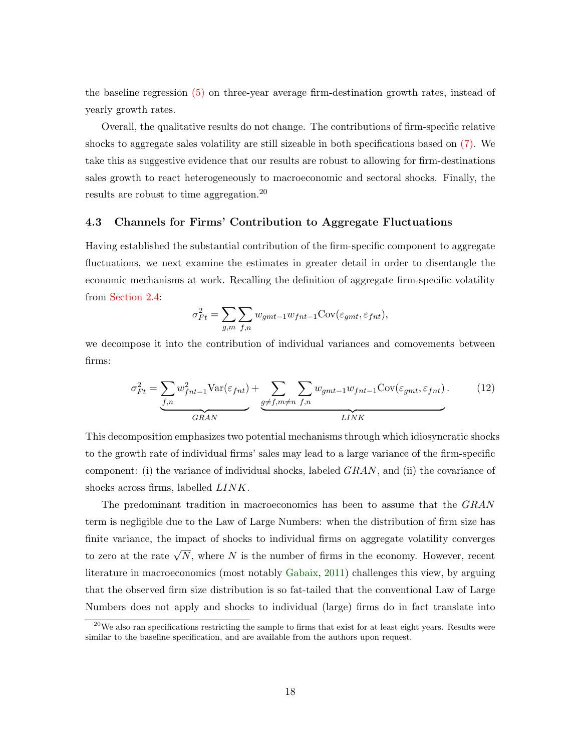the baseline regression (5) on three-year average firm-destination growth rates, instead of yearly growth rates.

Overall, the qualitative results do not change. The contributions of firm-specific relative shocks to aggregate sales volatility are still sizeable in both specifications based on (7). We take this as suggestive evidence that our results are robust to allowing for firm-destinations sales growth to react heterogeneously to macroeconomic and sectoral shocks. Finally, the results are robust to time aggregation.[20]

### 4.3 Channels for Firms' Contribution to Aggregate Fluctuations

Having established the substantial contribution of the firm-specific component to aggregate fluctuations, we next examine the estimates in greater detail in order to disentangle the economic mechanisms at work. Recalling the definition of aggregate firm-specific volatility from Section 2.4:

$$\sigma^2_{Ft} = \sum_{g,m} \sum_{f,n} w_{gmt-1} w_{fnt-1} \text{Cov}(\varepsilon_{gmt}, \varepsilon_{fnt}),$$

we decompose it into the contribution of individual variances and comovements between firms:

$$\sigma^2_{Ft} = \underbrace{\sum_{f,n} w^2_{fnt-1} \text{Var}(\varepsilon_{fnt})}_{GRAN} + \underbrace{\sum_{g \neq f, m \neq n} \sum_{f,n} w_{gmt-1} w_{fnt-1} \text{Cov}(\varepsilon_{gmt}, \varepsilon_{fnt})}_{LINK}. \tag{12}$$

This decomposition emphasizes two potential mechanisms through which idiosyncratic shocks to the growth rate of individual firms' sales may lead to a large variance of the firm-specific component: (i) the variance of individual shocks, labeled $GRAN$, and (ii) the covariance of shocks across firms, labelled $LINK$.

The predominant tradition in macroeconomics has been to assume that the $GRAN$ term is negligible due to the Law of Large Numbers: when the distribution of firm size has finite variance, the impact of shocks to individual firms on aggregate volatility converges to zero at the rate $\sqrt{N}$, where $N$ is the number of firms in the economy. However, recent literature in macroeconomics (most notably Gabaix, 2011) challenges this view, by arguing that the observed firm size distribution is so fat-tailed that the conventional Law of Large Numbers does not apply and shocks to individual (large) firms do in fact translate into

[20] We also ran specifications restricting the sample to firms that exist for at least eight years. Results were similar to the baseline specification, and are available from the authors upon request.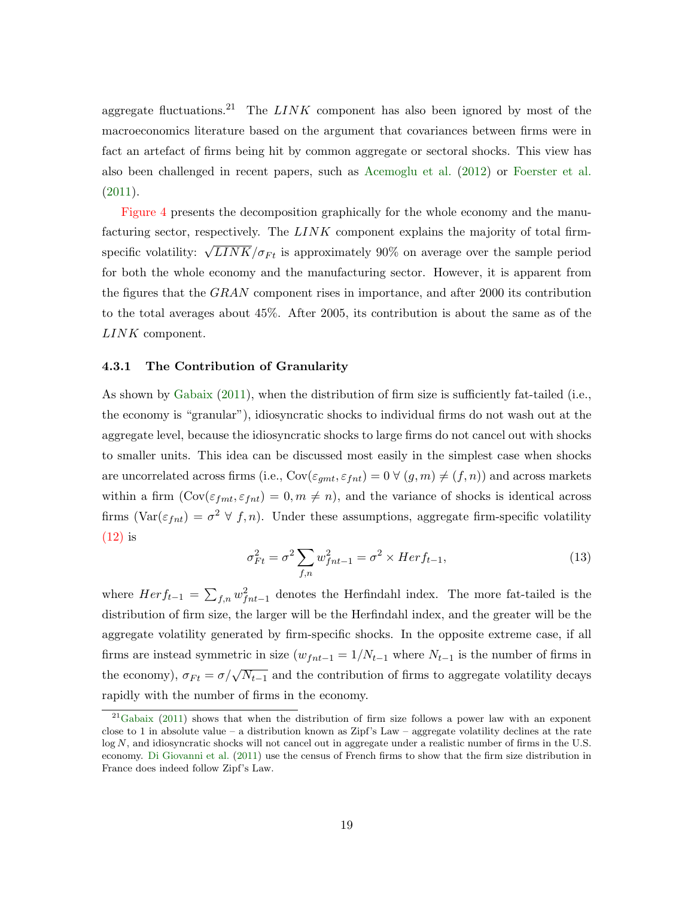aggregate fluctuations.[21] The $LINK$ component has also been ignored by most of the macroeconomics literature based on the argument that covariances between firms were in fact an artefact of firms being hit by common aggregate or sectoral shocks. This view has also been challenged in recent papers, such as Acemoglu et al. (2012) or Foerster et al. (2011).

Figure 4 presents the decomposition graphically for the whole economy and the manufacturing sector, respectively. The $LINK$ component explains the majority of total firm-specific volatility: $\sqrt{LINK}/\sigma_{Ft}$ is approximately 90% on average over the sample period for both the whole economy and the manufacturing sector. However, it is apparent from the figures that the $GRAN$ component rises in importance, and after 2000 its contribution to the total averages about 45%. After 2005, its contribution is about the same as of the $LINK$ component.

### 4.3.1 The Contribution of Granularity

As shown by Gabaix (2011), when the distribution of firm size is sufficiently fat-tailed (i.e., the economy is "granular"), idiosyncratic shocks to individual firms do not wash out at the aggregate level, because the idiosyncratic shocks to large firms do not cancel out with shocks to smaller units. This idea can be discussed most easily in the simplest case when shocks are uncorrelated across firms (i.e., $\text{Cov}(\varepsilon_{gmt}, \varepsilon_{fnt}) = 0 \;\forall\; (g, m) \neq (f, n)$) and across markets within a firm ($\text{Cov}(\varepsilon_{fmt}, \varepsilon_{fnt}) = 0, m \neq n$), and the variance of shocks is identical across firms ($\text{Var}(\varepsilon_{fnt}) = \sigma^2 \;\forall\; f, n$). Under these assumptions, aggregate firm-specific volatility (12) is

$$\sigma_{Ft}^2 = \sigma^2 \sum_{f,n} w_{fnt-1}^2 = \sigma^2 \times Herf_{t-1}, \tag{13}$$

where $Herf_{t-1} = \sum_{f,n} w_{fnt-1}^2$ denotes the Herfindahl index. The more fat-tailed is the distribution of firm size, the larger will be the Herfindahl index, and the greater will be the aggregate volatility generated by firm-specific shocks. In the opposite extreme case, if all firms are instead symmetric in size ($w_{fnt-1} = 1/N_{t-1}$ where $N_{t-1}$ is the number of firms in the economy), $\sigma_{Ft} = \sigma/\sqrt{N_{t-1}}$ and the contribution of firms to aggregate volatility decays rapidly with the number of firms in the economy.

[21] Gabaix (2011) shows that when the distribution of firm size follows a power law with an exponent close to 1 in absolute value – a distribution known as Zipf's Law – aggregate volatility declines at the rate $\log N$, and idiosyncratic shocks will not cancel out in aggregate under a realistic number of firms in the U.S. economy. Di Giovanni et al. (2011) use the census of French firms to show that the firm size distribution in France does indeed follow Zipf's Law.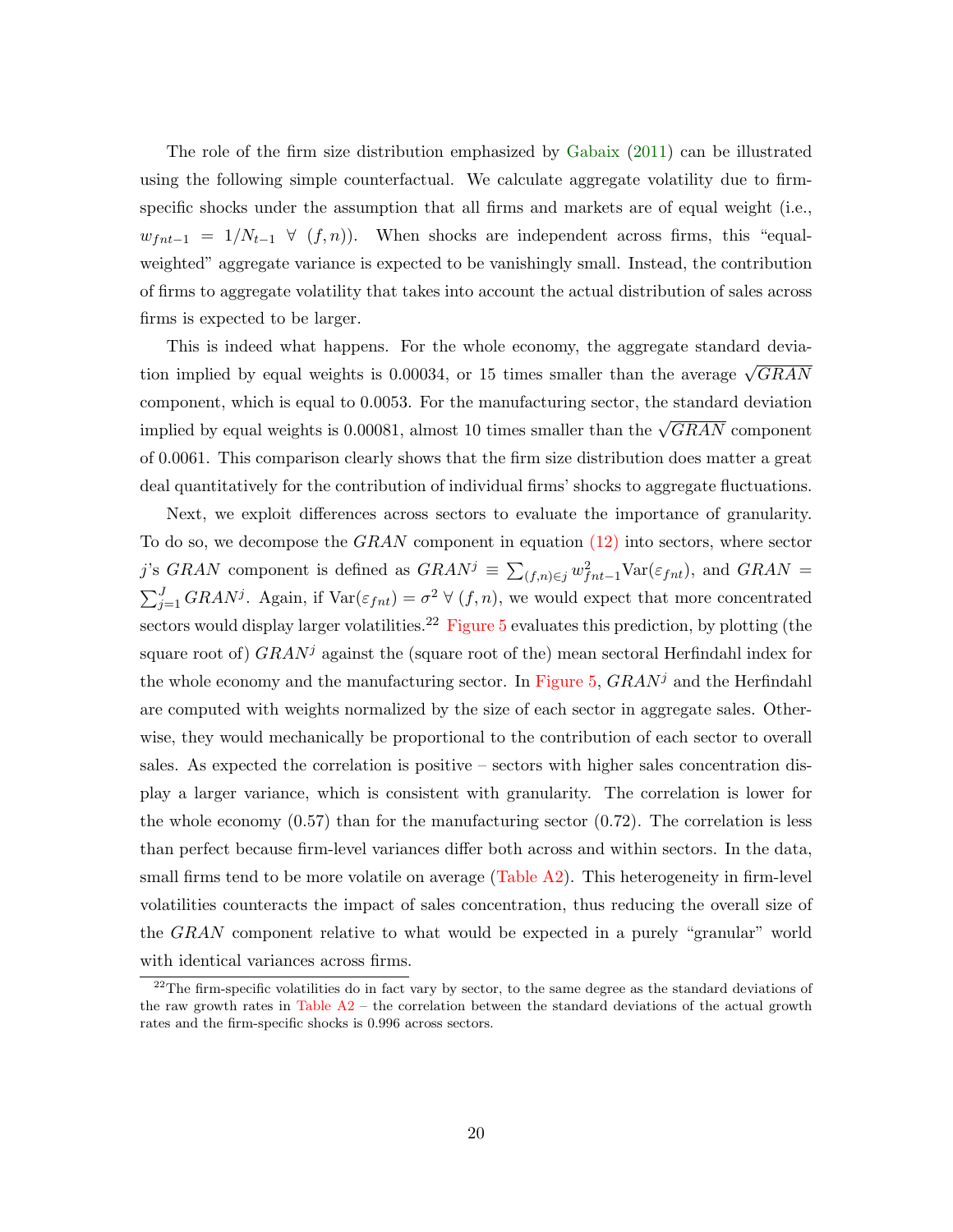The role of the firm size distribution emphasized by Gabaix (2011) can be illustrated using the following simple counterfactual. We calculate aggregate volatility due to firm-specific shocks under the assumption that all firms and markets are of equal weight (i.e., $w_{fnt-1} = 1/N_{t-1} \ \forall \ (f, n)$). When shocks are independent across firms, this "equal-weighted" aggregate variance is expected to be vanishingly small. Instead, the contribution of firms to aggregate volatility that takes into account the actual distribution of sales across firms is expected to be larger.

This is indeed what happens. For the whole economy, the aggregate standard deviation implied by equal weights is 0.00034, or 15 times smaller than the average $\sqrt{GRAN}$ component, which is equal to 0.0053. For the manufacturing sector, the standard deviation implied by equal weights is 0.00081, almost 10 times smaller than the $\sqrt{GRAN}$ component of 0.0061. This comparison clearly shows that the firm size distribution does matter a great deal quantitatively for the contribution of individual firms' shocks to aggregate fluctuations.

Next, we exploit differences across sectors to evaluate the importance of granularity. To do so, we decompose the $GRAN$ component in equation (12) into sectors, where sector $j$'s $GRAN$ component is defined as $GRAN^j \equiv \sum_{(f,n)\in j} w^2_{fnt-1}\text{Var}(\varepsilon_{fnt})$, and $GRAN = \sum_{j=1}^{J} GRAN^j$. Again, if $\text{Var}(\varepsilon_{fnt}) = \sigma^2 \ \forall \ (f, n)$, we would expect that more concentrated sectors would display larger volatilities.[22] Figure 5 evaluates this prediction, by plotting (the square root of) $GRAN^j$ against the (square root of the) mean sectoral Herfindahl index for the whole economy and the manufacturing sector. In Figure 5, $GRAN^j$ and the Herfindahl are computed with weights normalized by the size of each sector in aggregate sales. Otherwise, they would mechanically be proportional to the contribution of each sector to overall sales. As expected the correlation is positive – sectors with higher sales concentration display a larger variance, which is consistent with granularity. The correlation is lower for the whole economy (0.57) than for the manufacturing sector (0.72). The correlation is less than perfect because firm-level variances differ both across and within sectors. In the data, small firms tend to be more volatile on average (Table A2). This heterogeneity in firm-level volatilities counteracts the impact of sales concentration, thus reducing the overall size of the $GRAN$ component relative to what would be expected in a purely "granular" world with identical variances across firms.

[22] The firm-specific volatilities do in fact vary by sector, to the same degree as the standard deviations of the raw growth rates in Table A2 – the correlation between the standard deviations of the actual growth rates and the firm-specific shocks is 0.996 across sectors.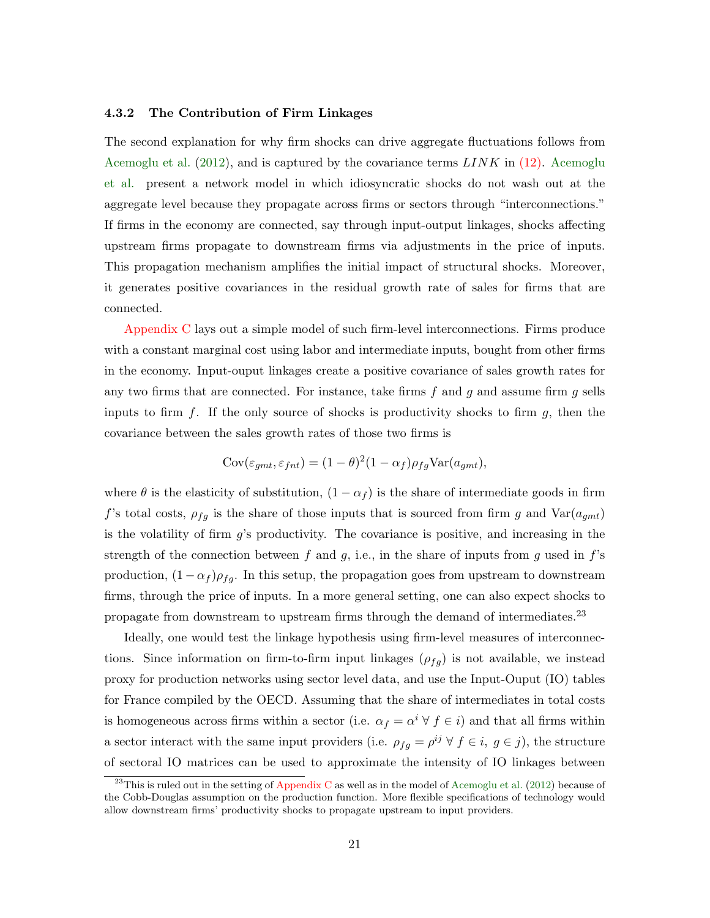### 4.3.2 The Contribution of Firm Linkages

The second explanation for why firm shocks can drive aggregate fluctuations follows from Acemoglu et al. (2012), and is captured by the covariance terms $LINK$ in (12). Acemoglu et al. present a network model in which idiosyncratic shocks do not wash out at the aggregate level because they propagate across firms or sectors through "interconnections." If firms in the economy are connected, say through input-output linkages, shocks affecting upstream firms propagate to downstream firms via adjustments in the price of inputs. This propagation mechanism amplifies the initial impact of structural shocks. Moreover, it generates positive covariances in the residual growth rate of sales for firms that are connected.

Appendix C lays out a simple model of such firm-level interconnections. Firms produce with a constant marginal cost using labor and intermediate inputs, bought from other firms in the economy. Input-ouput linkages create a positive covariance of sales growth rates for any two firms that are connected. For instance, take firms $f$ and $g$ and assume firm $g$ sells inputs to firm $f$. If the only source of shocks is productivity shocks to firm $g$, then the covariance between the sales growth rates of those two firms is

$$\text{Cov}(\varepsilon_{gmt}, \varepsilon_{fnt}) = (1-\theta)^2(1-\alpha_f)\rho_{fg}\text{Var}(a_{gmt}),$$

where $\theta$ is the elasticity of substitution, $(1-\alpha_f)$ is the share of intermediate goods in firm $f$'s total costs, $\rho_{fg}$ is the share of those inputs that is sourced from firm $g$ and $\text{Var}(a_{gmt})$ is the volatility of firm $g$'s productivity. The covariance is positive, and increasing in the strength of the connection between $f$ and $g$, i.e., in the share of inputs from $g$ used in $f$'s production, $(1-\alpha_f)\rho_{fg}$. In this setup, the propagation goes from upstream to downstream firms, through the price of inputs. In a more general setting, one can also expect shocks to propagate from downstream to upstream firms through the demand of intermediates.[23]

Ideally, one would test the linkage hypothesis using firm-level measures of interconnections. Since information on firm-to-firm input linkages ($\rho_{fg}$) is not available, we instead proxy for production networks using sector level data, and use the Input-Ouput (IO) tables for France compiled by the OECD. Assuming that the share of intermediates in total costs is homogeneous across firms within a sector (i.e. $\alpha_f = \alpha^i \;\forall\; f \in i$) and that all firms within a sector interact with the same input providers (i.e. $\rho_{fg} = \rho^{ij} \;\forall\; f \in i,\; g \in j$), the structure of sectoral IO matrices can be used to approximate the intensity of IO linkages between

[23] This is ruled out in the setting of Appendix C as well as in the model of Acemoglu et al. (2012) because of the Cobb-Douglas assumption on the production function. More flexible specifications of technology would allow downstream firms' productivity shocks to propagate upstream to input providers.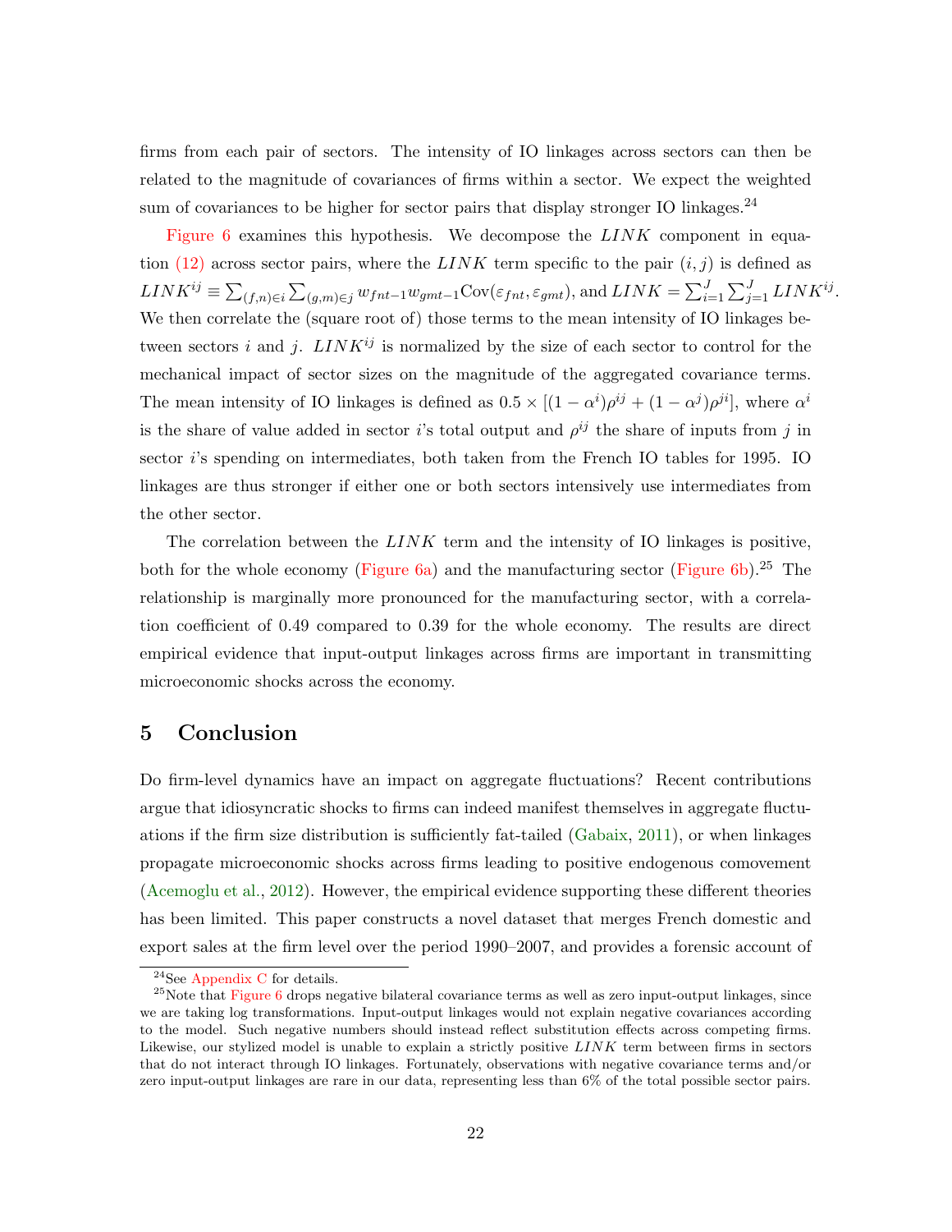firms from each pair of sectors. The intensity of IO linkages across sectors can then be related to the magnitude of covariances of firms within a sector. We expect the weighted sum of covariances to be higher for sector pairs that display stronger IO linkages.[24]

Figure 6 examines this hypothesis. We decompose the $LINK$ component in equation (12) across sector pairs, where the $LINK$ term specific to the pair $(i, j)$ is defined as $LINK^{ij} \equiv \sum_{(f,n)\in i} \sum_{(g,m)\in j} w_{fnt-1} w_{gmt-1} \text{Cov}(\varepsilon_{fnt}, \varepsilon_{gmt})$, and $LINK = \sum_{i=1}^{J} \sum_{j=1}^{J} LINK^{ij}$. We then correlate the (square root of) those terms to the mean intensity of IO linkages between sectors $i$ and $j$. $LINK^{ij}$ is normalized by the size of each sector to control for the mechanical impact of sector sizes on the magnitude of the aggregated covariance terms. The mean intensity of IO linkages is defined as $0.5 \times [(1 - \alpha^i)\rho^{ij} + (1 - \alpha^j)\rho^{ji}]$, where $\alpha^i$ is the share of value added in sector $i$'s total output and $\rho^{ij}$ the share of inputs from $j$ in sector $i$'s spending on intermediates, both taken from the French IO tables for 1995. IO linkages are thus stronger if either one or both sectors intensively use intermediates from the other sector.

The correlation between the $LINK$ term and the intensity of IO linkages is positive, both for the whole economy (Figure 6a) and the manufacturing sector (Figure 6b).[25] The relationship is marginally more pronounced for the manufacturing sector, with a correlation coefficient of 0.49 compared to 0.39 for the whole economy. The results are direct empirical evidence that input-output linkages across firms are important in transmitting microeconomic shocks across the economy.

## 5 Conclusion

Do firm-level dynamics have an impact on aggregate fluctuations? Recent contributions argue that idiosyncratic shocks to firms can indeed manifest themselves in aggregate fluctuations if the firm size distribution is sufficiently fat-tailed (Gabaix, 2011), or when linkages propagate microeconomic shocks across firms leading to positive endogenous comovement (Acemoglu et al., 2012). However, the empirical evidence supporting these different theories has been limited. This paper constructs a novel dataset that merges French domestic and export sales at the firm level over the period 1990–2007, and provides a forensic account of

---

[24] See Appendix C for details.

[25] Note that Figure 6 drops negative bilateral covariance terms as well as zero input-output linkages, since we are taking log transformations. Input-output linkages would not explain negative covariances according to the model. Such negative numbers should instead reflect substitution effects across competing firms. Likewise, our stylized model is unable to explain a strictly positive $LINK$ term between firms in sectors that do not interact through IO linkages. Fortunately, observations with negative covariance terms and/or zero input-output linkages are rare in our data, representing less than 6% of the total possible sector pairs.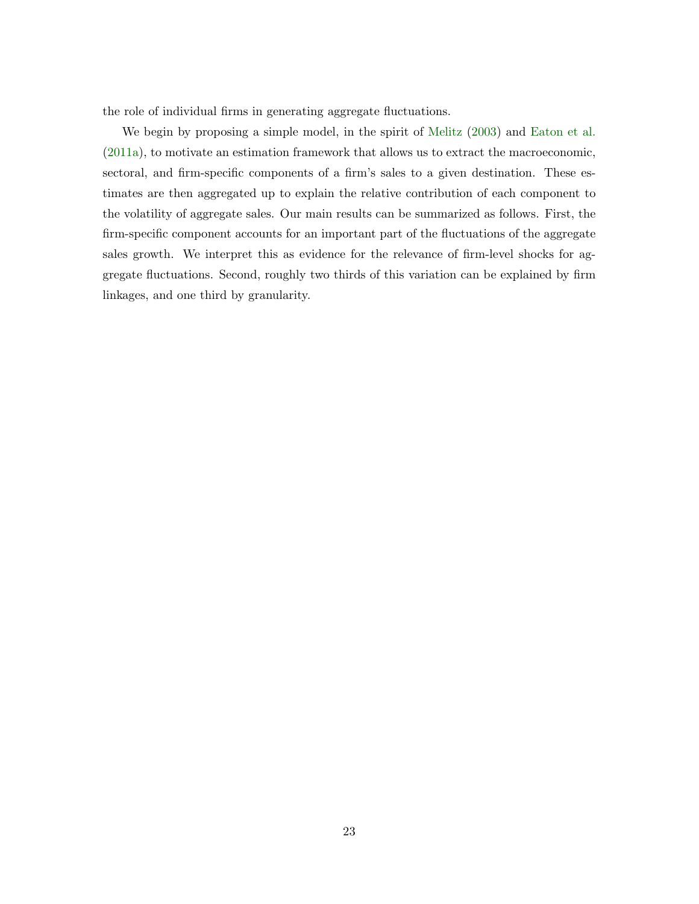the role of individual firms in generating aggregate fluctuations.

We begin by proposing a simple model, in the spirit of Melitz (2003) and Eaton et al. (2011a), to motivate an estimation framework that allows us to extract the macroeconomic, sectoral, and firm-specific components of a firm's sales to a given destination. These estimates are then aggregated up to explain the relative contribution of each component to the volatility of aggregate sales. Our main results can be summarized as follows. First, the firm-specific component accounts for an important part of the fluctuations of the aggregate sales growth. We interpret this as evidence for the relevance of firm-level shocks for aggregate fluctuations. Second, roughly two thirds of this variation can be explained by firm linkages, and one third by granularity.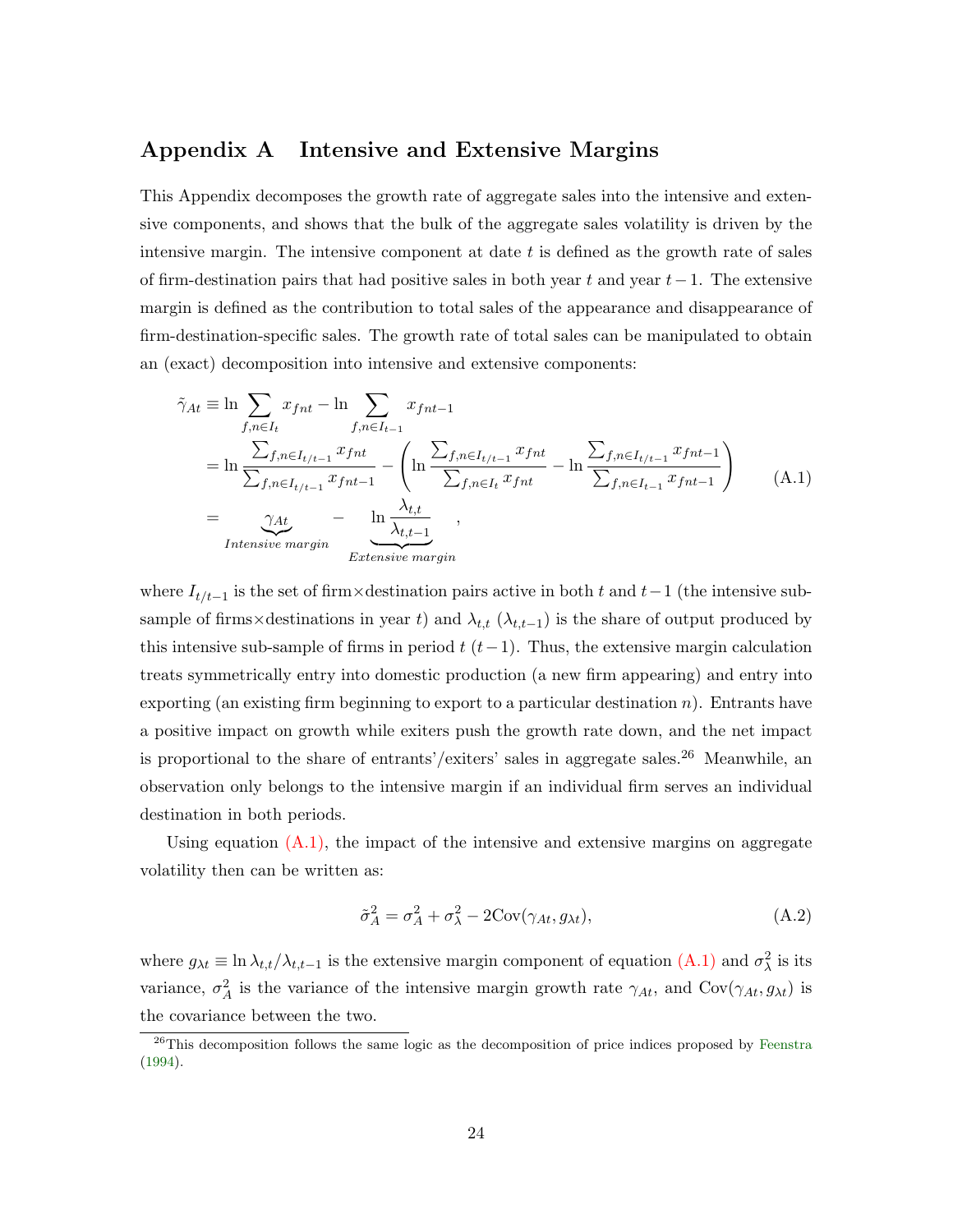## Appendix A Intensive and Extensive Margins

This Appendix decomposes the growth rate of aggregate sales into the intensive and extensive components, and shows that the bulk of the aggregate sales volatility is driven by the intensive margin. The intensive component at date $t$ is defined as the growth rate of sales of firm-destination pairs that had positive sales in both year $t$ and year $t-1$. The extensive margin is defined as the contribution to total sales of the appearance and disappearance of firm-destination-specific sales. The growth rate of total sales can be manipulated to obtain an (exact) decomposition into intensive and extensive components:

$$
\begin{aligned}
\tilde{\gamma}_{At} &\equiv \ln \sum_{f,n\in I_t} x_{fnt} - \ln \sum_{f,n\in I_{t-1}} x_{fnt-1} \\
&= \ln \frac{\sum_{f,n\in I_{t/t-1}} x_{fnt}}{\sum_{f,n\in I_{t/t-1}} x_{fnt-1}} - \left( \ln \frac{\sum_{f,n\in I_{t/t-1}} x_{fnt}}{\sum_{f,n\in I_t} x_{fnt}} - \ln \frac{\sum_{f,n\in I_{t/t-1}} x_{fnt-1}}{\sum_{f,n\in I_{t-1}} x_{fnt-1}} \right) \\
&= \underbrace{\gamma_{At}}_{\textit{Intensive margin}} - \underbrace{\ln \frac{\lambda_{t,t}}{\lambda_{t,t-1}}}_{\textit{Extensive margin}} ,
\end{aligned}
\tag{A.1}
$$

where $I_{t/t-1}$ is the set of firm$\times$destination pairs active in both $t$ and $t-1$ (the intensive sub-sample of firms$\times$destinations in year $t$) and $\lambda_{t,t}$ ($\lambda_{t,t-1}$) is the share of output produced by this intensive sub-sample of firms in period $t$ ($t-1$). Thus, the extensive margin calculation treats symmetrically entry into domestic production (a new firm appearing) and entry into exporting (an existing firm beginning to export to a particular destination $n$). Entrants have a positive impact on growth while exiters push the growth rate down, and the net impact is proportional to the share of entrants'/exiters' sales in aggregate sales.[26] Meanwhile, an observation only belongs to the intensive margin if an individual firm serves an individual destination in both periods.

Using equation (A.1), the impact of the intensive and extensive margins on aggregate volatility then can be written as:

$$
\tilde{\sigma}_A^2 = \sigma_A^2 + \sigma_\lambda^2 - 2\text{Cov}(\gamma_{At}, g_{\lambda t}), \tag{A.2}
$$

where $g_{\lambda t} \equiv \ln \lambda_{t,t}/\lambda_{t,t-1}$ is the extensive margin component of equation (A.1) and $\sigma_\lambda^2$ is its variance, $\sigma_A^2$ is the variance of the intensive margin growth rate $\gamma_{At}$, and $\text{Cov}(\gamma_{At}, g_{\lambda t})$ is the covariance between the two.

[26] This decomposition follows the same logic as the decomposition of price indices proposed by Feenstra (1994).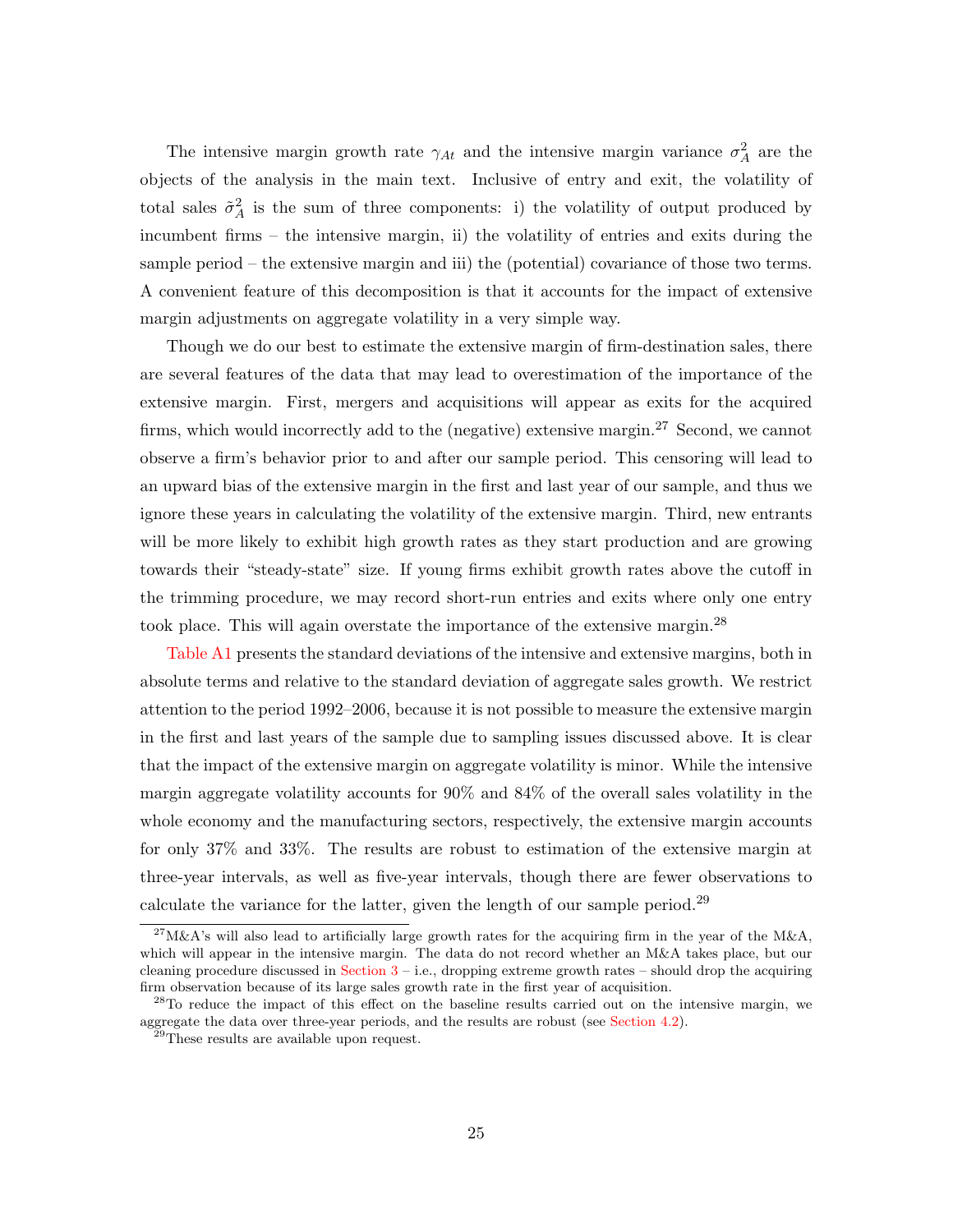The intensive margin growth rate $\gamma_{At}$ and the intensive margin variance $\sigma_A^2$ are the objects of the analysis in the main text. Inclusive of entry and exit, the volatility of total sales $\tilde{\sigma}_A^2$ is the sum of three components: i) the volatility of output produced by incumbent firms – the intensive margin, ii) the volatility of entries and exits during the sample period – the extensive margin and iii) the (potential) covariance of those two terms. A convenient feature of this decomposition is that it accounts for the impact of extensive margin adjustments on aggregate volatility in a very simple way.

Though we do our best to estimate the extensive margin of firm-destination sales, there are several features of the data that may lead to overestimation of the importance of the extensive margin. First, mergers and acquisitions will appear as exits for the acquired firms, which would incorrectly add to the (negative) extensive margin.[27] Second, we cannot observe a firm's behavior prior to and after our sample period. This censoring will lead to an upward bias of the extensive margin in the first and last year of our sample, and thus we ignore these years in calculating the volatility of the extensive margin. Third, new entrants will be more likely to exhibit high growth rates as they start production and are growing towards their "steady-state" size. If young firms exhibit growth rates above the cutoff in the trimming procedure, we may record short-run entries and exits where only one entry took place. This will again overstate the importance of the extensive margin.[28]

Table A1 presents the standard deviations of the intensive and extensive margins, both in absolute terms and relative to the standard deviation of aggregate sales growth. We restrict attention to the period 1992–2006, because it is not possible to measure the extensive margin in the first and last years of the sample due to sampling issues discussed above. It is clear that the impact of the extensive margin on aggregate volatility is minor. While the intensive margin aggregate volatility accounts for 90% and 84% of the overall sales volatility in the whole economy and the manufacturing sectors, respectively, the extensive margin accounts for only 37% and 33%. The results are robust to estimation of the extensive margin at three-year intervals, as well as five-year intervals, though there are fewer observations to calculate the variance for the latter, given the length of our sample period.[29]

---

[27] M&A's will also lead to artificially large growth rates for the acquiring firm in the year of the M&A, which will appear in the intensive margin. The data do not record whether an M&A takes place, but our cleaning procedure discussed in Section 3 – i.e., dropping extreme growth rates – should drop the acquiring firm observation because of its large sales growth rate in the first year of acquisition.

[28] To reduce the impact of this effect on the baseline results carried out on the intensive margin, we aggregate the data over three-year periods, and the results are robust (see Section 4.2).

[29] These results are available upon request.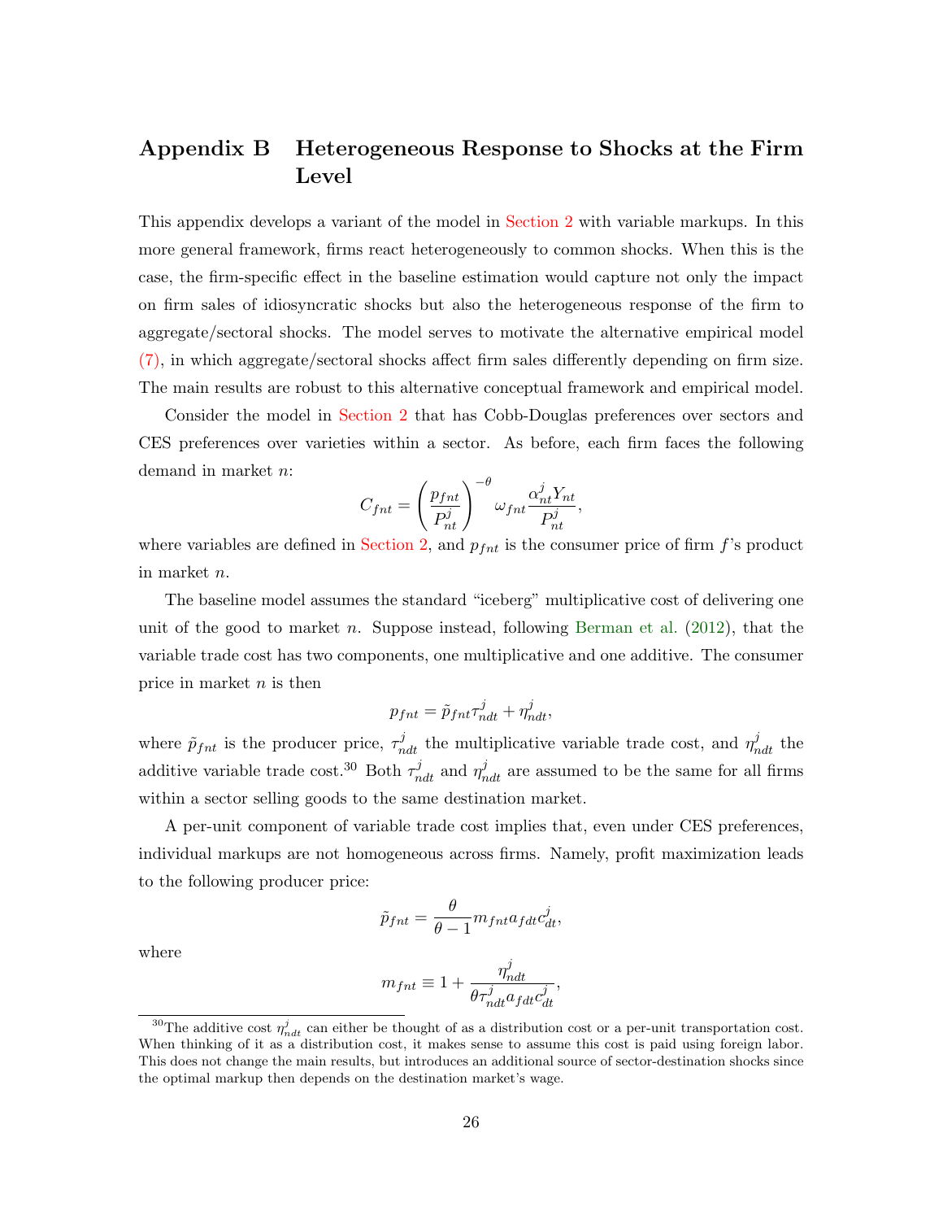# Appendix B Heterogeneous Response to Shocks at the Firm Level

This appendix develops a variant of the model in Section 2 with variable markups. In this more general framework, firms react heterogeneously to common shocks. When this is the case, the firm-specific effect in the baseline estimation would capture not only the impact on firm sales of idiosyncratic shocks but also the heterogeneous response of the firm to aggregate/sectoral shocks. The model serves to motivate the alternative empirical model (7), in which aggregate/sectoral shocks affect firm sales differently depending on firm size. The main results are robust to this alternative conceptual framework and empirical model.

Consider the model in Section 2 that has Cobb-Douglas preferences over sectors and CES preferences over varieties within a sector. As before, each firm faces the following demand in market $n$:

$$C_{fnt} = \left(\frac{p_{fnt}}{P^j_{nt}}\right)^{-\theta} \omega_{fnt} \frac{\alpha^j_{nt} Y_{nt}}{P^j_{nt}},$$

where variables are defined in Section 2, and $p_{fnt}$ is the consumer price of firm $f$'s product in market $n$.

The baseline model assumes the standard "iceberg" multiplicative cost of delivering one unit of the good to market $n$. Suppose instead, following Berman et al. (2012), that the variable trade cost has two components, one multiplicative and one additive. The consumer price in market $n$ is then

$$p_{fnt} = \tilde{p}_{fnt} \tau^j_{ndt} + \eta^j_{ndt},$$

where $\tilde{p}_{fnt}$ is the producer price, $\tau^j_{ndt}$ the multiplicative variable trade cost, and $\eta^j_{ndt}$ the additive variable trade cost.[30] Both $\tau^j_{ndt}$ and $\eta^j_{ndt}$ are assumed to be the same for all firms within a sector selling goods to the same destination market.

A per-unit component of variable trade cost implies that, even under CES preferences, individual markups are not homogeneous across firms. Namely, profit maximization leads to the following producer price:

$$\tilde{p}_{fnt} = \frac{\theta}{\theta - 1} m_{fnt} a_{fdt} c^j_{dt},$$

where

$$m_{fnt} \equiv 1 + \frac{\eta^j_{ndt}}{\theta \tau^j_{ndt} a_{fdt} c^j_{dt}},$$

[30] The additive cost $\eta^j_{ndt}$ can either be thought of as a distribution cost or a per-unit transportation cost. When thinking of it as a distribution cost, it makes sense to assume this cost is paid using foreign labor. This does not change the main results, but introduces an additional source of sector-destination shocks since the optimal markup then depends on the destination market's wage.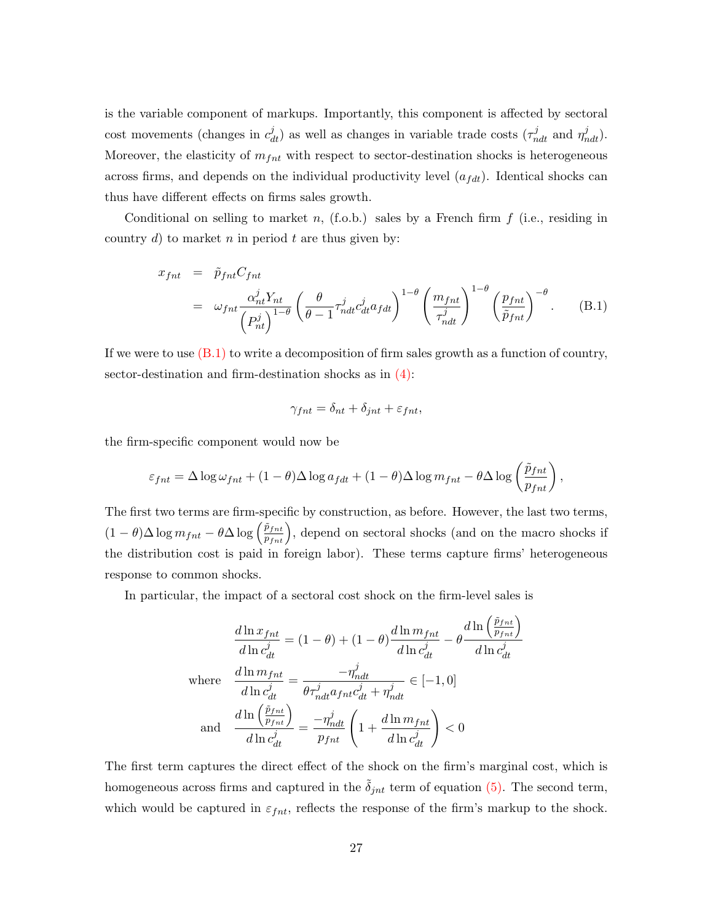is the variable component of markups. Importantly, this component is affected by sectoral cost movements (changes in $c^j_{dt}$) as well as changes in variable trade costs ($\tau^j_{ndt}$ and $\eta^j_{ndt}$). Moreover, the elasticity of $m_{fnt}$ with respect to sector-destination shocks is heterogeneous across firms, and depends on the individual productivity level ($a_{fdt}$). Identical shocks can thus have different effects on firms sales growth.

Conditional on selling to market $n$, (f.o.b.) sales by a French firm $f$ (i.e., residing in country $d$) to market $n$ in period $t$ are thus given by:

$$
\begin{aligned}
x_{fnt} &= \tilde{p}_{fnt} C_{fnt} \\
&= \omega_{fnt} \frac{\alpha^j_{nt} Y_{nt}}{\left(P^j_{nt}\right)^{1-\theta}} \left(\frac{\theta}{\theta-1} \tau^j_{ndt} c^j_{dt} a_{fdt}\right)^{1-\theta} \left(\frac{m_{fnt}}{\tau^j_{ndt}}\right)^{1-\theta} \left(\frac{p_{fnt}}{\tilde{p}_{fnt}}\right)^{-\theta}. \qquad \text{(B.1)}
\end{aligned}
$$

If we were to use (B.1) to write a decomposition of firm sales growth as a function of country, sector-destination and firm-destination shocks as in (4):

$$\gamma_{fnt} = \delta_{nt} + \delta_{jnt} + \varepsilon_{fnt},$$

the firm-specific component would now be

$$\varepsilon_{fnt} = \Delta \log \omega_{fnt} + (1-\theta) \Delta \log a_{fdt} + (1-\theta) \Delta \log m_{fnt} - \theta \Delta \log \left(\frac{\tilde{p}_{fnt}}{p_{fnt}}\right),$$

The first two terms are firm-specific by construction, as before. However, the last two terms, $(1-\theta)\Delta \log m_{fnt} - \theta \Delta \log \left(\frac{\tilde{p}_{fnt}}{p_{fnt}}\right)$, depend on sectoral shocks (and on the macro shocks if the distribution cost is paid in foreign labor). These terms capture firms' heterogeneous response to common shocks.

In particular, the impact of a sectoral cost shock on the firm-level sales is

$$
\begin{aligned}
\frac{d \ln x_{fnt}}{d \ln c^j_{dt}} &= (1-\theta) + (1-\theta) \frac{d \ln m_{fnt}}{d \ln c^j_{dt}} - \theta \frac{d \ln \left(\frac{\tilde{p}_{fnt}}{p_{fnt}}\right)}{d \ln c^j_{dt}} \\
\text{where} \quad \frac{d \ln m_{fnt}}{d \ln c^j_{dt}} &= \frac{-\eta^j_{ndt}}{\theta \tau^j_{ndt} a_{fnt} c^j_{dt} + \eta^j_{ndt}} \in [-1, 0] \\
\text{and} \quad \frac{d \ln \left(\frac{\tilde{p}_{fnt}}{p_{fnt}}\right)}{d \ln c^j_{dt}} &= \frac{-\eta^j_{ndt}}{p_{fnt}} \left(1 + \frac{d \ln m_{fnt}}{d \ln c^j_{dt}}\right) < 0
\end{aligned}
$$

The first term captures the direct effect of the shock on the firm's marginal cost, which is homogeneous across firms and captured in the $\tilde{\delta}_{jnt}$ term of equation (5). The second term, which would be captured in $\varepsilon_{fnt}$, reflects the response of the firm's markup to the shock.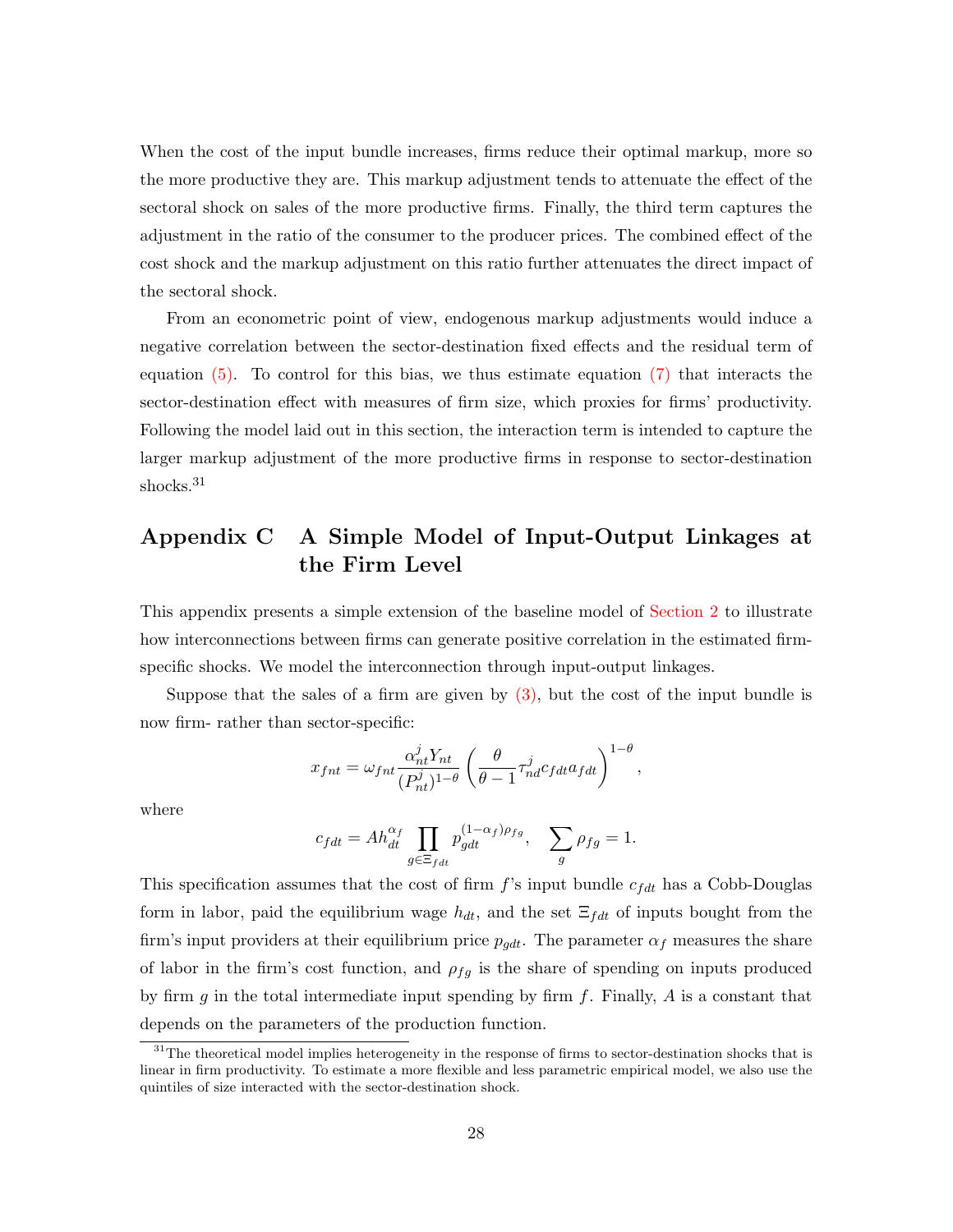When the cost of the input bundle increases, firms reduce their optimal markup, more so the more productive they are. This markup adjustment tends to attenuate the effect of the sectoral shock on sales of the more productive firms. Finally, the third term captures the adjustment in the ratio of the consumer to the producer prices. The combined effect of the cost shock and the markup adjustment on this ratio further attenuates the direct impact of the sectoral shock.

From an econometric point of view, endogenous markup adjustments would induce a negative correlation between the sector-destination fixed effects and the residual term of equation (5). To control for this bias, we thus estimate equation (7) that interacts the sector-destination effect with measures of firm size, which proxies for firms' productivity. Following the model laid out in this section, the interaction term is intended to capture the larger markup adjustment of the more productive firms in response to sector-destination shocks.[31]

# Appendix C A Simple Model of Input-Output Linkages at the Firm Level

This appendix presents a simple extension of the baseline model of Section 2 to illustrate how interconnections between firms can generate positive correlation in the estimated firm-specific shocks. We model the interconnection through input-output linkages.

Suppose that the sales of a firm are given by (3), but the cost of the input bundle is now firm- rather than sector-specific:

$$x_{fnt} = \omega_{fnt} \frac{\alpha_{nt}^{j} Y_{nt}}{(P_{nt}^{j})^{1-\theta}} \left( \frac{\theta}{\theta - 1} \tau_{nd}^{j} c_{fdt} a_{fdt} \right)^{1-\theta},$$

where

$$c_{fdt} = A h_{dt}^{\alpha_f} \prod_{g \in \Xi_{fdt}} p_{gdt}^{(1-\alpha_f)\rho_{fg}}, \quad \sum_{g} \rho_{fg} = 1.$$

This specification assumes that the cost of firm $f$'s input bundle $c_{fdt}$ has a Cobb-Douglas form in labor, paid the equilibrium wage $h_{dt}$, and the set $\Xi_{fdt}$ of inputs bought from the firm's input providers at their equilibrium price $p_{gdt}$. The parameter $\alpha_f$ measures the share of labor in the firm's cost function, and $\rho_{fg}$ is the share of spending on inputs produced by firm $g$ in the total intermediate input spending by firm $f$. Finally, $A$ is a constant that depends on the parameters of the production function.

[31] The theoretical model implies heterogeneity in the response of firms to sector-destination shocks that is linear in firm productivity. To estimate a more flexible and less parametric empirical model, we also use the quintiles of size interacted with the sector-destination shock.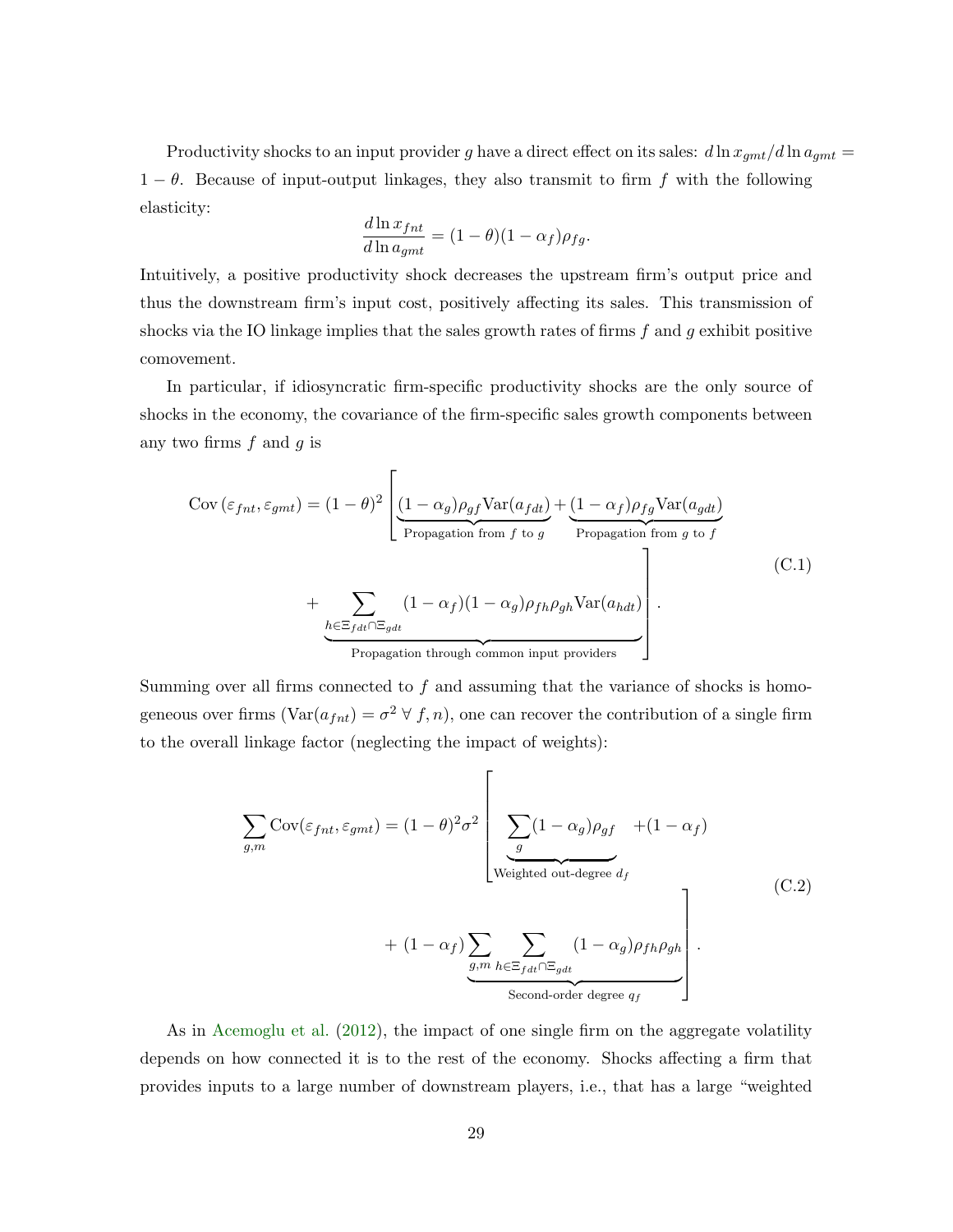Productivity shocks to an input provider $g$ have a direct effect on its sales: $d\ln x_{gmt}/d\ln a_{gmt} = 1-\theta$. Because of input-output linkages, they also transmit to firm $f$ with the following elasticity:

$$\frac{d\ln x_{fnt}}{d\ln a_{gmt}} = (1-\theta)(1-\alpha_f)\rho_{fg}.$$

Intuitively, a positive productivity shock decreases the upstream firm's output price and thus the downstream firm's input cost, positively affecting its sales. This transmission of shocks via the IO linkage implies that the sales growth rates of firms $f$ and $g$ exhibit positive comovement.

In particular, if idiosyncratic firm-specific productivity shocks are the only source of shocks in the economy, the covariance of the firm-specific sales growth components between any two firms $f$ and $g$ is

$$\begin{aligned}\text{Cov}\left(\varepsilon_{fnt}, \varepsilon_{gmt}\right) = (1-\theta)^2 \Bigg[ & \underbrace{(1-\alpha_g)\rho_{gf}\text{Var}(a_{fdt})}_{\text{Propagation from } f \text{ to } g} + \underbrace{(1-\alpha_f)\rho_{fg}\text{Var}(a_{gdt})}_{\text{Propagation from } g \text{ to } f} \\ & + \underbrace{\sum_{h\in\Xi_{fdt}\cap\Xi_{gdt}} (1-\alpha_f)(1-\alpha_g)\rho_{fh}\rho_{gh}\text{Var}(a_{hdt})}_{\text{Propagation through common input providers}} \Bigg].\end{aligned} \tag{C.1}$$

Summing over all firms connected to $f$ and assuming that the variance of shocks is homogeneous over firms ($\text{Var}(a_{fnt}) = \sigma^2 \ \forall \ f, n$), one can recover the contribution of a single firm to the overall linkage factor (neglecting the impact of weights):

$$\begin{aligned}\sum_{g,m}\text{Cov}(\varepsilon_{fnt}, \varepsilon_{gmt}) = (1-\theta)^2\sigma^2 \Bigg[ & \underbrace{\sum_{g}(1-\alpha_g)\rho_{gf}}_{\text{Weighted out-degree } d_f} + (1-\alpha_f) \\ & + (1-\alpha_f)\underbrace{\sum_{g,m}\sum_{h\in\Xi_{fdt}\cap\Xi_{gdt}} (1-\alpha_g)\rho_{fh}\rho_{gh}}_{\text{Second-order degree } q_f} \Bigg].\end{aligned} \tag{C.2}$$

As in Acemoglu et al. (2012), the impact of one single firm on the aggregate volatility depends on how connected it is to the rest of the economy. Shocks affecting a firm that provides inputs to a large number of downstream players, i.e., that has a large "weighted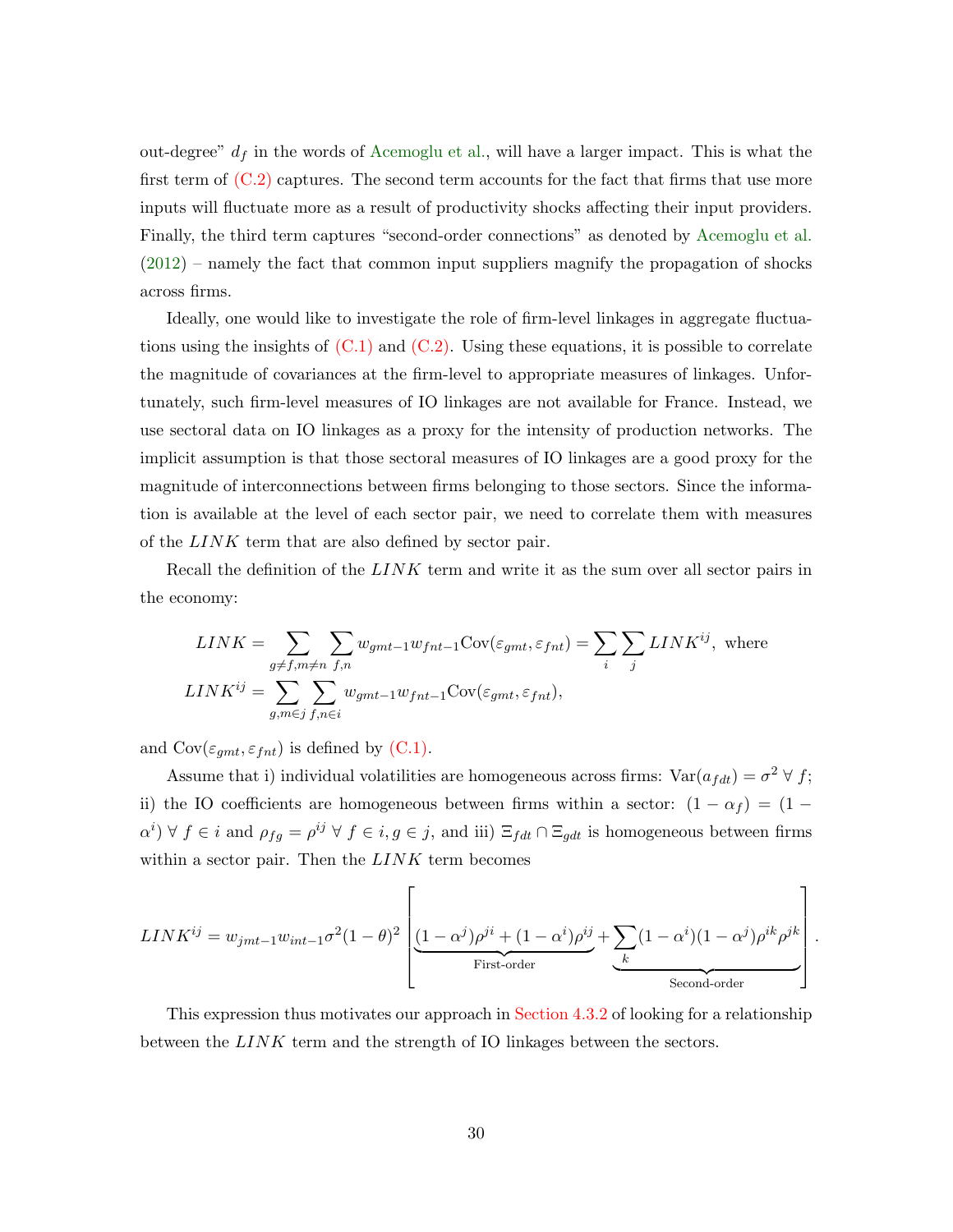out-degree" $d_f$ in the words of Acemoglu et al., will have a larger impact. This is what the first term of (C.2) captures. The second term accounts for the fact that firms that use more inputs will fluctuate more as a result of productivity shocks affecting their input providers. Finally, the third term captures "second-order connections" as denoted by Acemoglu et al. (2012) – namely the fact that common input suppliers magnify the propagation of shocks across firms.

Ideally, one would like to investigate the role of firm-level linkages in aggregate fluctuations using the insights of (C.1) and (C.2). Using these equations, it is possible to correlate the magnitude of covariances at the firm-level to appropriate measures of linkages. Unfortunately, such firm-level measures of IO linkages are not available for France. Instead, we use sectoral data on IO linkages as a proxy for the intensity of production networks. The implicit assumption is that those sectoral measures of IO linkages are a good proxy for the magnitude of interconnections between firms belonging to those sectors. Since the information is available at the level of each sector pair, we need to correlate them with measures of the $LINK$ term that are also defined by sector pair.

Recall the definition of the $LINK$ term and write it as the sum over all sector pairs in the economy:

$$LINK = \sum_{g \neq f, m \neq n} \sum_{f,n} w_{gmt-1} w_{fnt-1} \text{Cov}(\varepsilon_{gmt}, \varepsilon_{fnt}) = \sum_i \sum_j LINK^{ij}, \text{ where}$$

$$LINK^{ij} = \sum_{g,m \in j} \sum_{f,n \in i} w_{gmt-1} w_{fnt-1} \text{Cov}(\varepsilon_{gmt}, \varepsilon_{fnt}),$$

and $\text{Cov}(\varepsilon_{gmt}, \varepsilon_{fnt})$ is defined by (C.1).

Assume that i) individual volatilities are homogeneous across firms: $\text{Var}(a_{fdt}) = \sigma^2 \; \forall \; f$; ii) the IO coefficients are homogeneous between firms within a sector: $(1 - \alpha_f) = (1 - \alpha^i) \; \forall \; f \in i$ and $\rho_{fg} = \rho^{ij} \; \forall \; f \in i, g \in j$, and iii) $\Xi_{fdt} \cap \Xi_{gdt}$ is homogeneous between firms within a sector pair. Then the $LINK$ term becomes

$$LINK^{ij} = w_{jmt-1} w_{int-1} \sigma^2 (1-\theta)^2 \left[ \underbrace{(1-\alpha^j)\rho^{ji} + (1-\alpha^i)\rho^{ij}}_{\text{First-order}} + \underbrace{\sum_k (1-\alpha^i)(1-\alpha^j)\rho^{ik}\rho^{jk}}_{\text{Second-order}} \right].$$

This expression thus motivates our approach in Section 4.3.2 of looking for a relationship between the $LINK$ term and the strength of IO linkages between the sectors.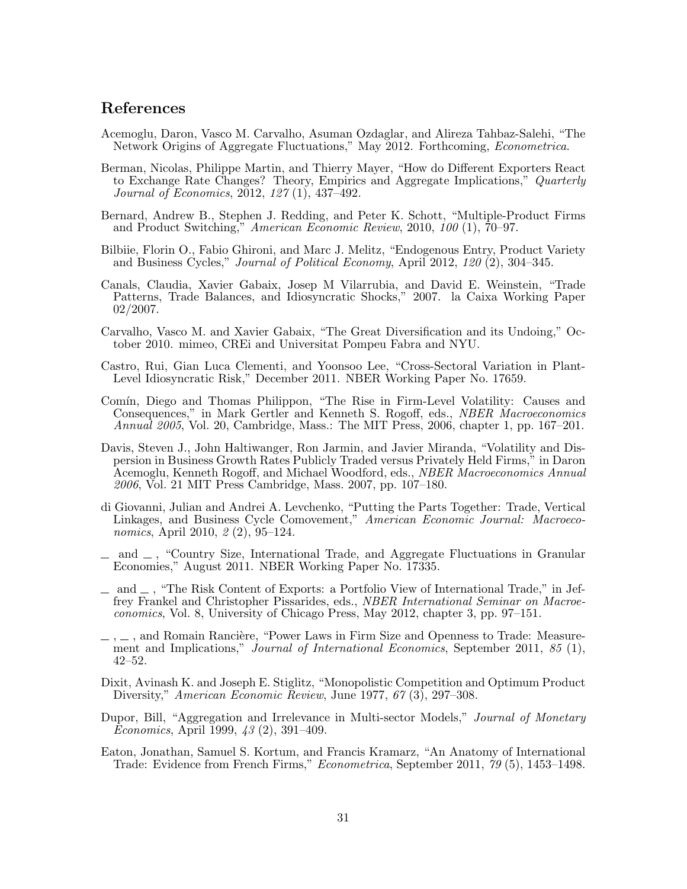## References

Acemoglu, Daron, Vasco M. Carvalho, Asuman Ozdaglar, and Alireza Tahbaz-Salehi, "The Network Origins of Aggregate Fluctuations," May 2012. Forthcoming, *Econometrica*.

Berman, Nicolas, Philippe Martin, and Thierry Mayer, "How do Different Exporters React to Exchange Rate Changes? Theory, Empirics and Aggregate Implications," *Quarterly Journal of Economics*, 2012, *127* (1), 437–492.

Bernard, Andrew B., Stephen J. Redding, and Peter K. Schott, "Multiple-Product Firms and Product Switching," *American Economic Review*, 2010, *100* (1), 70–97.

Bilbiie, Florin O., Fabio Ghironi, and Marc J. Melitz, "Endogenous Entry, Product Variety and Business Cycles," *Journal of Political Economy*, April 2012, *120* (2), 304–345.

Canals, Claudia, Xavier Gabaix, Josep M Vilarrubia, and David E. Weinstein, "Trade Patterns, Trade Balances, and Idiosyncratic Shocks," 2007. la Caixa Working Paper 02/2007.

Carvalho, Vasco M. and Xavier Gabaix, "The Great Diversification and its Undoing," October 2010. mimeo, CREi and Universitat Pompeu Fabra and NYU.

Castro, Rui, Gian Luca Clementi, and Yoonsoo Lee, "Cross-Sectoral Variation in Plant-Level Idiosyncratic Risk," December 2011. NBER Working Paper No. 17659.

Comín, Diego and Thomas Philippon, "The Rise in Firm-Level Volatility: Causes and Consequences," in Mark Gertler and Kenneth S. Rogoff, eds., *NBER Macroeconomics Annual 2005*, Vol. 20, Cambridge, Mass.: The MIT Press, 2006, chapter 1, pp. 167–201.

Davis, Steven J., John Haltiwanger, Ron Jarmin, and Javier Miranda, "Volatility and Dispersion in Business Growth Rates Publicly Traded versus Privately Held Firms," in Daron Acemoglu, Kenneth Rogoff, and Michael Woodford, eds., *NBER Macroeconomics Annual 2006*, Vol. 21 MIT Press Cambridge, Mass. 2007, pp. 107–180.

di Giovanni, Julian and Andrei A. Levchenko, "Putting the Parts Together: Trade, Vertical Linkages, and Business Cycle Comovement," *American Economic Journal: Macroeconomics*, April 2010, *2* (2), 95–124.

\_ and \_ , "Country Size, International Trade, and Aggregate Fluctuations in Granular Economies," August 2011. NBER Working Paper No. 17335.

\_ and \_ , "The Risk Content of Exports: a Portfolio View of International Trade," in Jeffrey Frankel and Christopher Pissarides, eds., *NBER International Seminar on Macroeconomics*, Vol. 8, University of Chicago Press, May 2012, chapter 3, pp. 97–151.

\_ , \_ , and Romain Rancière, "Power Laws in Firm Size and Openness to Trade: Measurement and Implications," *Journal of International Economics*, September 2011, *85* (1), 42–52.

Dixit, Avinash K. and Joseph E. Stiglitz, "Monopolistic Competition and Optimum Product Diversity," *American Economic Review*, June 1977, *67* (3), 297–308.

Dupor, Bill, "Aggregation and Irrelevance in Multi-sector Models," *Journal of Monetary Economics*, April 1999, *43* (2), 391–409.

Eaton, Jonathan, Samuel S. Kortum, and Francis Kramarz, "An Anatomy of International Trade: Evidence from French Firms," *Econometrica*, September 2011, *79* (5), 1453–1498.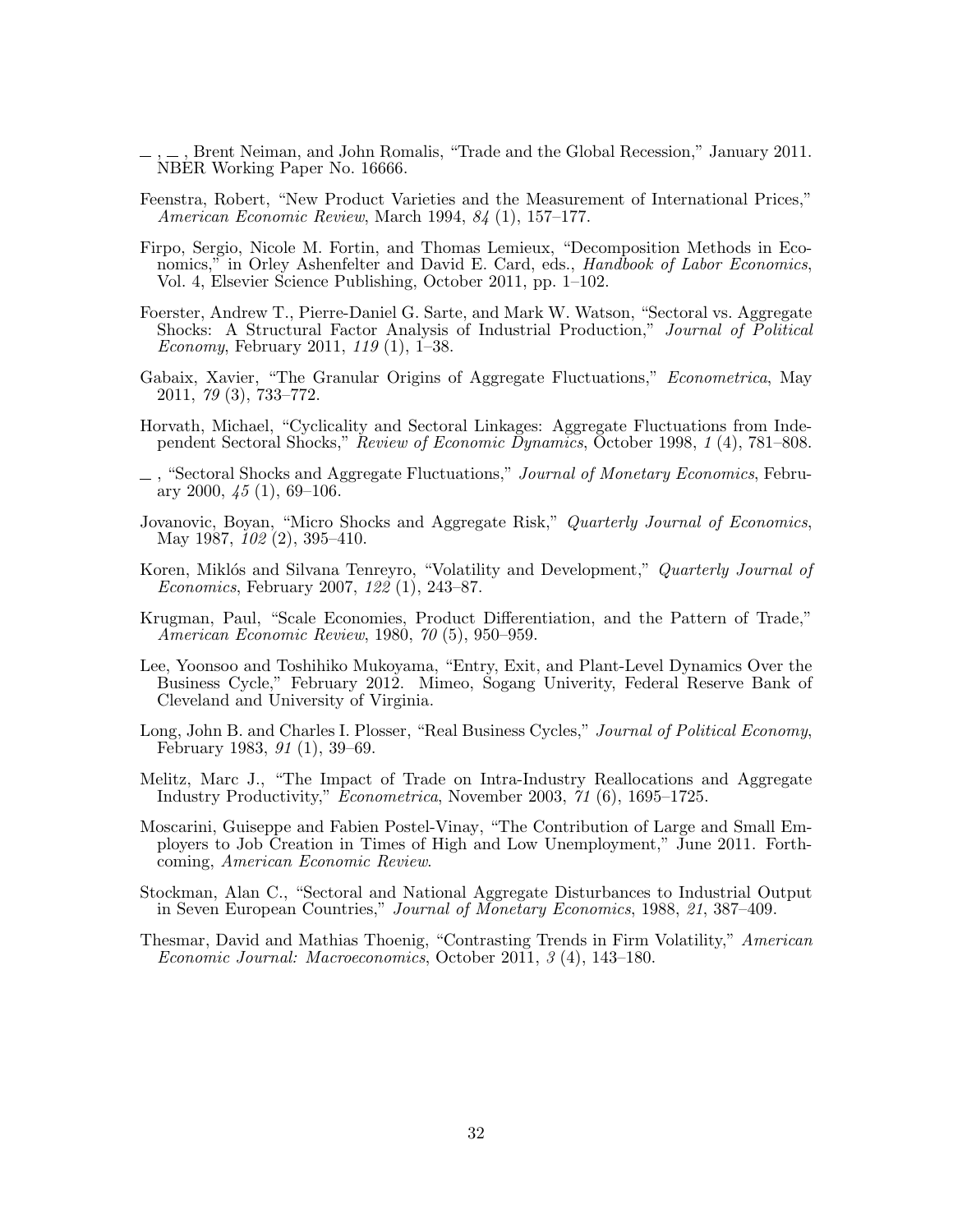—, —, Brent Neiman, and John Romalis, "Trade and the Global Recession," January 2011. NBER Working Paper No. 16666.

Feenstra, Robert, "New Product Varieties and the Measurement of International Prices," *American Economic Review*, March 1994, *84* (1), 157–177.

Firpo, Sergio, Nicole M. Fortin, and Thomas Lemieux, "Decomposition Methods in Economics," in Orley Ashenfelter and David E. Card, eds., *Handbook of Labor Economics*, Vol. 4, Elsevier Science Publishing, October 2011, pp. 1–102.

Foerster, Andrew T., Pierre-Daniel G. Sarte, and Mark W. Watson, "Sectoral vs. Aggregate Shocks: A Structural Factor Analysis of Industrial Production," *Journal of Political Economy*, February 2011, *119* (1), 1–38.

Gabaix, Xavier, "The Granular Origins of Aggregate Fluctuations," *Econometrica*, May 2011, *79* (3), 733–772.

Horvath, Michael, "Cyclicality and Sectoral Linkages: Aggregate Fluctuations from Independent Sectoral Shocks," *Review of Economic Dynamics*, October 1998, *1* (4), 781–808.

—, "Sectoral Shocks and Aggregate Fluctuations," *Journal of Monetary Economics*, February 2000, *45* (1), 69–106.

Jovanovic, Boyan, "Micro Shocks and Aggregate Risk," *Quarterly Journal of Economics*, May 1987, *102* (2), 395–410.

Koren, Miklós and Silvana Tenreyro, "Volatility and Development," *Quarterly Journal of Economics*, February 2007, *122* (1), 243–87.

Krugman, Paul, "Scale Economies, Product Differentiation, and the Pattern of Trade," *American Economic Review*, 1980, *70* (5), 950–959.

Lee, Yoonsoo and Toshihiko Mukoyama, "Entry, Exit, and Plant-Level Dynamics Over the Business Cycle," February 2012. Mimeo, Sogang Univerity, Federal Reserve Bank of Cleveland and University of Virginia.

Long, John B. and Charles I. Plosser, "Real Business Cycles," *Journal of Political Economy*, February 1983, *91* (1), 39–69.

Melitz, Marc J., "The Impact of Trade on Intra-Industry Reallocations and Aggregate Industry Productivity," *Econometrica*, November 2003, *71* (6), 1695–1725.

Moscarini, Guiseppe and Fabien Postel-Vinay, "The Contribution of Large and Small Employers to Job Creation in Times of High and Low Unemployment," June 2011. Forthcoming, *American Economic Review*.

Stockman, Alan C., "Sectoral and National Aggregate Disturbances to Industrial Output in Seven European Countries," *Journal of Monetary Economics*, 1988, *21*, 387–409.

Thesmar, David and Mathias Thoenig, "Contrasting Trends in Firm Volatility," *American Economic Journal: Macroeconomics*, October 2011, *3* (4), 143–180.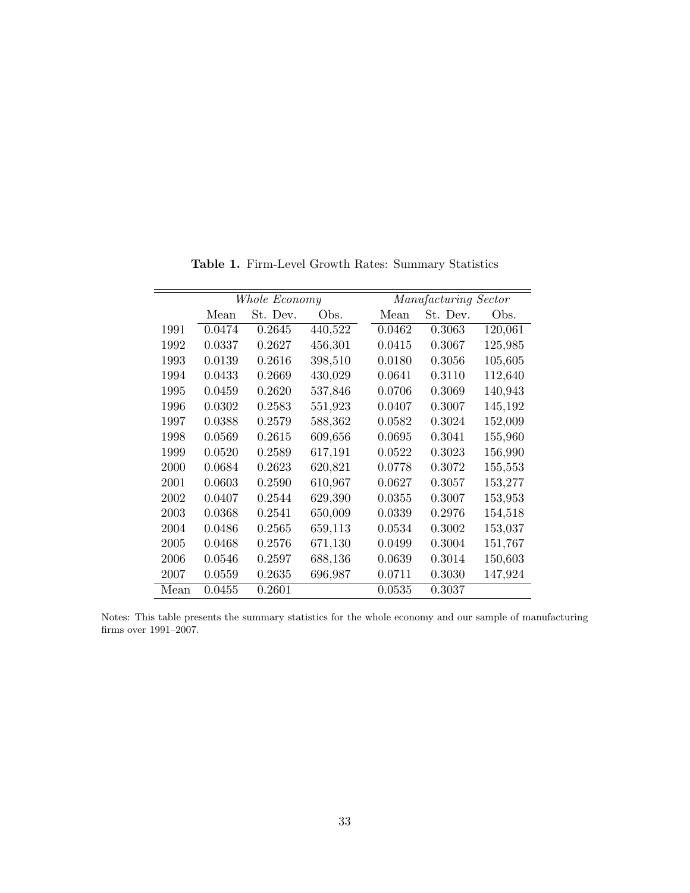**Table 1.** Firm-Level Growth Rates: Summary Statistics

| | *Whole Economy* | | | *Manufacturing Sector* | | |
|---|---|---|---|---|---|---|
| | Mean | St. Dev. | Obs. | Mean | St. Dev. | Obs. |
| 1991 | 0.0474 | 0.2645 | 440,522 | 0.0462 | 0.3063 | 120,061 |
| 1992 | 0.0337 | 0.2627 | 456,301 | 0.0415 | 0.3067 | 125,985 |
| 1993 | 0.0139 | 0.2616 | 398,510 | 0.0180 | 0.3056 | 105,605 |
| 1994 | 0.0433 | 0.2669 | 430,029 | 0.0641 | 0.3110 | 112,640 |
| 1995 | 0.0459 | 0.2620 | 537,846 | 0.0706 | 0.3069 | 140,943 |
| 1996 | 0.0302 | 0.2583 | 551,923 | 0.0407 | 0.3007 | 145,192 |
| 1997 | 0.0388 | 0.2579 | 588,362 | 0.0582 | 0.3024 | 152,009 |
| 1998 | 0.0569 | 0.2615 | 609,656 | 0.0695 | 0.3041 | 155,960 |
| 1999 | 0.0520 | 0.2589 | 617,191 | 0.0522 | 0.3023 | 156,990 |
| 2000 | 0.0684 | 0.2623 | 620,821 | 0.0778 | 0.3072 | 155,553 |
| 2001 | 0.0603 | 0.2590 | 610,967 | 0.0627 | 0.3057 | 153,277 |
| 2002 | 0.0407 | 0.2544 | 629,390 | 0.0355 | 0.3007 | 153,953 |
| 2003 | 0.0368 | 0.2541 | 650,009 | 0.0339 | 0.2976 | 154,518 |
| 2004 | 0.0486 | 0.2565 | 659,113 | 0.0534 | 0.3002 | 153,037 |
| 2005 | 0.0468 | 0.2576 | 671,130 | 0.0499 | 0.3004 | 151,767 |
| 2006 | 0.0546 | 0.2597 | 688,136 | 0.0639 | 0.3014 | 150,603 |
| 2007 | 0.0559 | 0.2635 | 696,987 | 0.0711 | 0.3030 | 147,924 |
| Mean | 0.0455 | 0.2601 | | 0.0535 | 0.3037 | |

Notes: This table presents the summary statistics for the whole economy and our sample of manufacturing firms over 1991–2007.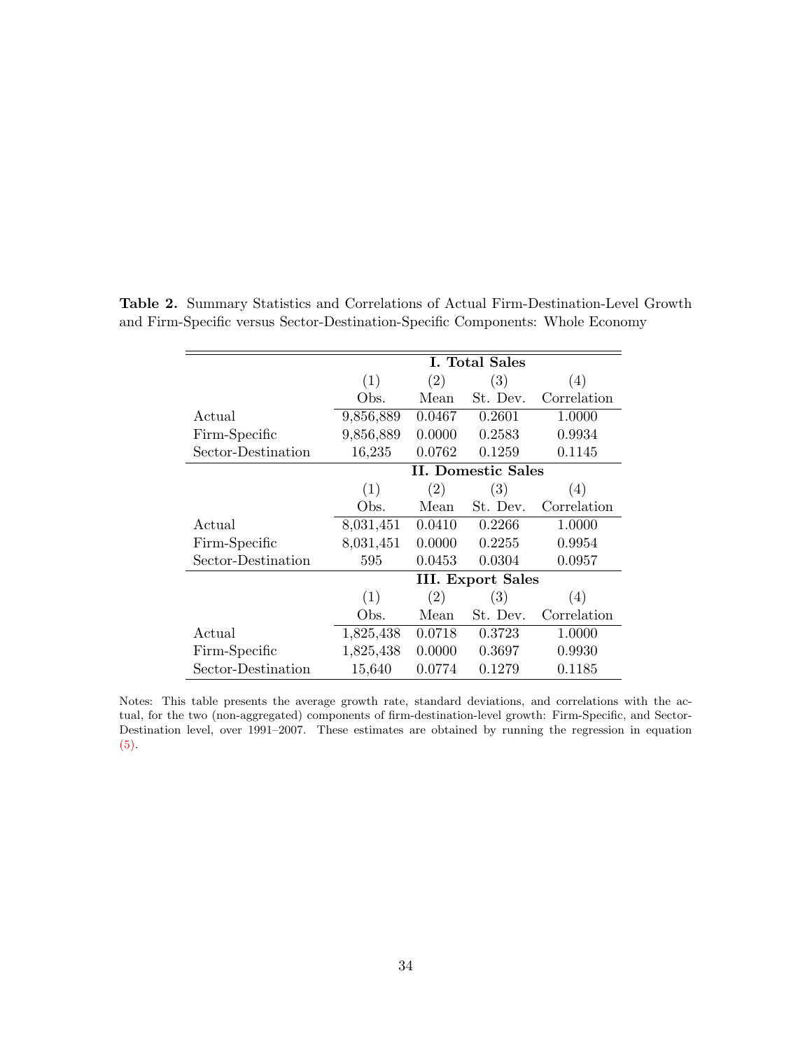**Table 2.** Summary Statistics and Correlations of Actual Firm-Destination-Level Growth and Firm-Specific versus Sector-Destination-Specific Components: Whole Economy

| | **I. Total Sales** | | | |
|---|---|---|---|---|
| | (1) | (2) | (3) | (4) |
| | Obs. | Mean | St. Dev. | Correlation |
| Actual | 9,856,889 | 0.0467 | 0.2601 | 1.0000 |
| Firm-Specific | 9,856,889 | 0.0000 | 0.2583 | 0.9934 |
| Sector-Destination | 16,235 | 0.0762 | 0.1259 | 0.1145 |
| | **II. Domestic Sales** | | | |
| | (1) | (2) | (3) | (4) |
| | Obs. | Mean | St. Dev. | Correlation |
| Actual | 8,031,451 | 0.0410 | 0.2266 | 1.0000 |
| Firm-Specific | 8,031,451 | 0.0000 | 0.2255 | 0.9954 |
| Sector-Destination | 595 | 0.0453 | 0.0304 | 0.0957 |
| | **III. Export Sales** | | | |
| | (1) | (2) | (3) | (4) |
| | Obs. | Mean | St. Dev. | Correlation |
| Actual | 1,825,438 | 0.0718 | 0.3723 | 1.0000 |
| Firm-Specific | 1,825,438 | 0.0000 | 0.3697 | 0.9930 |
| Sector-Destination | 15,640 | 0.0774 | 0.1279 | 0.1185 |

Notes: This table presents the average growth rate, standard deviations, and correlations with the actual, for the two (non-aggregated) components of firm-destination-level growth: Firm-Specific, and Sector-Destination level, over 1991–2007. These estimates are obtained by running the regression in equation (5).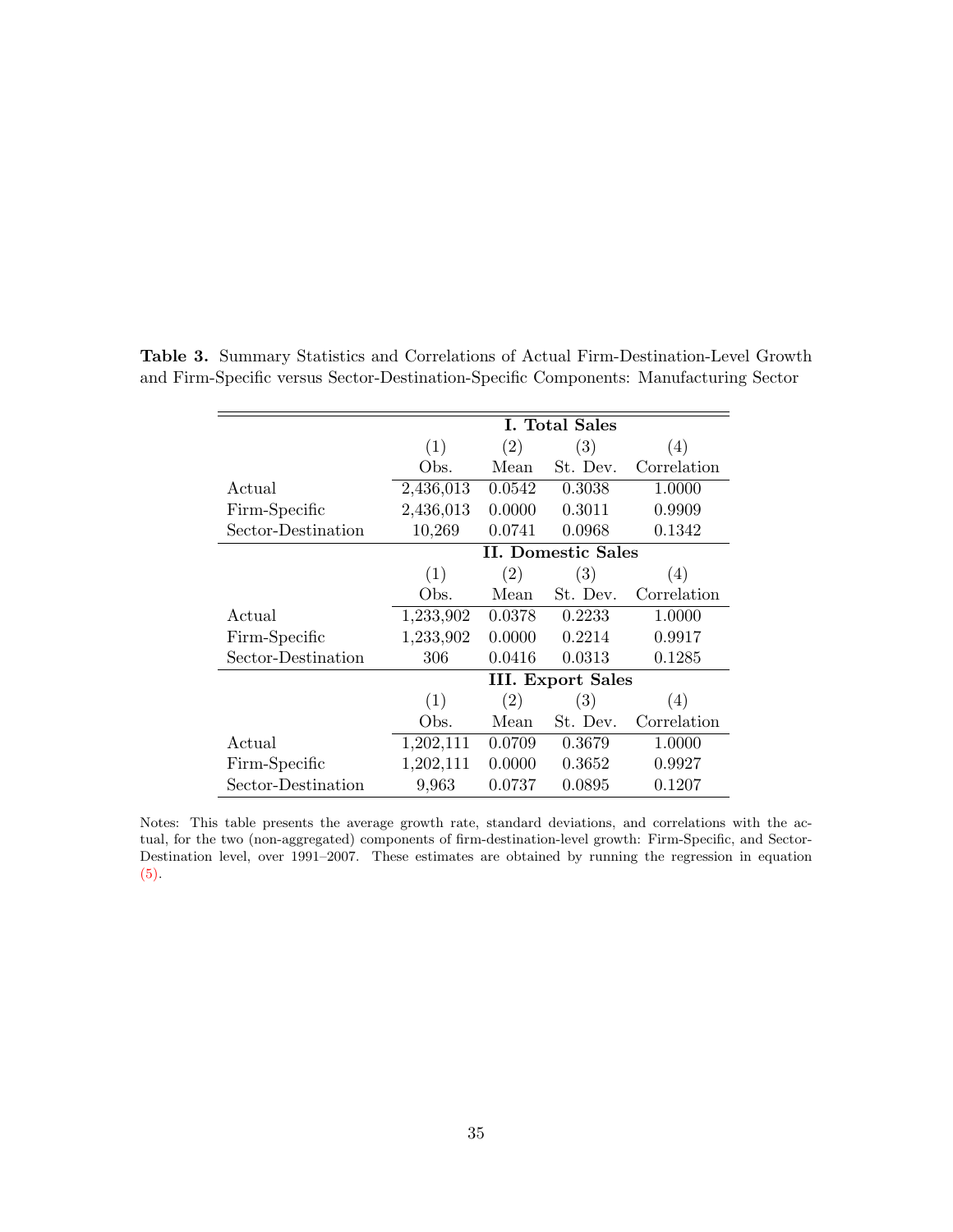**Table 3.** Summary Statistics and Correlations of Actual Firm-Destination-Level Growth and Firm-Specific versus Sector-Destination-Specific Components: Manufacturing Sector

| | **I. Total Sales** | | | |
|---|---|---|---|---|
| | (1) | (2) | (3) | (4) |
| | Obs. | Mean | St. Dev. | Correlation |
| Actual | 2,436,013 | 0.0542 | 0.3038 | 1.0000 |
| Firm-Specific | 2,436,013 | 0.0000 | 0.3011 | 0.9909 |
| Sector-Destination | 10,269 | 0.0741 | 0.0968 | 0.1342 |
| | **II. Domestic Sales** | | | |
| | (1) | (2) | (3) | (4) |
| | Obs. | Mean | St. Dev. | Correlation |
| Actual | 1,233,902 | 0.0378 | 0.2233 | 1.0000 |
| Firm-Specific | 1,233,902 | 0.0000 | 0.2214 | 0.9917 |
| Sector-Destination | 306 | 0.0416 | 0.0313 | 0.1285 |
| | **III. Export Sales** | | | |
| | (1) | (2) | (3) | (4) |
| | Obs. | Mean | St. Dev. | Correlation |
| Actual | 1,202,111 | 0.0709 | 0.3679 | 1.0000 |
| Firm-Specific | 1,202,111 | 0.0000 | 0.3652 | 0.9927 |
| Sector-Destination | 9,963 | 0.0737 | 0.0895 | 0.1207 |

Notes: This table presents the average growth rate, standard deviations, and correlations with the actual, for the two (non-aggregated) components of firm-destination-level growth: Firm-Specific, and Sector-Destination level, over 1991–2007. These estimates are obtained by running the regression in equation (5).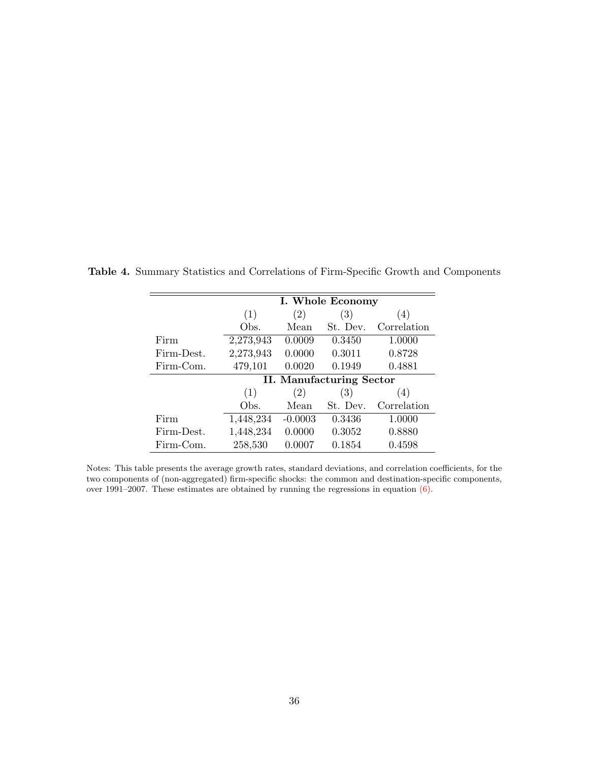**Table 4.** Summary Statistics and Correlations of Firm-Specific Growth and Components

| | **I. Whole Economy** | | | |
|---|---|---|---|---|
| | (1) | (2) | (3) | (4) |
| | Obs. | Mean | St. Dev. | Correlation |
| Firm | 2,273,943 | 0.0009 | 0.3450 | 1.0000 |
| Firm-Dest. | 2,273,943 | 0.0000 | 0.3011 | 0.8728 |
| Firm-Com. | 479,101 | 0.0020 | 0.1949 | 0.4881 |
| | **II. Manufacturing Sector** | | | |
| | (1) | (2) | (3) | (4) |
| | Obs. | Mean | St. Dev. | Correlation |
| Firm | 1,448,234 | -0.0003 | 0.3436 | 1.0000 |
| Firm-Dest. | 1,448,234 | 0.0000 | 0.3052 | 0.8880 |
| Firm-Com. | 258,530 | 0.0007 | 0.1854 | 0.4598 |

Notes: This table presents the average growth rates, standard deviations, and correlation coefficients, for the two components of (non-aggregated) firm-specific shocks: the common and destination-specific components, over 1991–2007. These estimates are obtained by running the regressions in equation (6).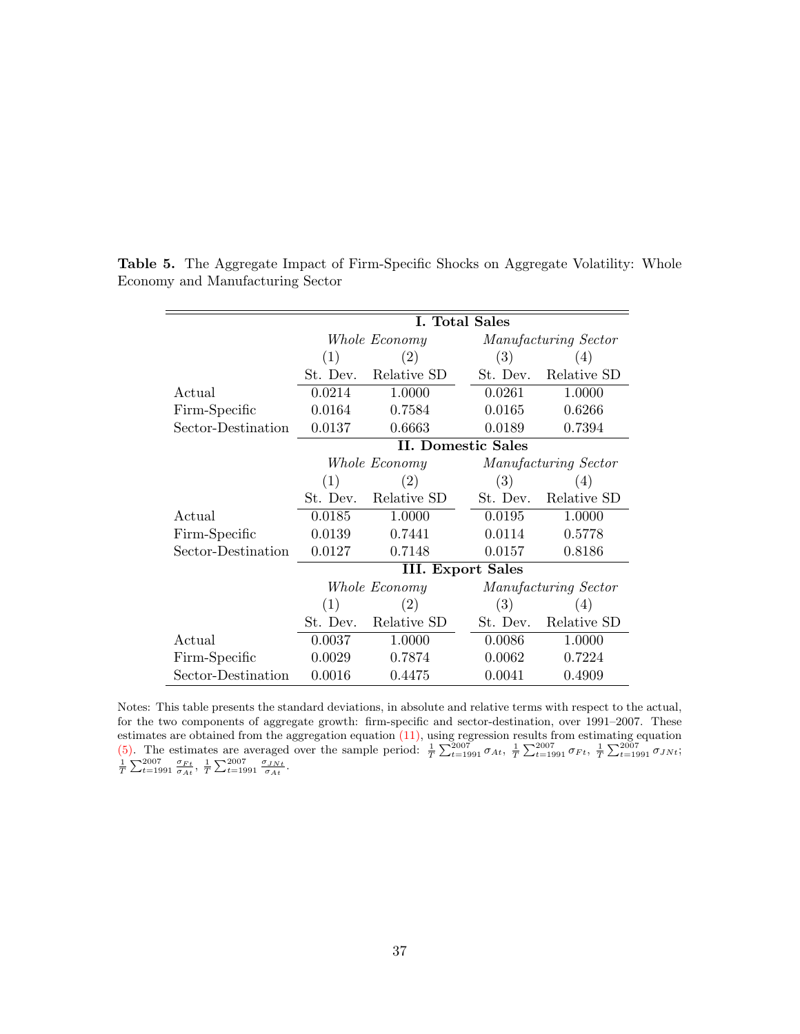**Table 5.** The Aggregate Impact of Firm-Specific Shocks on Aggregate Volatility: Whole Economy and Manufacturing Sector

| | **I. Total Sales** | | | |
|---|---|---|---|---|
| | *Whole Economy* | | *Manufacturing Sector* | |
| | (1) | (2) | (3) | (4) |
| | St. Dev. | Relative SD | St. Dev. | Relative SD |
| Actual | 0.0214 | 1.0000 | 0.0261 | 1.0000 |
| Firm-Specific | 0.0164 | 0.7584 | 0.0165 | 0.6266 |
| Sector-Destination | 0.0137 | 0.6663 | 0.0189 | 0.7394 |
| | **II. Domestic Sales** | | | |
| | *Whole Economy* | | *Manufacturing Sector* | |
| | (1) | (2) | (3) | (4) |
| | St. Dev. | Relative SD | St. Dev. | Relative SD |
| Actual | 0.0185 | 1.0000 | 0.0195 | 1.0000 |
| Firm-Specific | 0.0139 | 0.7441 | 0.0114 | 0.5778 |
| Sector-Destination | 0.0127 | 0.7148 | 0.0157 | 0.8186 |
| | **III. Export Sales** | | | |
| | *Whole Economy* | | *Manufacturing Sector* | |
| | (1) | (2) | (3) | (4) |
| | St. Dev. | Relative SD | St. Dev. | Relative SD |
| Actual | 0.0037 | 1.0000 | 0.0086 | 1.0000 |
| Firm-Specific | 0.0029 | 0.7874 | 0.0062 | 0.7224 |
| Sector-Destination | 0.0016 | 0.4475 | 0.0041 | 0.4909 |

Notes: This table presents the standard deviations, in absolute and relative terms with respect to the actual, for the two components of aggregate growth: firm-specific and sector-destination, over 1991–2007. These estimates are obtained from the aggregation equation (11), using regression results from estimating equation (5). The estimates are averaged over the sample period: $\frac{1}{T}\sum_{t=1991}^{2007}\sigma_{At}$, $\frac{1}{T}\sum_{t=1991}^{2007}\sigma_{Ft}$, $\frac{1}{T}\sum_{t=1991}^{2007}\sigma_{JNt}$; $\frac{1}{T}\sum_{t=1991}^{2007}\frac{\sigma_{Ft}}{\sigma_{At}}$, $\frac{1}{T}\sum_{t=1991}^{2007}\frac{\sigma_{JNt}}{\sigma_{At}}$.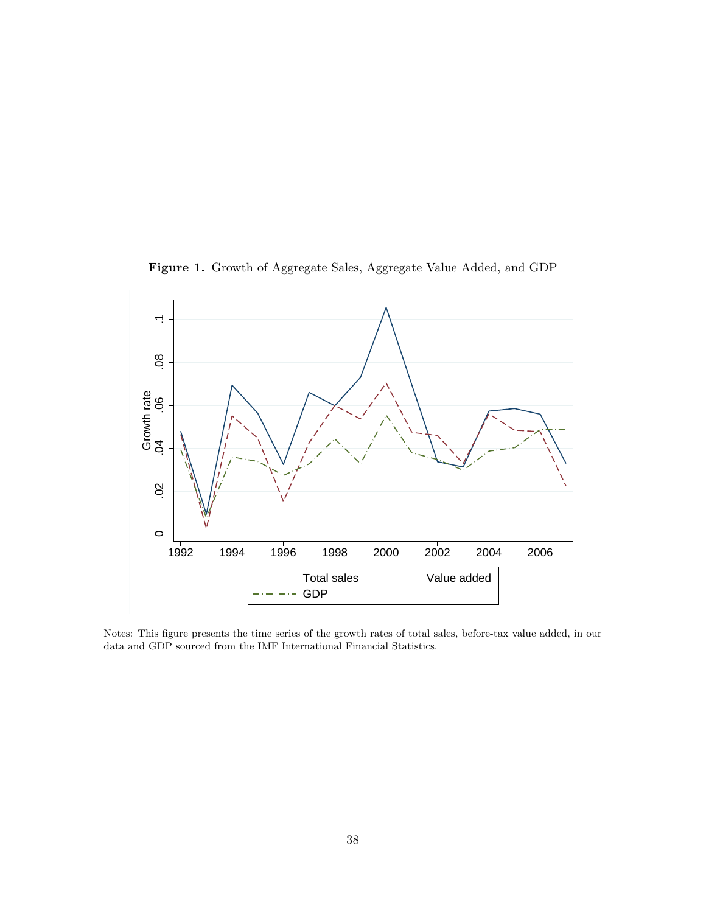**Figure 1.** Growth of Aggregate Sales, Aggregate Value Added, and GDP

Notes: This figure presents the time series of the growth rates of total sales, before-tax value added, in our data and GDP sourced from the IMF International Financial Statistics.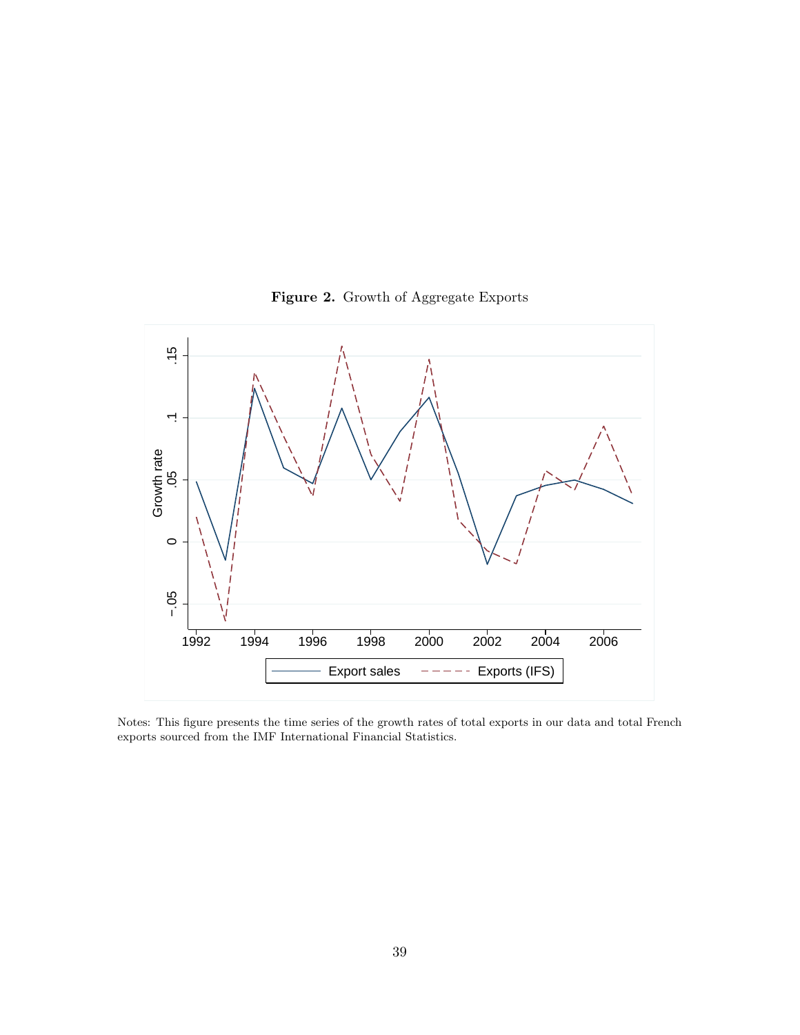**Figure 2.** Growth of Aggregate Exports

Notes: This figure presents the time series of the growth rates of total exports in our data and total French exports sourced from the IMF International Financial Statistics.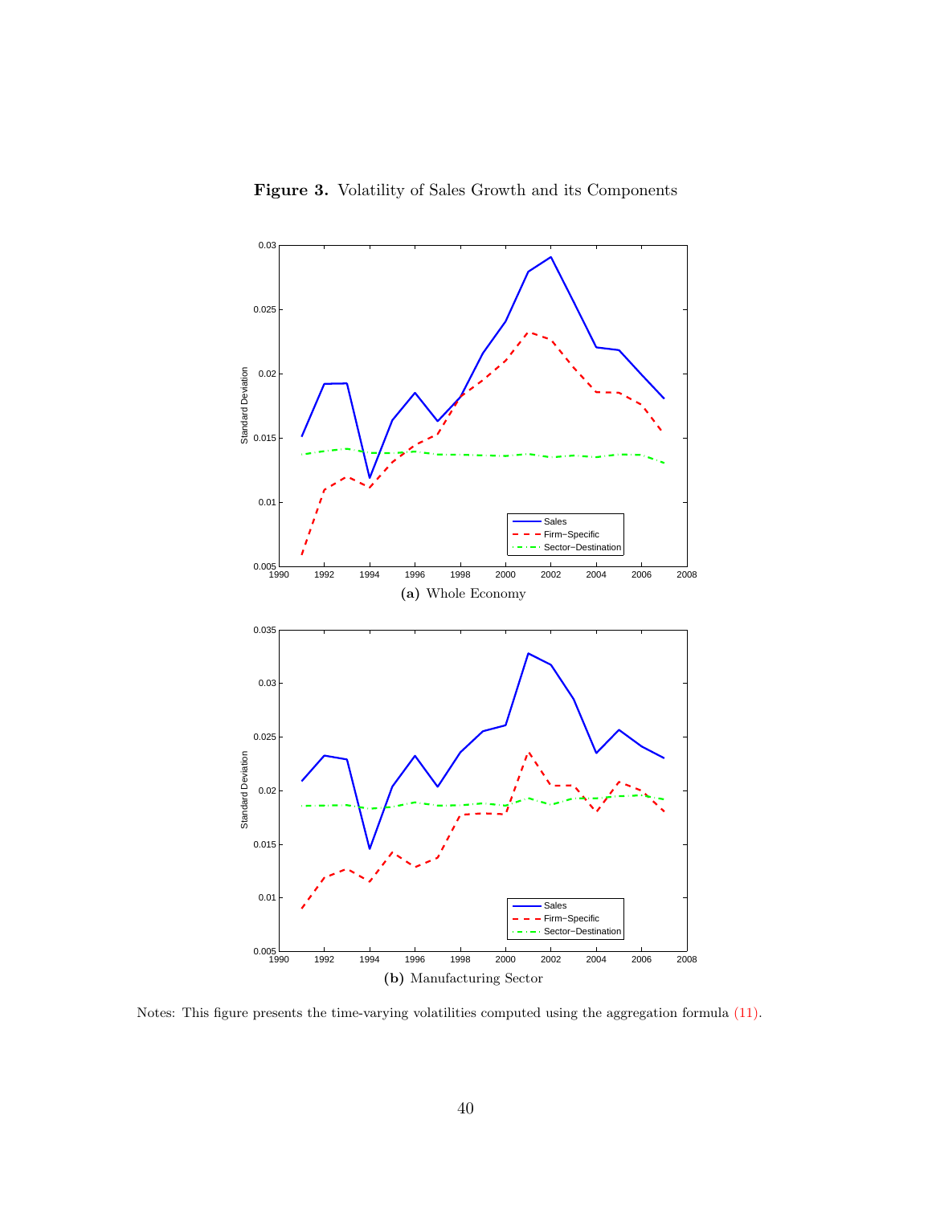**Figure 3.** Volatility of Sales Growth and its Components

**(a)** Whole Economy

**(b)** Manufacturing Sector

Notes: This figure presents the time-varying volatilities computed using the aggregation formula (11).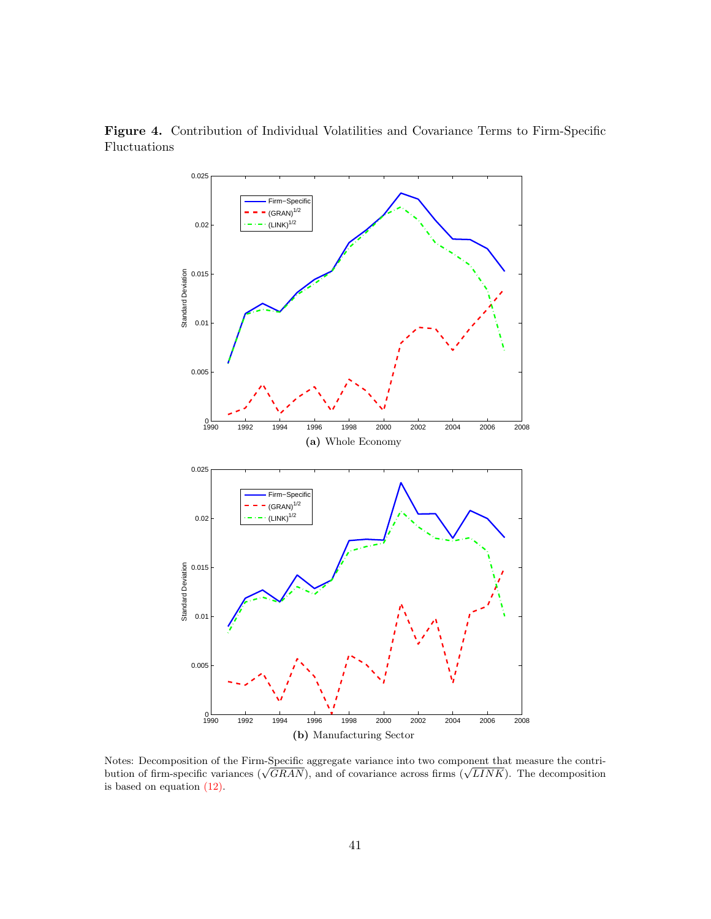**Figure 4.** Contribution of Individual Volatilities and Covariance Terms to Firm-Specific Fluctuations

**(a)** Whole Economy

**(b)** Manufacturing Sector

Notes: Decomposition of the Firm-Specific aggregate variance into two component that measure the contribution of firm-specific variances ($\sqrt{GRAN}$), and of covariance across firms ($\sqrt{LINK}$). The decomposition is based on equation (12).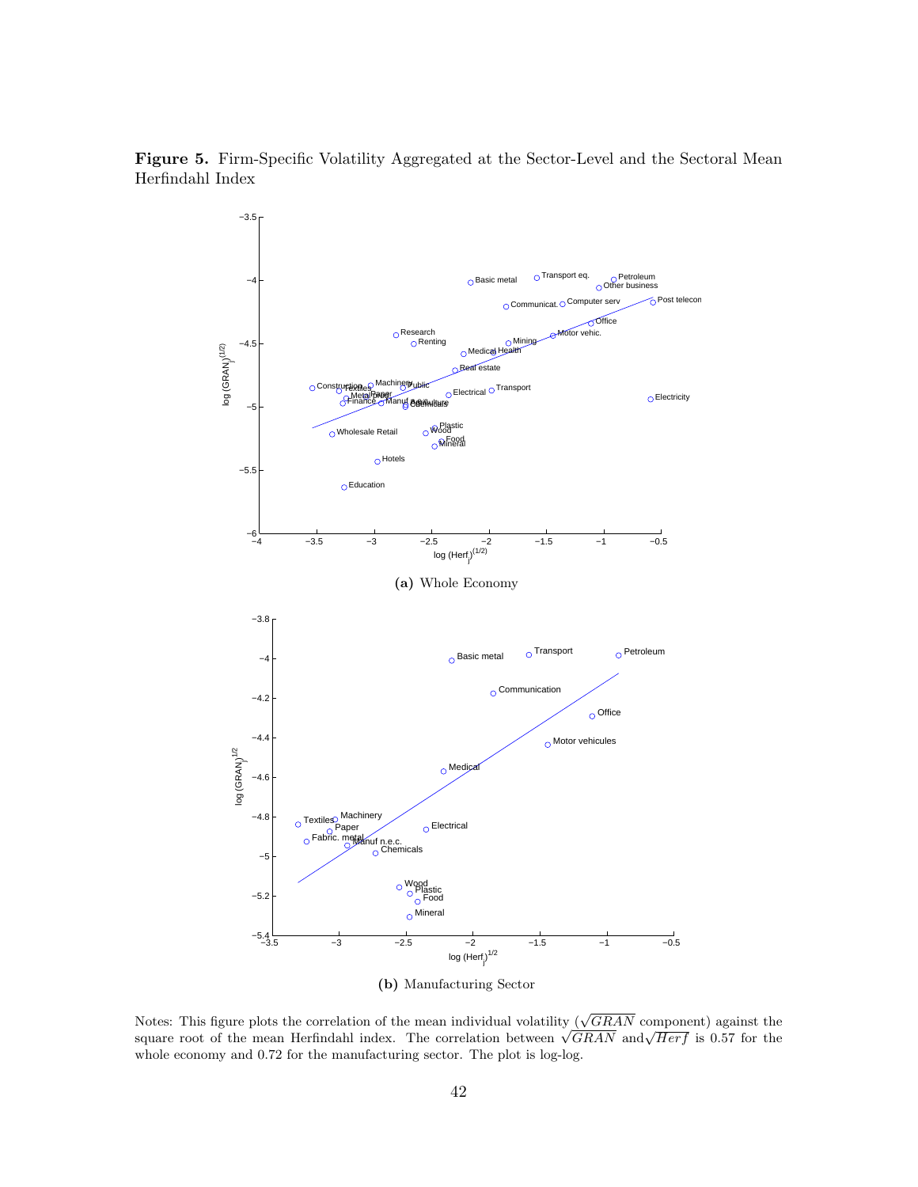**Figure 5.** Firm-Specific Volatility Aggregated at the Sector-Level and the Sectoral Mean Herfindahl Index

**(a)** Whole Economy

**(b)** Manufacturing Sector

Notes: This figure plots the correlation of the mean individual volatility ($\sqrt{GRAN}$ component) against the square root of the mean Herfindahl index. The correlation between $\sqrt{GRAN}$ and $\sqrt{Herf}$ is 0.57 for the whole economy and 0.72 for the manufacturing sector. The plot is log-log.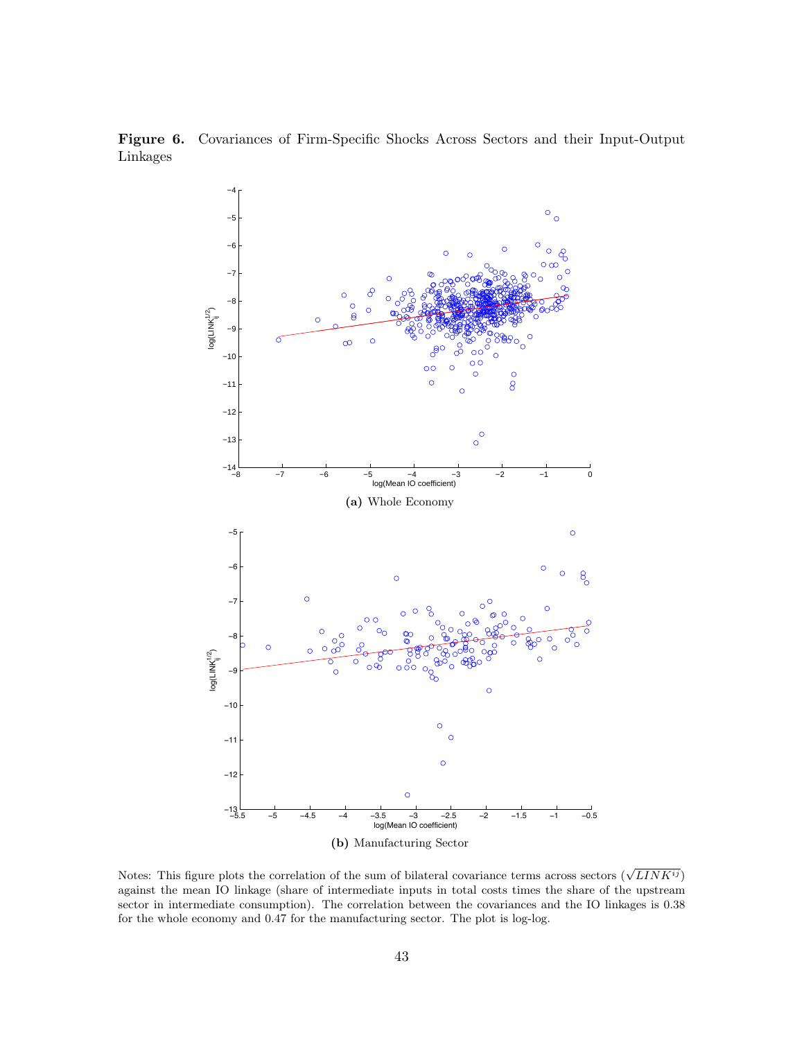**Figure 6.** Covariances of Firm-Specific Shocks Across Sectors and their Input-Output Linkages

**(a)** Whole Economy

**(b)** Manufacturing Sector

Notes: This figure plots the correlation of the sum of bilateral covariance terms across sectors ($\sqrt{LINK^{ij}}$) against the mean IO linkage (share of intermediate inputs in total costs times the share of the upstream sector in intermediate consumption). The correlation between the covariances and the IO linkages is 0.38 for the whole economy and 0.47 for the manufacturing sector. The plot is log-log.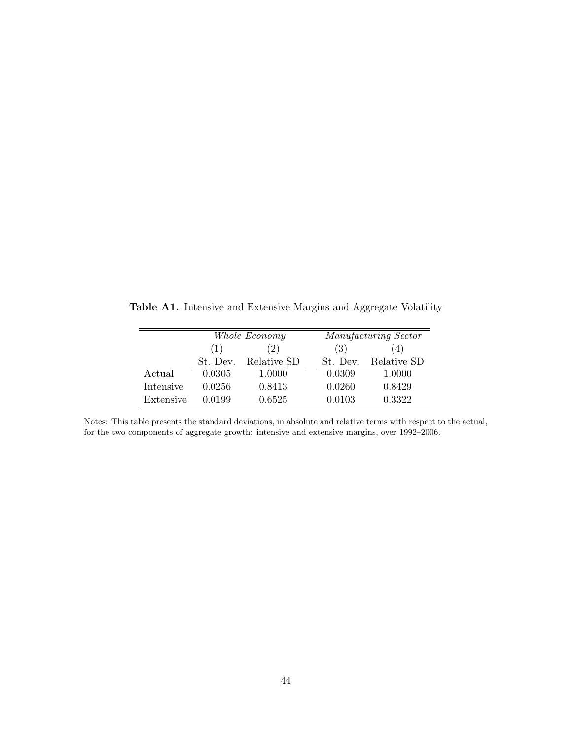**Table A1.** Intensive and Extensive Margins and Aggregate Volatility

| | *Whole Economy* | | *Manufacturing Sector* | |
|---|---|---|---|---|
| | (1) | (2) | (3) | (4) |
| | St. Dev. | Relative SD | St. Dev. | Relative SD |
| Actual | 0.0305 | 1.0000 | 0.0309 | 1.0000 |
| Intensive | 0.0256 | 0.8413 | 0.0260 | 0.8429 |
| Extensive | 0.0199 | 0.6525 | 0.0103 | 0.3322 |

Notes: This table presents the standard deviations, in absolute and relative terms with respect to the actual, for the two components of aggregate growth: intensive and extensive margins, over 1992–2006.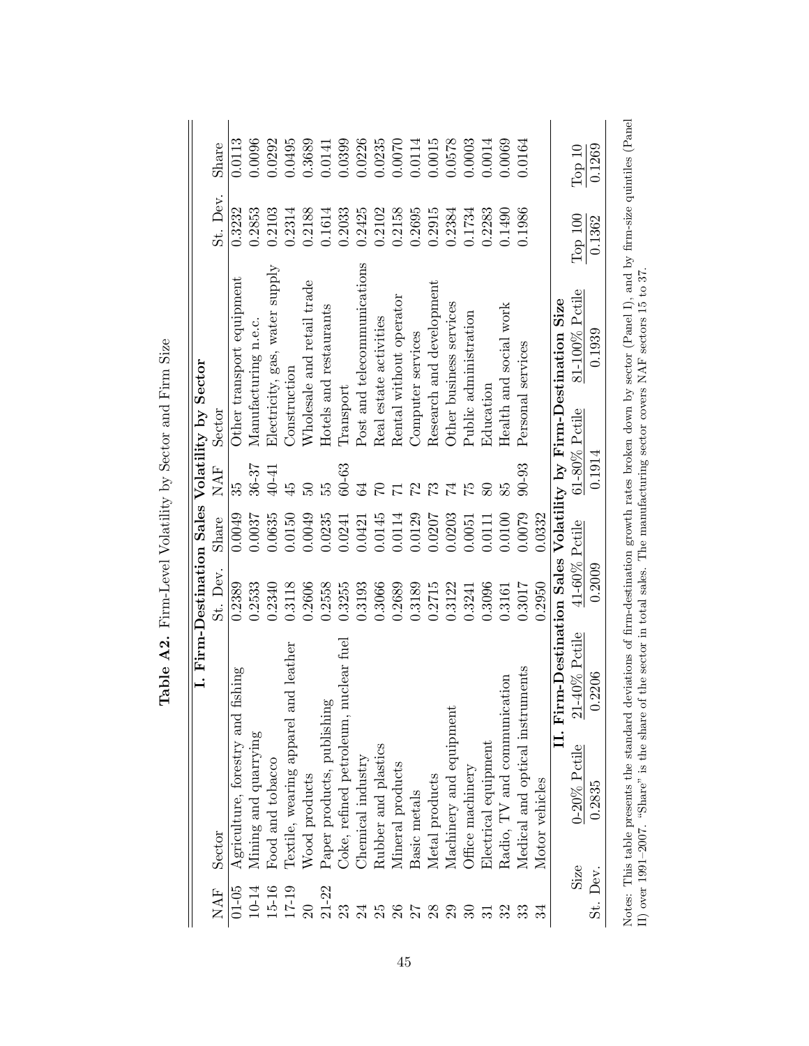**Table A2.** Firm-Level Volatility by Sector and Firm Size

| I. Firm-Destination Sales Volatility by Sector | | | | | | | |
|---|---|---|---|---|---|---|---|
| NAF | Sector | St. Dev. | Share | NAF | Sector | St. Dev. | Share |
| 01-05 | Agriculture, forestry and fishing | 0.2389 | 0.0049 | 35 | Other transport equipment | 0.3232 | 0.0113 |
| 10-14 | Mining and quarrying | 0.2533 | 0.0037 | 36-37 | Manufacturing n.e.c. | 0.2853 | 0.0096 |
| 15-16 | Food and tobacco | 0.2340 | 0.0635 | 40-41 | Electricity, gas, water supply | 0.2103 | 0.0292 |
| 17-19 | Textile, wearing apparel and leather | 0.3118 | 0.0150 | 45 | Construction | 0.2314 | 0.0495 |
| 20 | Wood products | 0.2606 | 0.0049 | 50 | Wholesale and retail trade | 0.2188 | 0.3689 |
| 21-22 | Paper products, publishing | 0.2558 | 0.0235 | 55 | Hotels and restaurants | 0.1614 | 0.0141 |
| 23 | Coke, refined petroleum, nuclear fuel | 0.3255 | 0.0241 | 60-63 | Transport | 0.2033 | 0.0399 |
| 24 | Chemical industry | 0.3193 | 0.0421 | 64 | Post and telecommunications | 0.2425 | 0.0226 |
| 25 | Rubber and plastics | 0.3066 | 0.0145 | 70 | Real estate activities | 0.2102 | 0.0235 |
| 26 | Mineral products | 0.2689 | 0.0114 | 71 | Rental without operator | 0.2158 | 0.0070 |
| 27 | Basic metals | 0.3189 | 0.0129 | 72 | Computer services | 0.2695 | 0.0114 |
| 28 | Metal products | 0.2715 | 0.0207 | 73 | Research and development | 0.2915 | 0.0015 |
| 29 | Machinery and equipment | 0.3122 | 0.0203 | 74 | Other business services | 0.2384 | 0.0578 |
| 30 | Office machinery | 0.3241 | 0.0051 | 75 | Public administration | 0.1734 | 0.0003 |
| 31 | Electrical equipment | 0.3096 | 0.0111 | 80 | Education | 0.2283 | 0.0014 |
| 32 | Radio, TV and communication | 0.3161 | 0.0100 | 85 | Health and social work | 0.1490 | 0.0069 |
| 33 | Medical and optical instruments | 0.3017 | 0.0079 | 90-93 | Personal services | 0.1986 | 0.0164 |
| 34 | Motor vehicles | 0.2950 | 0.0332 | | | | |

| II. Firm-Destination Sales Volatility by Firm-Destination Size | | | | | | | |
|---|---|---|---|---|---|---|---|
| Size | 0-20% Pctile | 21-40% Pctile | 41-60% Pctile | 61-80% Pctile | 81-100% Pctile | Top 100 | Top 10 |
| St. Dev. | 0.2835 | 0.2206 | 0.2009 | 0.1914 | 0.1939 | 0.1362 | 0.1269 |

Notes: This table presents the standard deviations of firm-destination growth rates broken down by sector (Panel I), and by firm-size quintiles (Panel II) over 1991–2007. "Share" is the share of the sector in total sales. The manufacturing sector covers NAF sectors 15 to 37.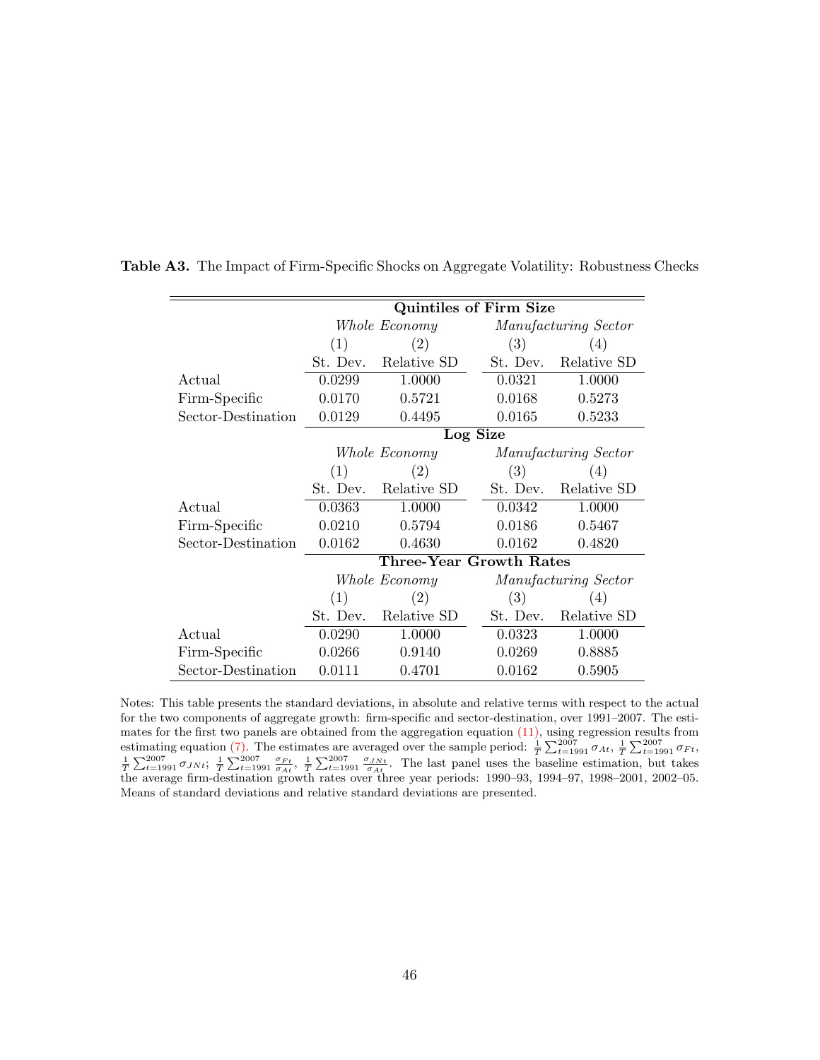**Table A3.** The Impact of Firm-Specific Shocks on Aggregate Volatility: Robustness Checks

| | **Quintiles of Firm Size** | | | |
|---|---|---|---|---|
| | *Whole Economy* | | *Manufacturing Sector* | |
| | (1) | (2) | (3) | (4) |
| | St. Dev. | Relative SD | St. Dev. | Relative SD |
| Actual | 0.0299 | 1.0000 | 0.0321 | 1.0000 |
| Firm-Specific | 0.0170 | 0.5721 | 0.0168 | 0.5273 |
| Sector-Destination | 0.0129 | 0.4495 | 0.0165 | 0.5233 |
| | **Log Size** | | | |
| | *Whole Economy* | | *Manufacturing Sector* | |
| | (1) | (2) | (3) | (4) |
| | St. Dev. | Relative SD | St. Dev. | Relative SD |
| Actual | 0.0363 | 1.0000 | 0.0342 | 1.0000 |
| Firm-Specific | 0.0210 | 0.5794 | 0.0186 | 0.5467 |
| Sector-Destination | 0.0162 | 0.4630 | 0.0162 | 0.4820 |
| | **Three-Year Growth Rates** | | | |
| | *Whole Economy* | | *Manufacturing Sector* | |
| | (1) | (2) | (3) | (4) |
| | St. Dev. | Relative SD | St. Dev. | Relative SD |
| Actual | 0.0290 | 1.0000 | 0.0323 | 1.0000 |
| Firm-Specific | 0.0266 | 0.9140 | 0.0269 | 0.8885 |
| Sector-Destination | 0.0111 | 0.4701 | 0.0162 | 0.5905 |

Notes: This table presents the standard deviations, in absolute and relative terms with respect to the actual for the two components of aggregate growth: firm-specific and sector-destination, over 1991–2007. The estimates for the first two panels are obtained from the aggregation equation (11), using regression results from estimating equation (7). The estimates are averaged over the sample period: $\frac{1}{T}\sum_{t=1991}^{2007}\sigma_{At}$, $\frac{1}{T}\sum_{t=1991}^{2007}\sigma_{Ft}$, $\frac{1}{T}\sum_{t=1991}^{2007}\sigma_{JNt}$; $\frac{1}{T}\sum_{t=1991}^{2007}\frac{\sigma_{Ft}}{\sigma_{At}}$, $\frac{1}{T}\sum_{t=1991}^{2007}\frac{\sigma_{JNt}}{\sigma_{At}}$. The last panel uses the baseline estimation, but takes the average firm-destination growth rates over three year periods: 1990–93, 1994–97, 1998–2001, 2002–05. Means of standard deviations and relative standard deviations are presented.